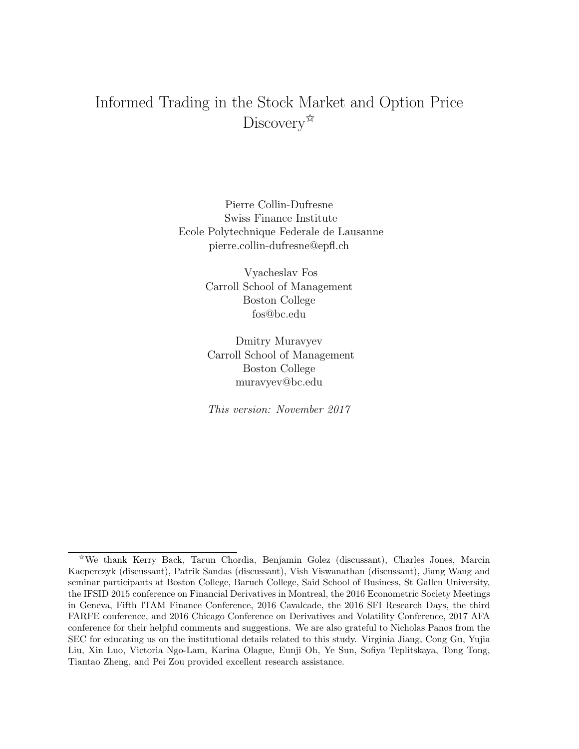# Informed Trading in the Stock Market and Option Price Discovery[☆]

Pierre Collin-Dufresne
Swiss Finance Institute
Ecole Polytechnique Federale de Lausanne
pierre.collin-dufresne@epfl.ch

Vyacheslav Fos
Carroll School of Management
Boston College
fos@bc.edu

Dmitry Muravyev
Carroll School of Management
Boston College
muravyev@bc.edu

*This version: November 2017*

[☆]We thank Kerry Back, Tarun Chordia, Benjamin Golez (discussant), Charles Jones, Marcin Kacperczyk (discussant), Patrik Sandas (discussant), Vish Viswanathan (discussant), Jiang Wang and seminar participants at Boston College, Baruch College, Said School of Business, St Gallen University, the IFSID 2015 conference on Financial Derivatives in Montreal, the 2016 Econometric Society Meetings in Geneva, Fifth ITAM Finance Conference, 2016 Cavalcade, the 2016 SFI Research Days, the third FARFE conference, and 2016 Chicago Conference on Derivatives and Volatility Conference, 2017 AFA conference for their helpful comments and suggestions. We are also grateful to Nicholas Panos from the SEC for educating us on the institutional details related to this study. Virginia Jiang, Cong Gu, Yujia Liu, Xin Luo, Victoria Ngo-Lam, Karina Olague, Eunji Oh, Ye Sun, Sofiya Teplitskaya, Tong Tong, Tiantao Zheng, and Pei Zou provided excellent research assistance.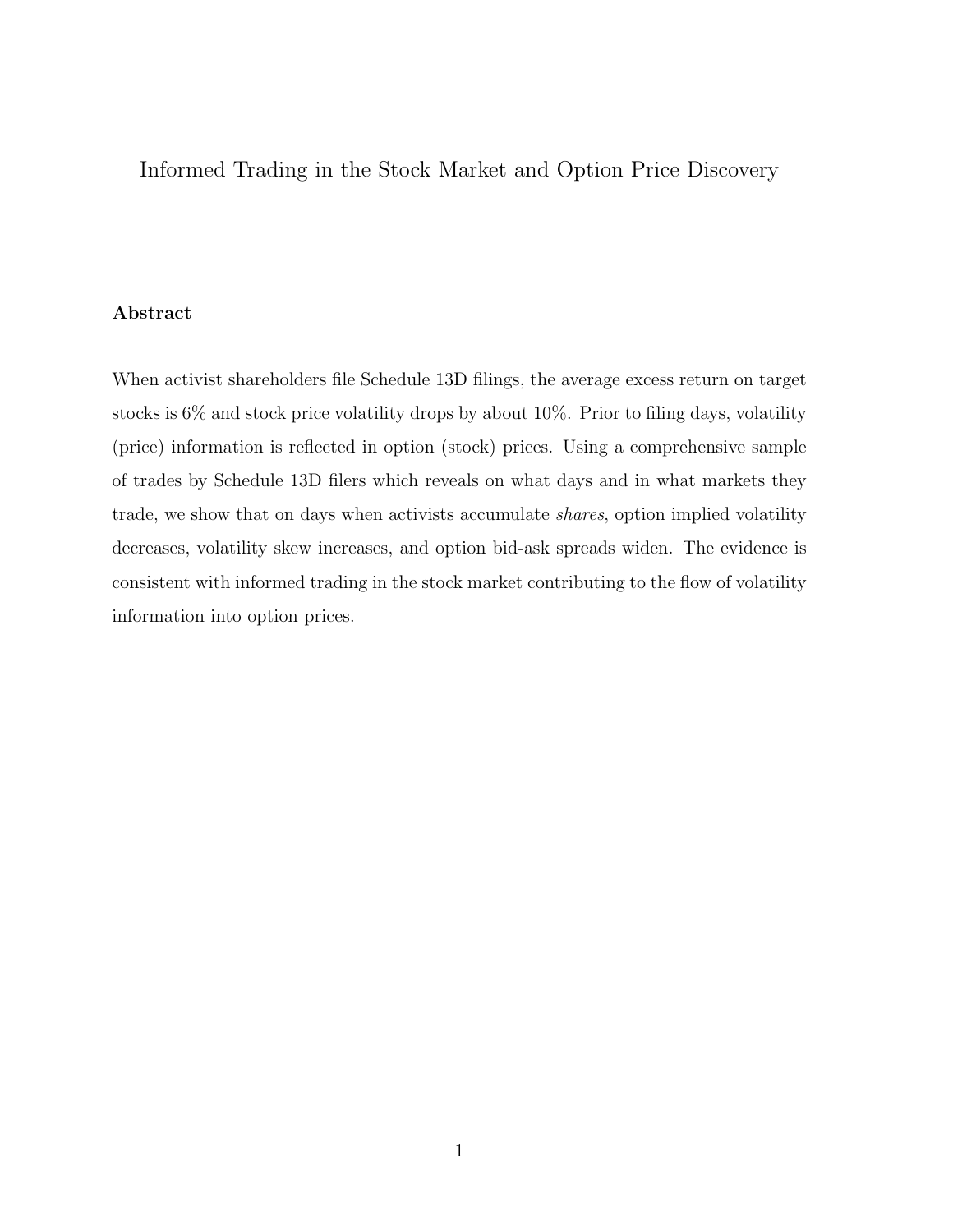# Informed Trading in the Stock Market and Option Price Discovery

## Abstract

When activist shareholders file Schedule 13D filings, the average excess return on target stocks is 6% and stock price volatility drops by about 10%. Prior to filing days, volatility (price) information is reflected in option (stock) prices. Using a comprehensive sample of trades by Schedule 13D filers which reveals on what days and in what markets they trade, we show that on days when activists accumulate *shares*, option implied volatility decreases, volatility skew increases, and option bid-ask spreads widen. The evidence is consistent with informed trading in the stock market contributing to the flow of volatility information into option prices.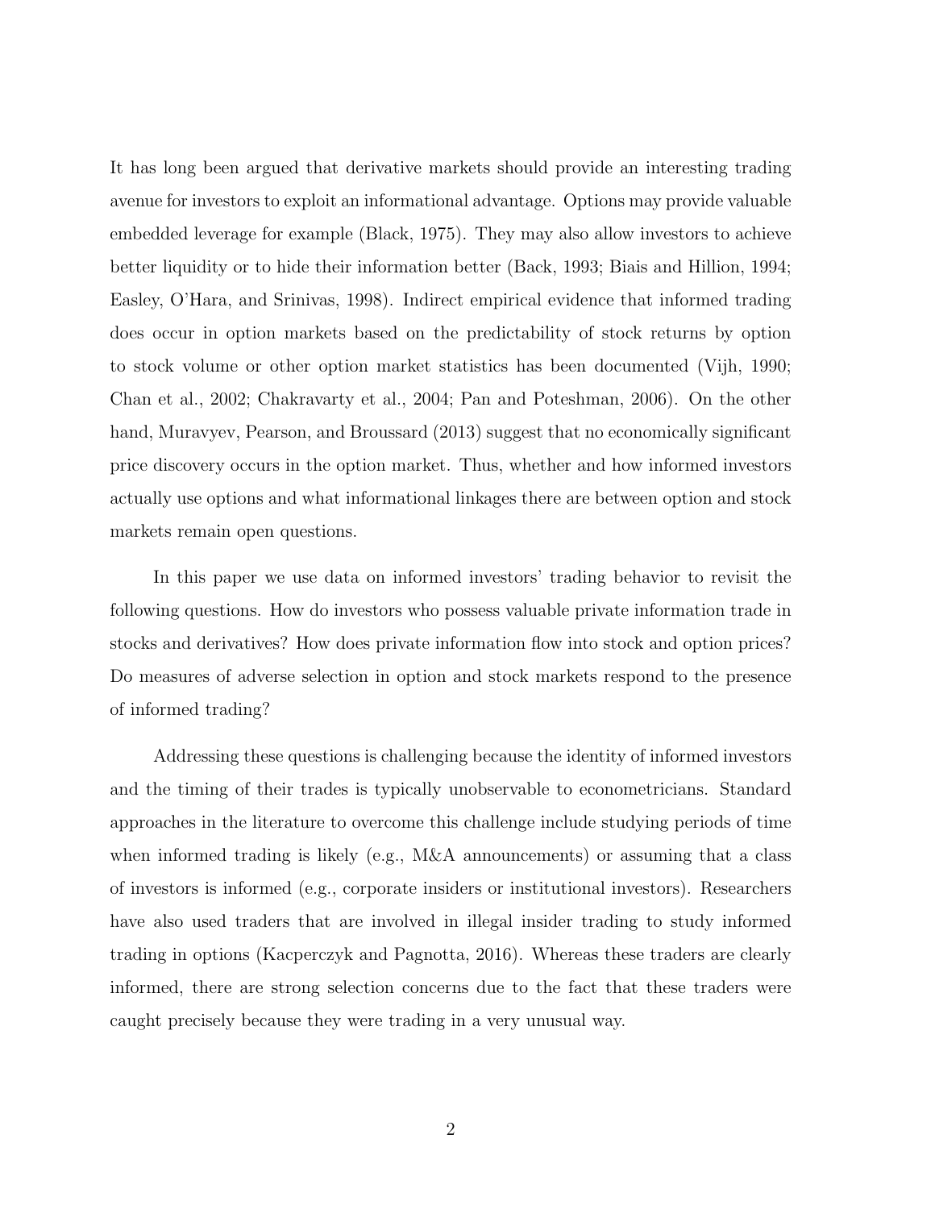It has long been argued that derivative markets should provide an interesting trading avenue for investors to exploit an informational advantage. Options may provide valuable embedded leverage for example (Black, 1975). They may also allow investors to achieve better liquidity or to hide their information better (Back, 1993; Biais and Hillion, 1994; Easley, O'Hara, and Srinivas, 1998). Indirect empirical evidence that informed trading does occur in option markets based on the predictability of stock returns by option to stock volume or other option market statistics has been documented (Vijh, 1990; Chan et al., 2002; Chakravarty et al., 2004; Pan and Poteshman, 2006). On the other hand, Muravyev, Pearson, and Broussard (2013) suggest that no economically significant price discovery occurs in the option market. Thus, whether and how informed investors actually use options and what informational linkages there are between option and stock markets remain open questions.

In this paper we use data on informed investors' trading behavior to revisit the following questions. How do investors who possess valuable private information trade in stocks and derivatives? How does private information flow into stock and option prices? Do measures of adverse selection in option and stock markets respond to the presence of informed trading?

Addressing these questions is challenging because the identity of informed investors and the timing of their trades is typically unobservable to econometricians. Standard approaches in the literature to overcome this challenge include studying periods of time when informed trading is likely (e.g., M&A announcements) or assuming that a class of investors is informed (e.g., corporate insiders or institutional investors). Researchers have also used traders that are involved in illegal insider trading to study informed trading in options (Kacperczyk and Pagnotta, 2016). Whereas these traders are clearly informed, there are strong selection concerns due to the fact that these traders were caught precisely because they were trading in a very unusual way.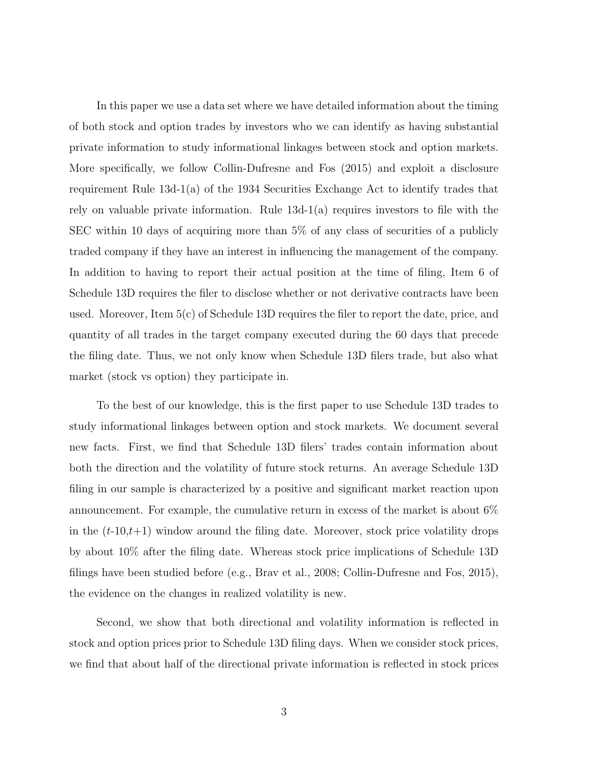In this paper we use a data set where we have detailed information about the timing of both stock and option trades by investors who we can identify as having substantial private information to study informational linkages between stock and option markets. More specifically, we follow Collin-Dufresne and Fos (2015) and exploit a disclosure requirement Rule 13d-1(a) of the 1934 Securities Exchange Act to identify trades that rely on valuable private information. Rule 13d-1(a) requires investors to file with the SEC within 10 days of acquiring more than 5% of any class of securities of a publicly traded company if they have an interest in influencing the management of the company. In addition to having to report their actual position at the time of filing, Item 6 of Schedule 13D requires the filer to disclose whether or not derivative contracts have been used. Moreover, Item 5(c) of Schedule 13D requires the filer to report the date, price, and quantity of all trades in the target company executed during the 60 days that precede the filing date. Thus, we not only know when Schedule 13D filers trade, but also what market (stock vs option) they participate in.

To the best of our knowledge, this is the first paper to use Schedule 13D trades to study informational linkages between option and stock markets. We document several new facts. First, we find that Schedule 13D filers' trades contain information about both the direction and the volatility of future stock returns. An average Schedule 13D filing in our sample is characterized by a positive and significant market reaction upon announcement. For example, the cumulative return in excess of the market is about 6% in the ($t$-10,$t$+1) window around the filing date. Moreover, stock price volatility drops by about 10% after the filing date. Whereas stock price implications of Schedule 13D filings have been studied before (e.g., Brav et al., 2008; Collin-Dufresne and Fos, 2015), the evidence on the changes in realized volatility is new.

Second, we show that both directional and volatility information is reflected in stock and option prices prior to Schedule 13D filing days. When we consider stock prices, we find that about half of the directional private information is reflected in stock prices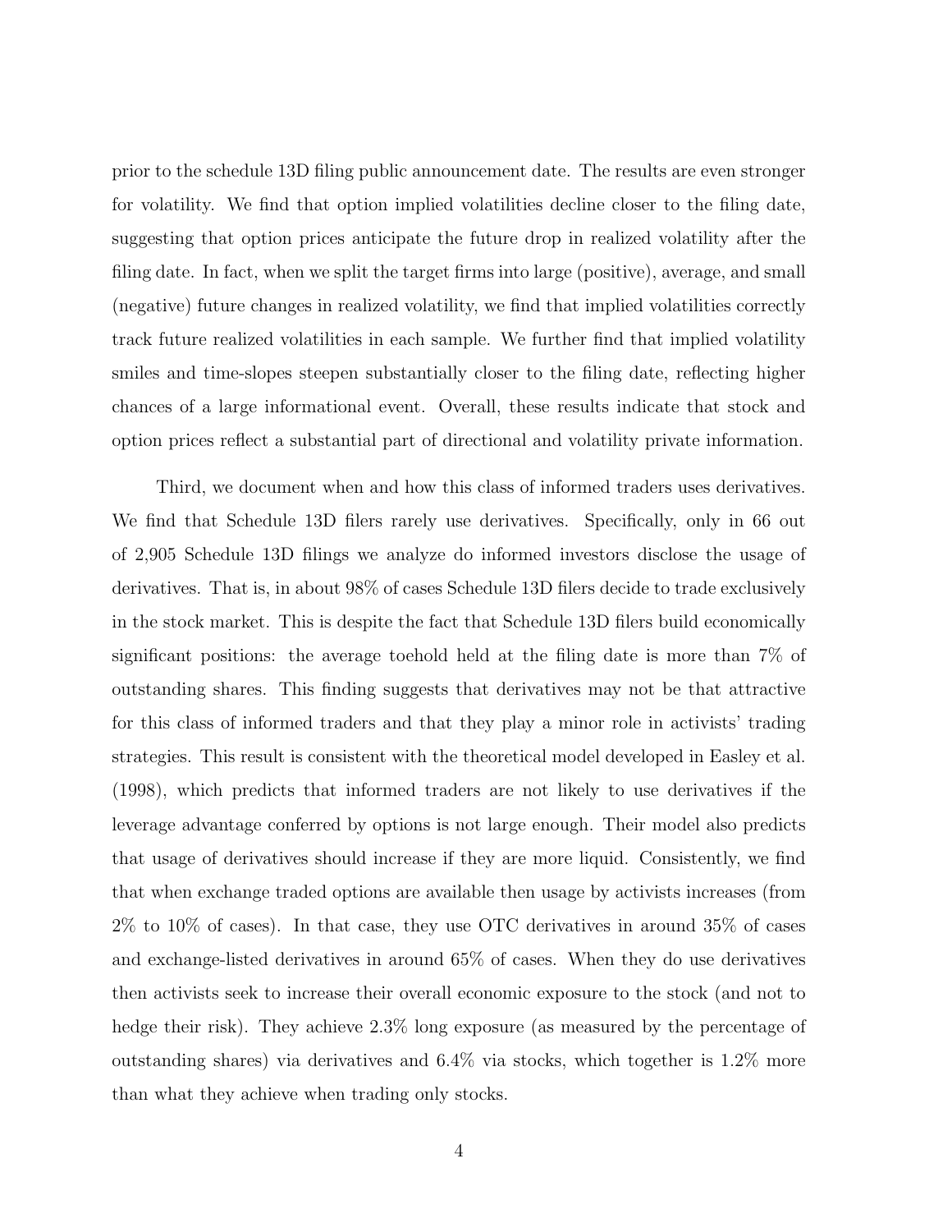prior to the schedule 13D filing public announcement date. The results are even stronger for volatility. We find that option implied volatilities decline closer to the filing date, suggesting that option prices anticipate the future drop in realized volatility after the filing date. In fact, when we split the target firms into large (positive), average, and small (negative) future changes in realized volatility, we find that implied volatilities correctly track future realized volatilities in each sample. We further find that implied volatility smiles and time-slopes steepen substantially closer to the filing date, reflecting higher chances of a large informational event. Overall, these results indicate that stock and option prices reflect a substantial part of directional and volatility private information.

Third, we document when and how this class of informed traders uses derivatives. We find that Schedule 13D filers rarely use derivatives. Specifically, only in 66 out of 2,905 Schedule 13D filings we analyze do informed investors disclose the usage of derivatives. That is, in about 98% of cases Schedule 13D filers decide to trade exclusively in the stock market. This is despite the fact that Schedule 13D filers build economically significant positions: the average toehold held at the filing date is more than 7% of outstanding shares. This finding suggests that derivatives may not be that attractive for this class of informed traders and that they play a minor role in activists' trading strategies. This result is consistent with the theoretical model developed in Easley et al. (1998), which predicts that informed traders are not likely to use derivatives if the leverage advantage conferred by options is not large enough. Their model also predicts that usage of derivatives should increase if they are more liquid. Consistently, we find that when exchange traded options are available then usage by activists increases (from 2% to 10% of cases). In that case, they use OTC derivatives in around 35% of cases and exchange-listed derivatives in around 65% of cases. When they do use derivatives then activists seek to increase their overall economic exposure to the stock (and not to hedge their risk). They achieve 2.3% long exposure (as measured by the percentage of outstanding shares) via derivatives and 6.4% via stocks, which together is 1.2% more than what they achieve when trading only stocks.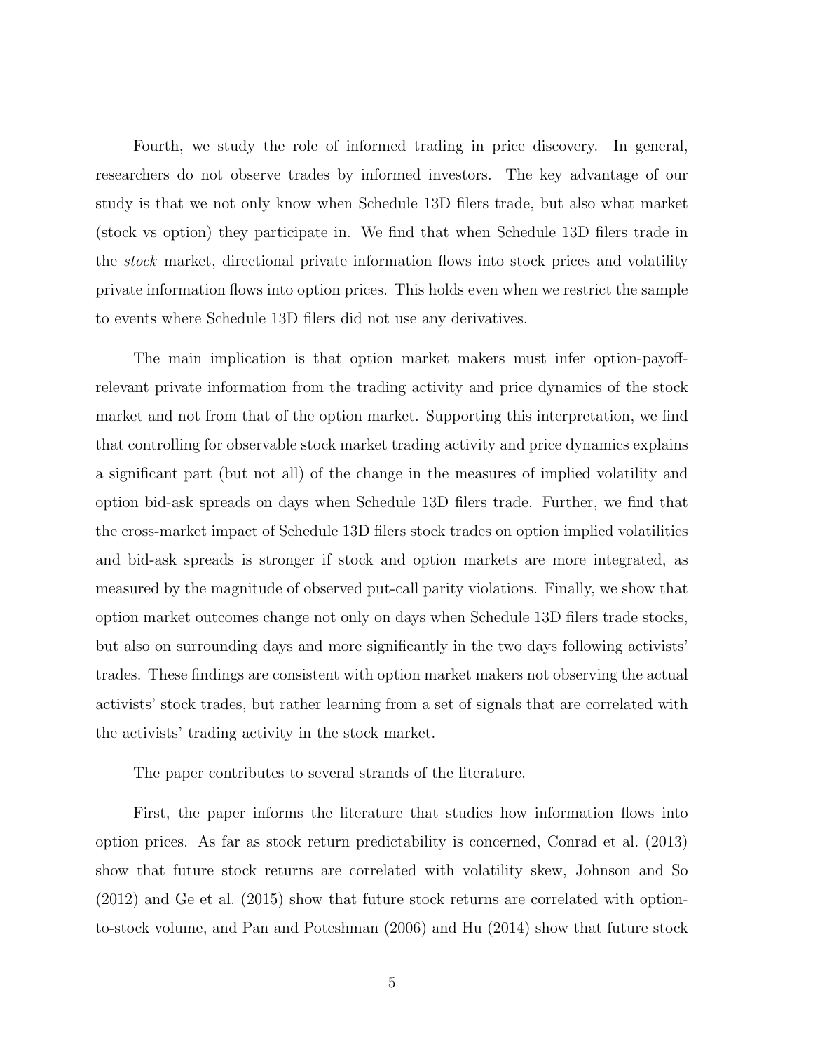Fourth, we study the role of informed trading in price discovery. In general, researchers do not observe trades by informed investors. The key advantage of our study is that we not only know when Schedule 13D filers trade, but also what market (stock vs option) they participate in. We find that when Schedule 13D filers trade in the *stock* market, directional private information flows into stock prices and volatility private information flows into option prices. This holds even when we restrict the sample to events where Schedule 13D filers did not use any derivatives.

The main implication is that option market makers must infer option-payoff-relevant private information from the trading activity and price dynamics of the stock market and not from that of the option market. Supporting this interpretation, we find that controlling for observable stock market trading activity and price dynamics explains a significant part (but not all) of the change in the measures of implied volatility and option bid-ask spreads on days when Schedule 13D filers trade. Further, we find that the cross-market impact of Schedule 13D filers stock trades on option implied volatilities and bid-ask spreads is stronger if stock and option markets are more integrated, as measured by the magnitude of observed put-call parity violations. Finally, we show that option market outcomes change not only on days when Schedule 13D filers trade stocks, but also on surrounding days and more significantly in the two days following activists' trades. These findings are consistent with option market makers not observing the actual activists' stock trades, but rather learning from a set of signals that are correlated with the activists' trading activity in the stock market.

The paper contributes to several strands of the literature.

First, the paper informs the literature that studies how information flows into option prices. As far as stock return predictability is concerned, Conrad et al. (2013) show that future stock returns are correlated with volatility skew, Johnson and So (2012) and Ge et al. (2015) show that future stock returns are correlated with option-to-stock volume, and Pan and Poteshman (2006) and Hu (2014) show that future stock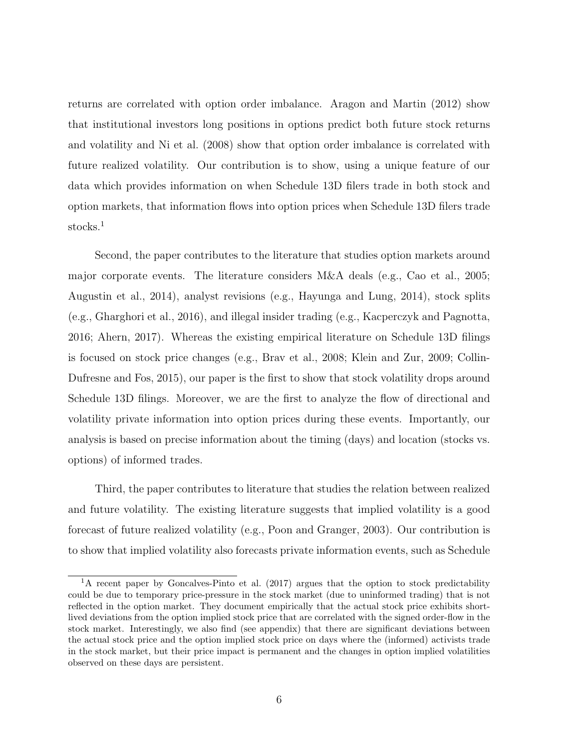returns are correlated with option order imbalance. Aragon and Martin (2012) show that institutional investors long positions in options predict both future stock returns and volatility and Ni et al. (2008) show that option order imbalance is correlated with future realized volatility. Our contribution is to show, using a unique feature of our data which provides information on when Schedule 13D filers trade in both stock and option markets, that information flows into option prices when Schedule 13D filers trade stocks.[1]

Second, the paper contributes to the literature that studies option markets around major corporate events. The literature considers M&A deals (e.g., Cao et al., 2005; Augustin et al., 2014), analyst revisions (e.g., Hayunga and Lung, 2014), stock splits (e.g., Gharghori et al., 2016), and illegal insider trading (e.g., Kacperczyk and Pagnotta, 2016; Ahern, 2017). Whereas the existing empirical literature on Schedule 13D filings is focused on stock price changes (e.g., Brav et al., 2008; Klein and Zur, 2009; Collin-Dufresne and Fos, 2015), our paper is the first to show that stock volatility drops around Schedule 13D filings. Moreover, we are the first to analyze the flow of directional and volatility private information into option prices during these events. Importantly, our analysis is based on precise information about the timing (days) and location (stocks vs. options) of informed trades.

Third, the paper contributes to literature that studies the relation between realized and future volatility. The existing literature suggests that implied volatility is a good forecast of future realized volatility (e.g., Poon and Granger, 2003). Our contribution is to show that implied volatility also forecasts private information events, such as Schedule

[1] A recent paper by Goncalves-Pinto et al. (2017) argues that the option to stock predictability could be due to temporary price-pressure in the stock market (due to uninformed trading) that is not reflected in the option market. They document empirically that the actual stock price exhibits short-lived deviations from the option implied stock price that are correlated with the signed order-flow in the stock market. Interestingly, we also find (see appendix) that there are significant deviations between the actual stock price and the option implied stock price on days where the (informed) activists trade in the stock market, but their price impact is permanent and the changes in option implied volatilities observed on these days are persistent.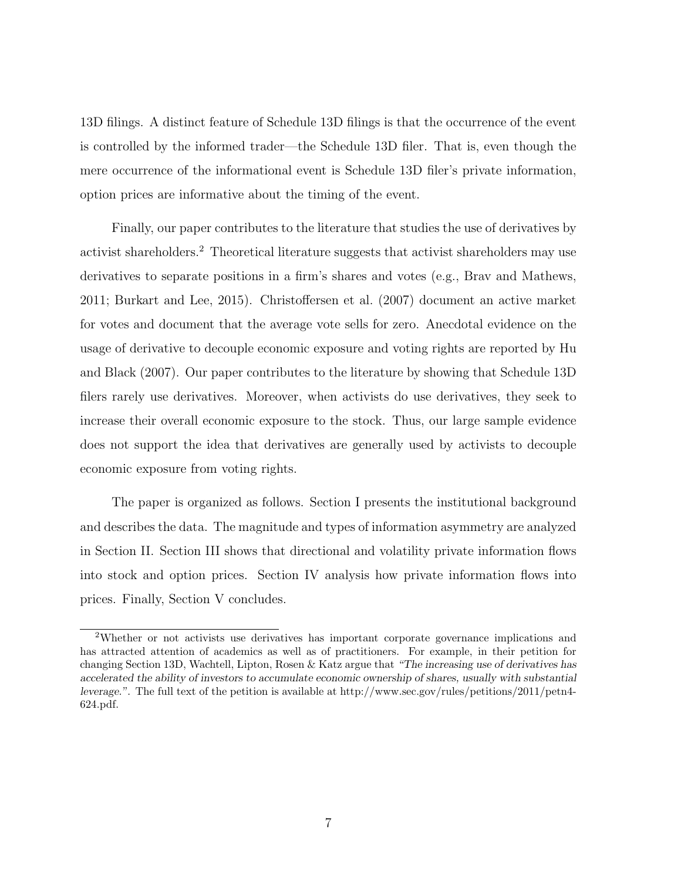13D filings. A distinct feature of Schedule 13D filings is that the occurrence of the event is controlled by the informed trader—the Schedule 13D filer. That is, even though the mere occurrence of the informational event is Schedule 13D filer's private information, option prices are informative about the timing of the event.

Finally, our paper contributes to the literature that studies the use of derivatives by activist shareholders.[2] Theoretical literature suggests that activist shareholders may use derivatives to separate positions in a firm's shares and votes (e.g., Brav and Mathews, 2011; Burkart and Lee, 2015). Christoffersen et al. (2007) document an active market for votes and document that the average vote sells for zero. Anecdotal evidence on the usage of derivative to decouple economic exposure and voting rights are reported by Hu and Black (2007). Our paper contributes to the literature by showing that Schedule 13D filers rarely use derivatives. Moreover, when activists do use derivatives, they seek to increase their overall economic exposure to the stock. Thus, our large sample evidence does not support the idea that derivatives are generally used by activists to decouple economic exposure from voting rights.

The paper is organized as follows. Section I presents the institutional background and describes the data. The magnitude and types of information asymmetry are analyzed in Section II. Section III shows that directional and volatility private information flows into stock and option prices. Section IV analysis how private information flows into prices. Finally, Section V concludes.

[2]Whether or not activists use derivatives has important corporate governance implications and has attracted attention of academics as well as of practitioners. For example, in their petition for changing Section 13D, Wachtell, Lipton, Rosen & Katz argue that *"The increasing use of derivatives has accelerated the ability of investors to accumulate economic ownership of shares, usually with substantial leverage."*. The full text of the petition is available at http://www.sec.gov/rules/petitions/2011/petn4-624.pdf.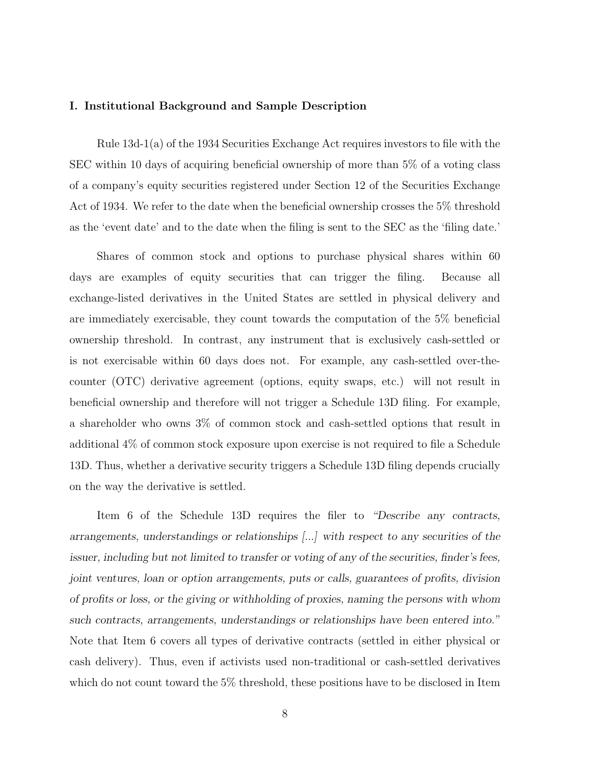## I. Institutional Background and Sample Description

Rule 13d-1(a) of the 1934 Securities Exchange Act requires investors to file with the SEC within 10 days of acquiring beneficial ownership of more than 5% of a voting class of a company's equity securities registered under Section 12 of the Securities Exchange Act of 1934. We refer to the date when the beneficial ownership crosses the 5% threshold as the 'event date' and to the date when the filing is sent to the SEC as the 'filing date.'

Shares of common stock and options to purchase physical shares within 60 days are examples of equity securities that can trigger the filing. Because all exchange-listed derivatives in the United States are settled in physical delivery and are immediately exercisable, they count towards the computation of the 5% beneficial ownership threshold. In contrast, any instrument that is exclusively cash-settled or is not exercisable within 60 days does not. For example, any cash-settled over-the-counter (OTC) derivative agreement (options, equity swaps, etc.) will not result in beneficial ownership and therefore will not trigger a Schedule 13D filing. For example, a shareholder who owns 3% of common stock and cash-settled options that result in additional 4% of common stock exposure upon exercise is not required to file a Schedule 13D. Thus, whether a derivative security triggers a Schedule 13D filing depends crucially on the way the derivative is settled.

Item 6 of the Schedule 13D requires the filer to *"Describe any contracts, arrangements, understandings or relationships [...] with respect to any securities of the issuer, including but not limited to transfer or voting of any of the securities, finder's fees, joint ventures, loan or option arrangements, puts or calls, guarantees of profits, division of profits or loss, or the giving or withholding of proxies, naming the persons with whom such contracts, arrangements, understandings or relationships have been entered into."* Note that Item 6 covers all types of derivative contracts (settled in either physical or cash delivery). Thus, even if activists used non-traditional or cash-settled derivatives which do not count toward the 5% threshold, these positions have to be disclosed in Item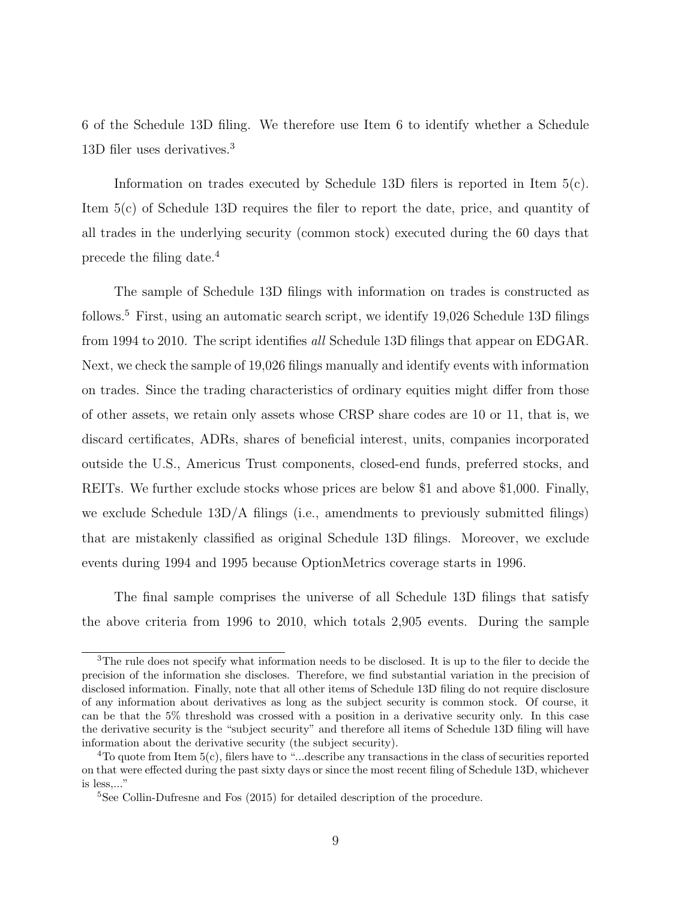6 of the Schedule 13D filing. We therefore use Item 6 to identify whether a Schedule 13D filer uses derivatives.[3]

Information on trades executed by Schedule 13D filers is reported in Item 5(c). Item 5(c) of Schedule 13D requires the filer to report the date, price, and quantity of all trades in the underlying security (common stock) executed during the 60 days that precede the filing date.[4]

The sample of Schedule 13D filings with information on trades is constructed as follows.[5] First, using an automatic search script, we identify 19,026 Schedule 13D filings from 1994 to 2010. The script identifies *all* Schedule 13D filings that appear on EDGAR. Next, we check the sample of 19,026 filings manually and identify events with information on trades. Since the trading characteristics of ordinary equities might differ from those of other assets, we retain only assets whose CRSP share codes are 10 or 11, that is, we discard certificates, ADRs, shares of beneficial interest, units, companies incorporated outside the U.S., Americus Trust components, closed-end funds, preferred stocks, and REITs. We further exclude stocks whose prices are below \$1 and above \$1,000. Finally, we exclude Schedule 13D/A filings (i.e., amendments to previously submitted filings) that are mistakenly classified as original Schedule 13D filings. Moreover, we exclude events during 1994 and 1995 because OptionMetrics coverage starts in 1996.

The final sample comprises the universe of all Schedule 13D filings that satisfy the above criteria from 1996 to 2010, which totals 2,905 events. During the sample

---

[3] The rule does not specify what information needs to be disclosed. It is up to the filer to decide the precision of the information she discloses. Therefore, we find substantial variation in the precision of disclosed information. Finally, note that all other items of Schedule 13D filing do not require disclosure of any information about derivatives as long as the subject security is common stock. Of course, it can be that the 5% threshold was crossed with a position in a derivative security only. In this case the derivative security is the "subject security" and therefore all items of Schedule 13D filing will have information about the derivative security (the subject security).

[4] To quote from Item 5(c), filers have to "...describe any transactions in the class of securities reported on that were effected during the past sixty days or since the most recent filing of Schedule 13D, whichever is less,..."

[5] See Collin-Dufresne and Fos (2015) for detailed description of the procedure.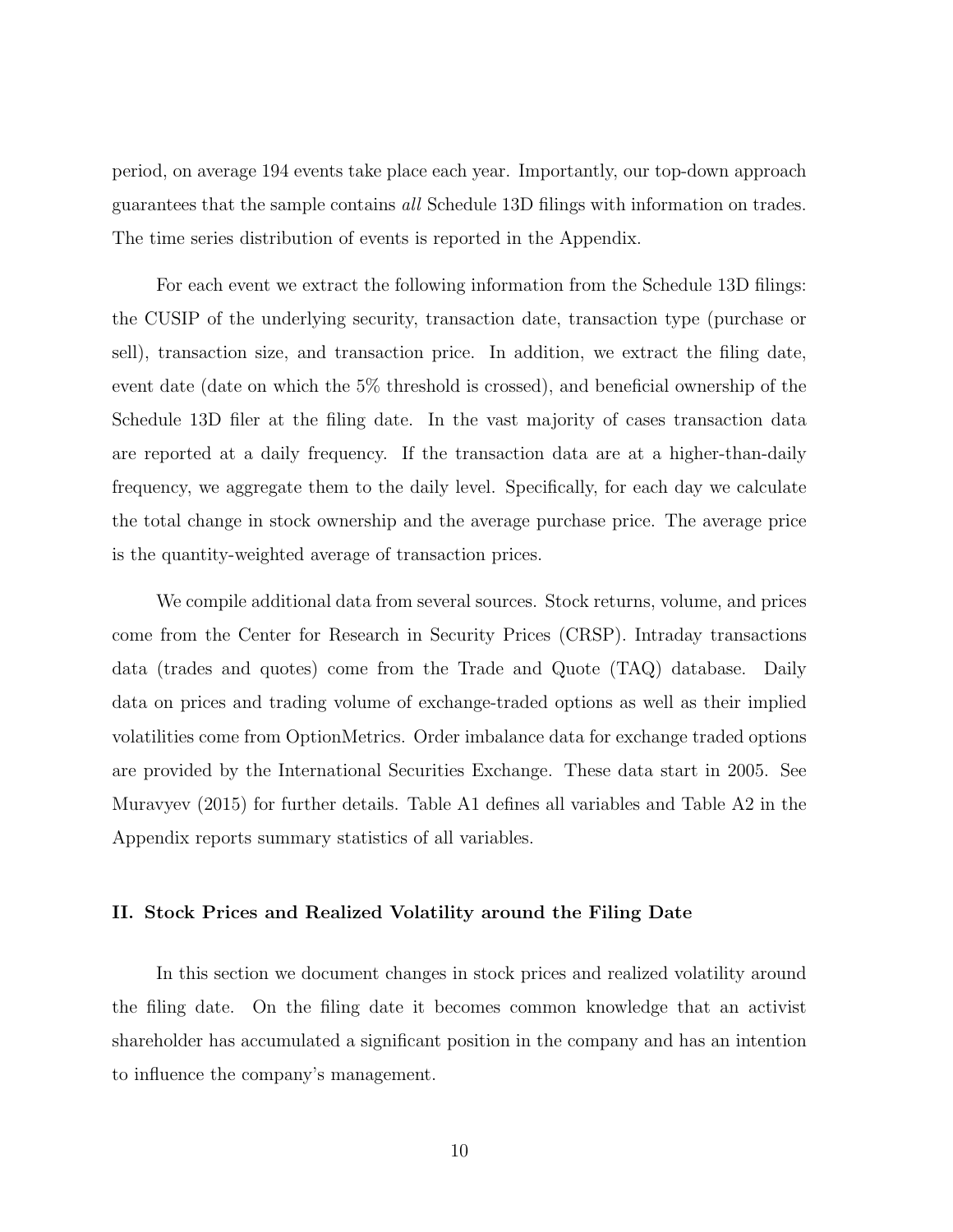period, on average 194 events take place each year. Importantly, our top-down approach guarantees that the sample contains *all* Schedule 13D filings with information on trades. The time series distribution of events is reported in the Appendix.

For each event we extract the following information from the Schedule 13D filings: the CUSIP of the underlying security, transaction date, transaction type (purchase or sell), transaction size, and transaction price. In addition, we extract the filing date, event date (date on which the 5% threshold is crossed), and beneficial ownership of the Schedule 13D filer at the filing date. In the vast majority of cases transaction data are reported at a daily frequency. If the transaction data are at a higher-than-daily frequency, we aggregate them to the daily level. Specifically, for each day we calculate the total change in stock ownership and the average purchase price. The average price is the quantity-weighted average of transaction prices.

We compile additional data from several sources. Stock returns, volume, and prices come from the Center for Research in Security Prices (CRSP). Intraday transactions data (trades and quotes) come from the Trade and Quote (TAQ) database. Daily data on prices and trading volume of exchange-traded options as well as their implied volatilities come from OptionMetrics. Order imbalance data for exchange traded options are provided by the International Securities Exchange. These data start in 2005. See Muravyev (2015) for further details. Table A1 defines all variables and Table A2 in the Appendix reports summary statistics of all variables.

## II. Stock Prices and Realized Volatility around the Filing Date

In this section we document changes in stock prices and realized volatility around the filing date. On the filing date it becomes common knowledge that an activist shareholder has accumulated a significant position in the company and has an intention to influence the company's management.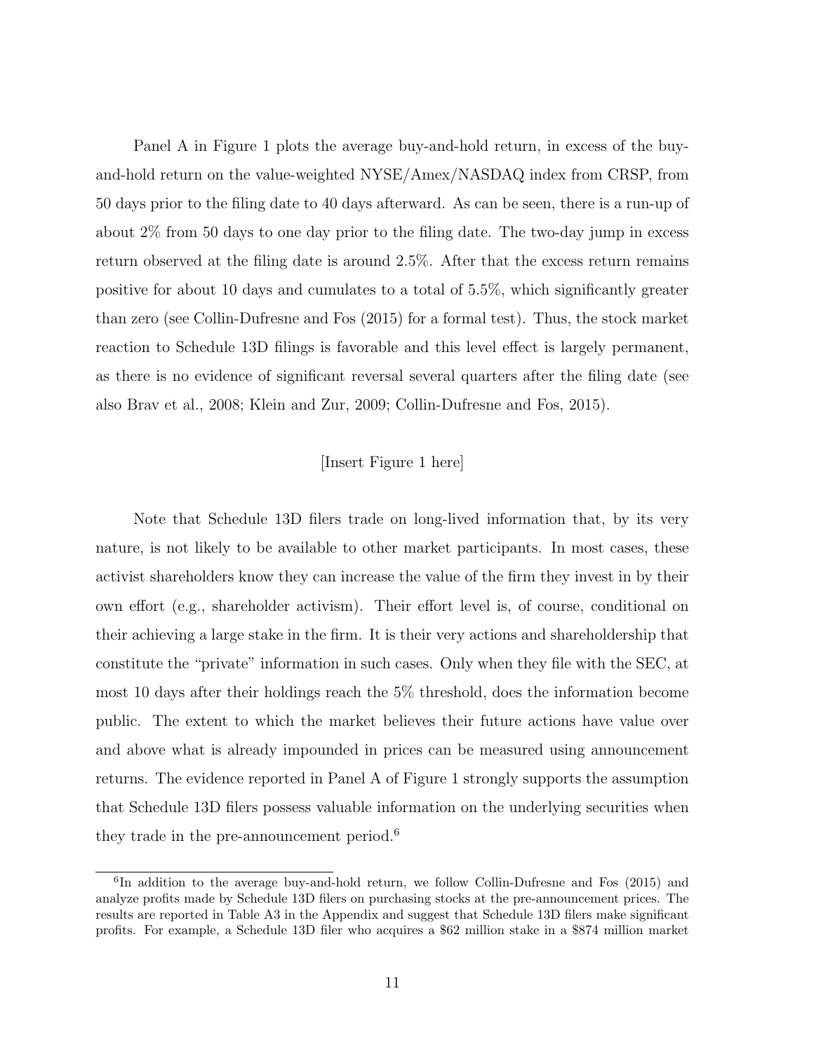Panel A in Figure 1 plots the average buy-and-hold return, in excess of the buy-and-hold return on the value-weighted NYSE/Amex/NASDAQ index from CRSP, from 50 days prior to the filing date to 40 days afterward. As can be seen, there is a run-up of about 2% from 50 days to one day prior to the filing date. The two-day jump in excess return observed at the filing date is around 2.5%. After that the excess return remains positive for about 10 days and cumulates to a total of 5.5%, which significantly greater than zero (see Collin-Dufresne and Fos (2015) for a formal test). Thus, the stock market reaction to Schedule 13D filings is favorable and this level effect is largely permanent, as there is no evidence of significant reversal several quarters after the filing date (see also Brav et al., 2008; Klein and Zur, 2009; Collin-Dufresne and Fos, 2015).

[Insert Figure 1 here]

Note that Schedule 13D filers trade on long-lived information that, by its very nature, is not likely to be available to other market participants. In most cases, these activist shareholders know they can increase the value of the firm they invest in by their own effort (e.g., shareholder activism). Their effort level is, of course, conditional on their achieving a large stake in the firm. It is their very actions and shareholdership that constitute the "private" information in such cases. Only when they file with the SEC, at most 10 days after their holdings reach the 5% threshold, does the information become public. The extent to which the market believes their future actions have value over and above what is already impounded in prices can be measured using announcement returns. The evidence reported in Panel A of Figure 1 strongly supports the assumption that Schedule 13D filers possess valuable information on the underlying securities when they trade in the pre-announcement period.[6]

[6]In addition to the average buy-and-hold return, we follow Collin-Dufresne and Fos (2015) and analyze profits made by Schedule 13D filers on purchasing stocks at the pre-announcement prices. The results are reported in Table A3 in the Appendix and suggest that Schedule 13D filers make significant profits. For example, a Schedule 13D filer who acquires a \$62 million stake in a \$874 million market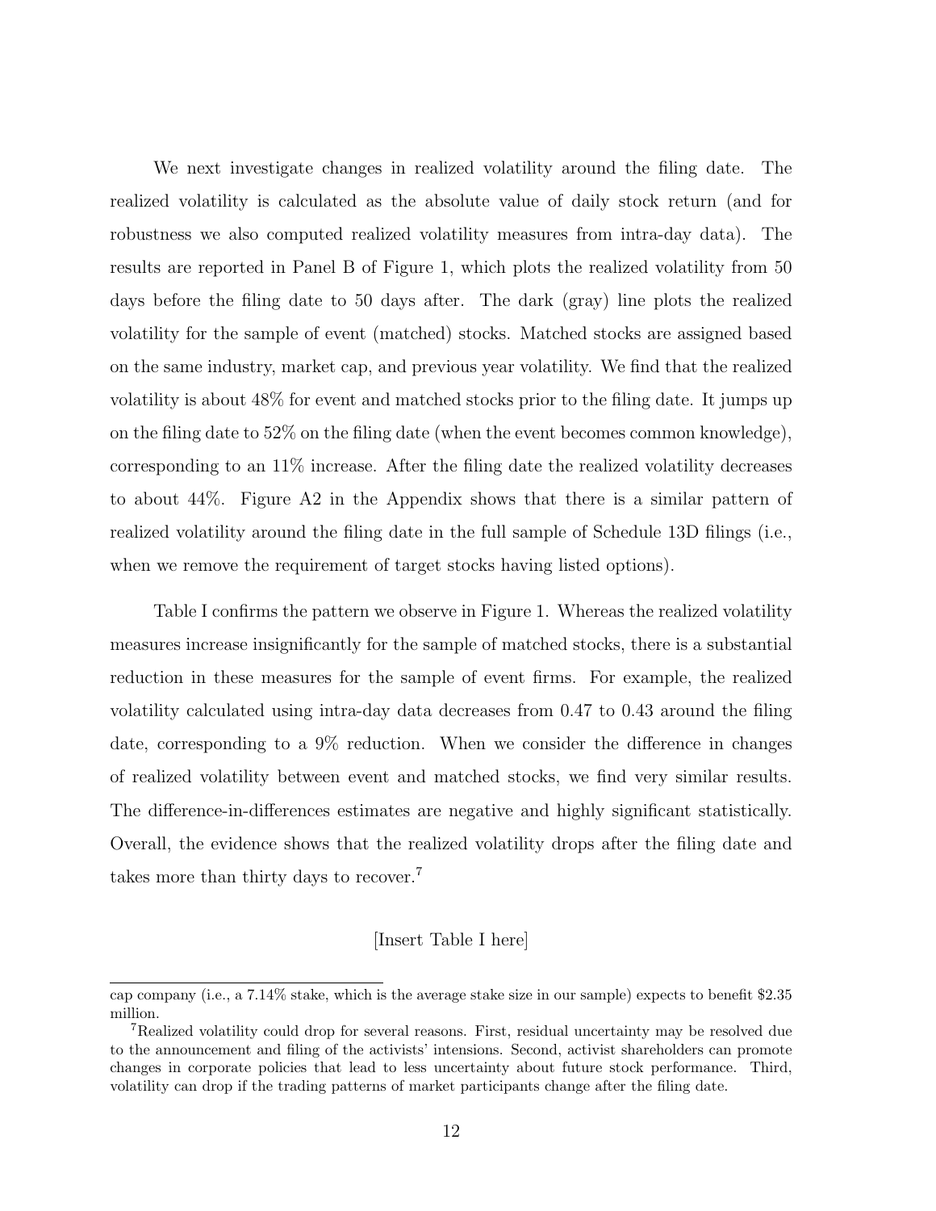We next investigate changes in realized volatility around the filing date. The realized volatility is calculated as the absolute value of daily stock return (and for robustness we also computed realized volatility measures from intra-day data). The results are reported in Panel B of Figure 1, which plots the realized volatility from 50 days before the filing date to 50 days after. The dark (gray) line plots the realized volatility for the sample of event (matched) stocks. Matched stocks are assigned based on the same industry, market cap, and previous year volatility. We find that the realized volatility is about 48% for event and matched stocks prior to the filing date. It jumps up on the filing date to 52% on the filing date (when the event becomes common knowledge), corresponding to an 11% increase. After the filing date the realized volatility decreases to about 44%. Figure A2 in the Appendix shows that there is a similar pattern of realized volatility around the filing date in the full sample of Schedule 13D filings (i.e., when we remove the requirement of target stocks having listed options).

Table I confirms the pattern we observe in Figure 1. Whereas the realized volatility measures increase insignificantly for the sample of matched stocks, there is a substantial reduction in these measures for the sample of event firms. For example, the realized volatility calculated using intra-day data decreases from 0.47 to 0.43 around the filing date, corresponding to a 9% reduction. When we consider the difference in changes of realized volatility between event and matched stocks, we find very similar results. The difference-in-differences estimates are negative and highly significant statistically. Overall, the evidence shows that the realized volatility drops after the filing date and takes more than thirty days to recover.[7]

[Insert Table I here]

---

cap company (i.e., a 7.14% stake, which is the average stake size in our sample) expects to benefit $2.35 million.

[7] Realized volatility could drop for several reasons. First, residual uncertainty may be resolved due to the announcement and filing of the activists' intensions. Second, activist shareholders can promote changes in corporate policies that lead to less uncertainty about future stock performance. Third, volatility can drop if the trading patterns of market participants change after the filing date.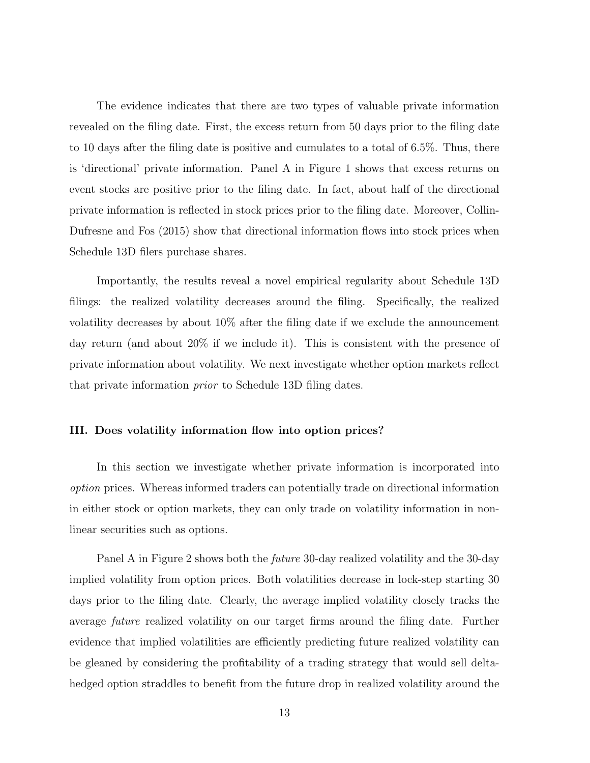The evidence indicates that there are two types of valuable private information revealed on the filing date. First, the excess return from 50 days prior to the filing date to 10 days after the filing date is positive and cumulates to a total of 6.5%. Thus, there is 'directional' private information. Panel A in Figure 1 shows that excess returns on event stocks are positive prior to the filing date. In fact, about half of the directional private information is reflected in stock prices prior to the filing date. Moreover, Collin-Dufresne and Fos (2015) show that directional information flows into stock prices when Schedule 13D filers purchase shares.

Importantly, the results reveal a novel empirical regularity about Schedule 13D filings: the realized volatility decreases around the filing. Specifically, the realized volatility decreases by about 10% after the filing date if we exclude the announcement day return (and about 20% if we include it). This is consistent with the presence of private information about volatility. We next investigate whether option markets reflect that private information *prior* to Schedule 13D filing dates.

### III. Does volatility information flow into option prices?

In this section we investigate whether private information is incorporated into *option* prices. Whereas informed traders can potentially trade on directional information in either stock or option markets, they can only trade on volatility information in non-linear securities such as options.

Panel A in Figure 2 shows both the *future* 30-day realized volatility and the 30-day implied volatility from option prices. Both volatilities decrease in lock-step starting 30 days prior to the filing date. Clearly, the average implied volatility closely tracks the average *future* realized volatility on our target firms around the filing date. Further evidence that implied volatilities are efficiently predicting future realized volatility can be gleaned by considering the profitability of a trading strategy that would sell delta-hedged option straddles to benefit from the future drop in realized volatility around the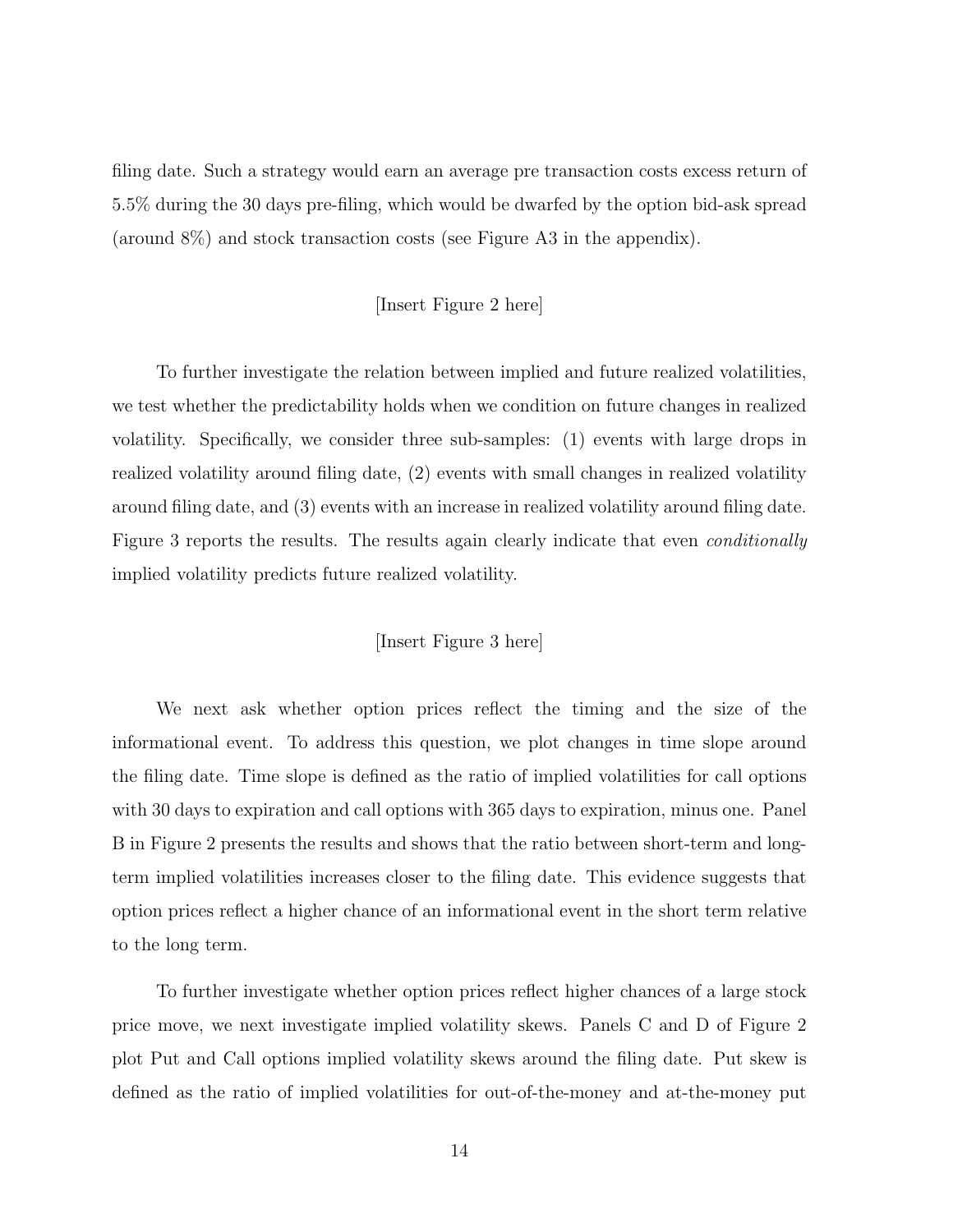filing date. Such a strategy would earn an average pre transaction costs excess return of 5.5% during the 30 days pre-filing, which would be dwarfed by the option bid-ask spread (around 8%) and stock transaction costs (see Figure A3 in the appendix).

[Insert Figure 2 here]

To further investigate the relation between implied and future realized volatilities, we test whether the predictability holds when we condition on future changes in realized volatility. Specifically, we consider three sub-samples: (1) events with large drops in realized volatility around filing date, (2) events with small changes in realized volatility around filing date, and (3) events with an increase in realized volatility around filing date. Figure 3 reports the results. The results again clearly indicate that even *conditionally* implied volatility predicts future realized volatility.

[Insert Figure 3 here]

We next ask whether option prices reflect the timing and the size of the informational event. To address this question, we plot changes in time slope around the filing date. Time slope is defined as the ratio of implied volatilities for call options with 30 days to expiration and call options with 365 days to expiration, minus one. Panel B in Figure 2 presents the results and shows that the ratio between short-term and long-term implied volatilities increases closer to the filing date. This evidence suggests that option prices reflect a higher chance of an informational event in the short term relative to the long term.

To further investigate whether option prices reflect higher chances of a large stock price move, we next investigate implied volatility skews. Panels C and D of Figure 2 plot Put and Call options implied volatility skews around the filing date. Put skew is defined as the ratio of implied volatilities for out-of-the-money and at-the-money put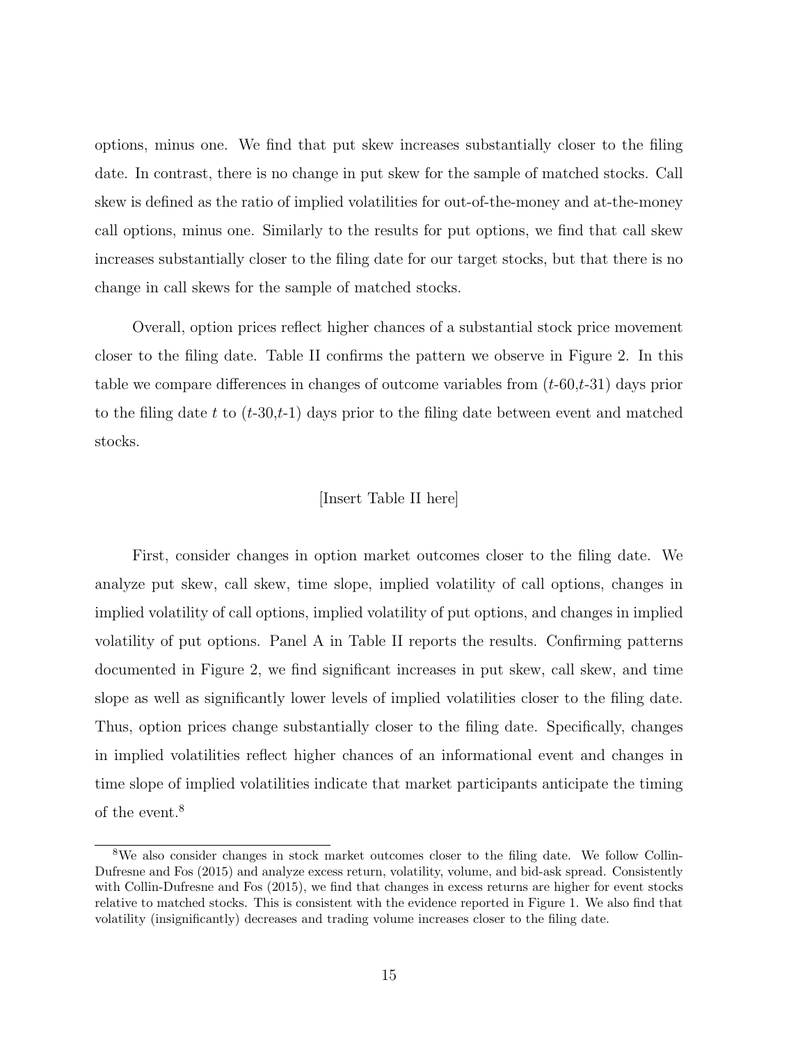options, minus one. We find that put skew increases substantially closer to the filing date. In contrast, there is no change in put skew for the sample of matched stocks. Call skew is defined as the ratio of implied volatilities for out-of-the-money and at-the-money call options, minus one. Similarly to the results for put options, we find that call skew increases substantially closer to the filing date for our target stocks, but that there is no change in call skews for the sample of matched stocks.

Overall, option prices reflect higher chances of a substantial stock price movement closer to the filing date. Table II confirms the pattern we observe in Figure 2. In this table we compare differences in changes of outcome variables from ($t$-60,$t$-31) days prior to the filing date $t$ to ($t$-30,$t$-1) days prior to the filing date between event and matched stocks.

[Insert Table II here]

First, consider changes in option market outcomes closer to the filing date. We analyze put skew, call skew, time slope, implied volatility of call options, changes in implied volatility of call options, implied volatility of put options, and changes in implied volatility of put options. Panel A in Table II reports the results. Confirming patterns documented in Figure 2, we find significant increases in put skew, call skew, and time slope as well as significantly lower levels of implied volatilities closer to the filing date. Thus, option prices change substantially closer to the filing date. Specifically, changes in implied volatilities reflect higher chances of an informational event and changes in time slope of implied volatilities indicate that market participants anticipate the timing of the event.[8]

[8] We also consider changes in stock market outcomes closer to the filing date. We follow Collin-Dufresne and Fos (2015) and analyze excess return, volatility, volume, and bid-ask spread. Consistently with Collin-Dufresne and Fos (2015), we find that changes in excess returns are higher for event stocks relative to matched stocks. This is consistent with the evidence reported in Figure 1. We also find that volatility (insignificantly) decreases and trading volume increases closer to the filing date.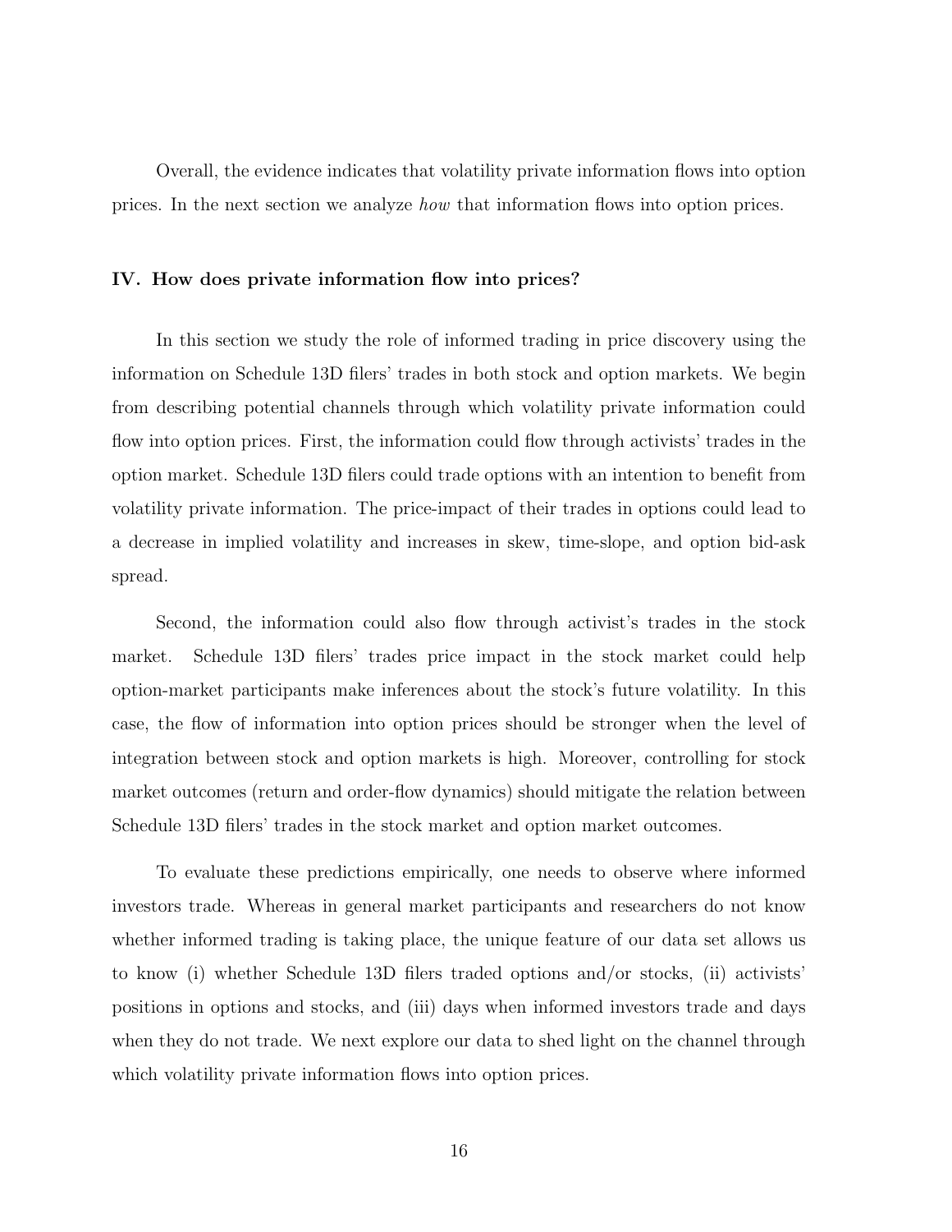Overall, the evidence indicates that volatility private information flows into option prices. In the next section we analyze *how* that information flows into option prices.

## IV. How does private information flow into prices?

In this section we study the role of informed trading in price discovery using the information on Schedule 13D filers' trades in both stock and option markets. We begin from describing potential channels through which volatility private information could flow into option prices. First, the information could flow through activists' trades in the option market. Schedule 13D filers could trade options with an intention to benefit from volatility private information. The price-impact of their trades in options could lead to a decrease in implied volatility and increases in skew, time-slope, and option bid-ask spread.

Second, the information could also flow through activist's trades in the stock market. Schedule 13D filers' trades price impact in the stock market could help option-market participants make inferences about the stock's future volatility. In this case, the flow of information into option prices should be stronger when the level of integration between stock and option markets is high. Moreover, controlling for stock market outcomes (return and order-flow dynamics) should mitigate the relation between Schedule 13D filers' trades in the stock market and option market outcomes.

To evaluate these predictions empirically, one needs to observe where informed investors trade. Whereas in general market participants and researchers do not know whether informed trading is taking place, the unique feature of our data set allows us to know (i) whether Schedule 13D filers traded options and/or stocks, (ii) activists' positions in options and stocks, and (iii) days when informed investors trade and days when they do not trade. We next explore our data to shed light on the channel through which volatility private information flows into option prices.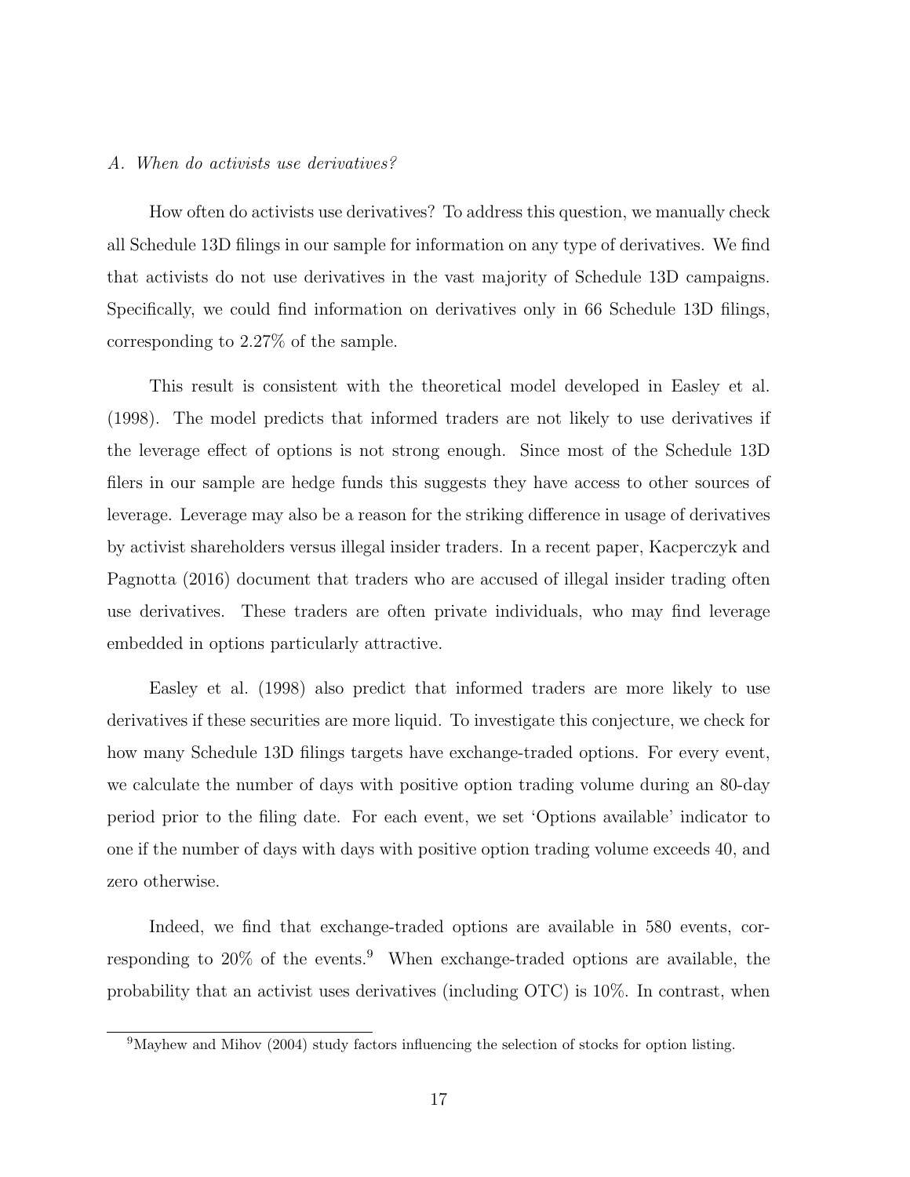*A. When do activists use derivatives?*

How often do activists use derivatives? To address this question, we manually check all Schedule 13D filings in our sample for information on any type of derivatives. We find that activists do not use derivatives in the vast majority of Schedule 13D campaigns. Specifically, we could find information on derivatives only in 66 Schedule 13D filings, corresponding to 2.27% of the sample.

This result is consistent with the theoretical model developed in Easley et al. (1998). The model predicts that informed traders are not likely to use derivatives if the leverage effect of options is not strong enough. Since most of the Schedule 13D filers in our sample are hedge funds this suggests they have access to other sources of leverage. Leverage may also be a reason for the striking difference in usage of derivatives by activist shareholders versus illegal insider traders. In a recent paper, Kacperczyk and Pagnotta (2016) document that traders who are accused of illegal insider trading often use derivatives. These traders are often private individuals, who may find leverage embedded in options particularly attractive.

Easley et al. (1998) also predict that informed traders are more likely to use derivatives if these securities are more liquid. To investigate this conjecture, we check for how many Schedule 13D filings targets have exchange-traded options. For every event, we calculate the number of days with positive option trading volume during an 80-day period prior to the filing date. For each event, we set 'Options available' indicator to one if the number of days with days with positive option trading volume exceeds 40, and zero otherwise.

Indeed, we find that exchange-traded options are available in 580 events, corresponding to 20% of the events.[9] When exchange-traded options are available, the probability that an activist uses derivatives (including OTC) is 10%. In contrast, when

[9] Mayhew and Mihov (2004) study factors influencing the selection of stocks for option listing.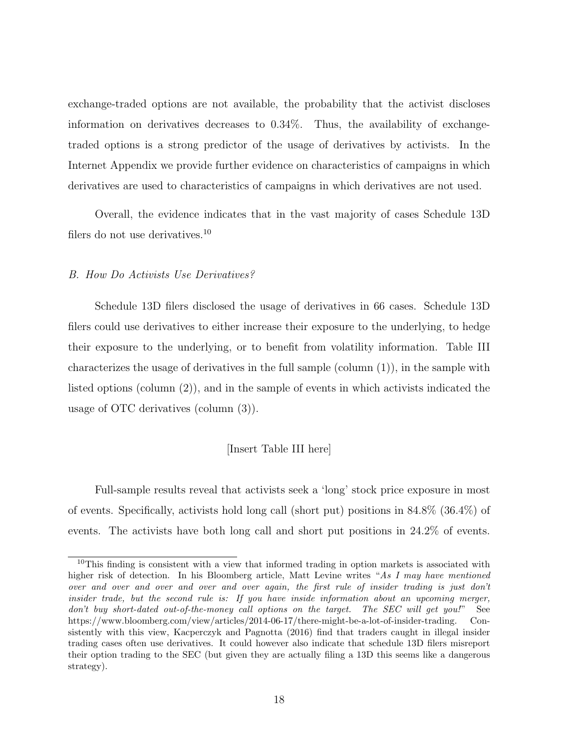exchange-traded options are not available, the probability that the activist discloses information on derivatives decreases to 0.34%. Thus, the availability of exchange-traded options is a strong predictor of the usage of derivatives by activists. In the Internet Appendix we provide further evidence on characteristics of campaigns in which derivatives are used to characteristics of campaigns in which derivatives are not used.

Overall, the evidence indicates that in the vast majority of cases Schedule 13D filers do not use derivatives.[10]

*B. How Do Activists Use Derivatives?*

Schedule 13D filers disclosed the usage of derivatives in 66 cases. Schedule 13D filers could use derivatives to either increase their exposure to the underlying, to hedge their exposure to the underlying, or to benefit from volatility information. Table III characterizes the usage of derivatives in the full sample (column (1)), in the sample with listed options (column (2)), and in the sample of events in which activists indicated the usage of OTC derivatives (column (3)).

[Insert Table III here]

Full-sample results reveal that activists seek a 'long' stock price exposure in most of events. Specifically, activists hold long call (short put) positions in 84.8% (36.4%) of events. The activists have both long call and short put positions in 24.2% of events.

---

[10] This finding is consistent with a view that informed trading in option markets is associated with higher risk of detection. In his Bloomberg article, Matt Levine writes "*As I may have mentioned over and over and over and over and over again, the first rule of insider trading is just don't insider trade, but the second rule is: If you have inside information about an upcoming merger, don't buy short-dated out-of-the-money call options on the target. The SEC will get you!*" See https://www.bloomberg.com/view/articles/2014-06-17/there-might-be-a-lot-of-insider-trading. Consistently with this view, Kacperczyk and Pagnotta (2016) find that traders caught in illegal insider trading cases often use derivatives. It could however also indicate that schedule 13D filers misreport their option trading to the SEC (but given they are actually filing a 13D this seems like a dangerous strategy).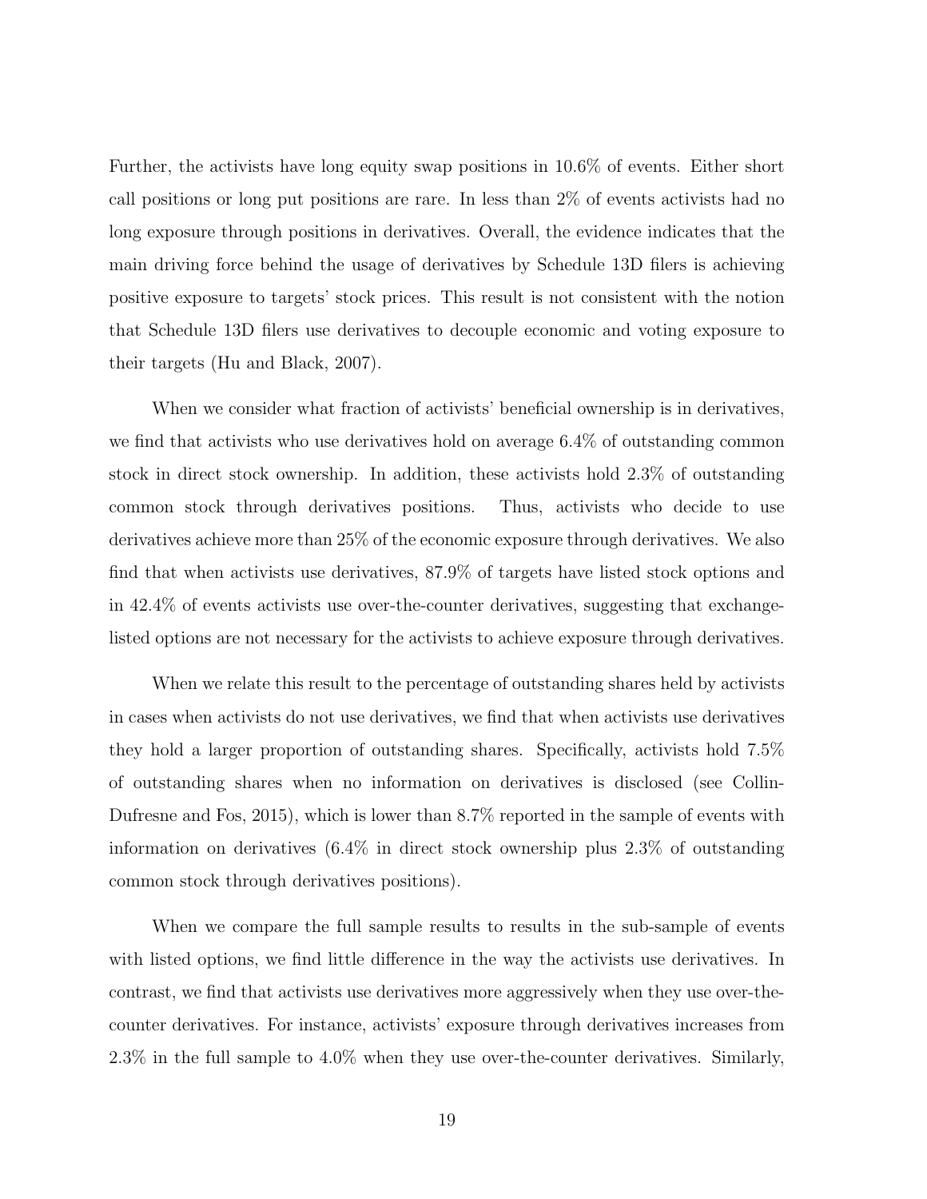Further, the activists have long equity swap positions in 10.6% of events. Either short call positions or long put positions are rare. In less than 2% of events activists had no long exposure through positions in derivatives. Overall, the evidence indicates that the main driving force behind the usage of derivatives by Schedule 13D filers is achieving positive exposure to targets' stock prices. This result is not consistent with the notion that Schedule 13D filers use derivatives to decouple economic and voting exposure to their targets (Hu and Black, 2007).

When we consider what fraction of activists' beneficial ownership is in derivatives, we find that activists who use derivatives hold on average 6.4% of outstanding common stock in direct stock ownership. In addition, these activists hold 2.3% of outstanding common stock through derivatives positions. Thus, activists who decide to use derivatives achieve more than 25% of the economic exposure through derivatives. We also find that when activists use derivatives, 87.9% of targets have listed stock options and in 42.4% of events activists use over-the-counter derivatives, suggesting that exchange-listed options are not necessary for the activists to achieve exposure through derivatives.

When we relate this result to the percentage of outstanding shares held by activists in cases when activists do not use derivatives, we find that when activists use derivatives they hold a larger proportion of outstanding shares. Specifically, activists hold 7.5% of outstanding shares when no information on derivatives is disclosed (see Collin-Dufresne and Fos, 2015), which is lower than 8.7% reported in the sample of events with information on derivatives (6.4% in direct stock ownership plus 2.3% of outstanding common stock through derivatives positions).

When we compare the full sample results to results in the sub-sample of events with listed options, we find little difference in the way the activists use derivatives. In contrast, we find that activists use derivatives more aggressively when they use over-the-counter derivatives. For instance, activists' exposure through derivatives increases from 2.3% in the full sample to 4.0% when they use over-the-counter derivatives. Similarly,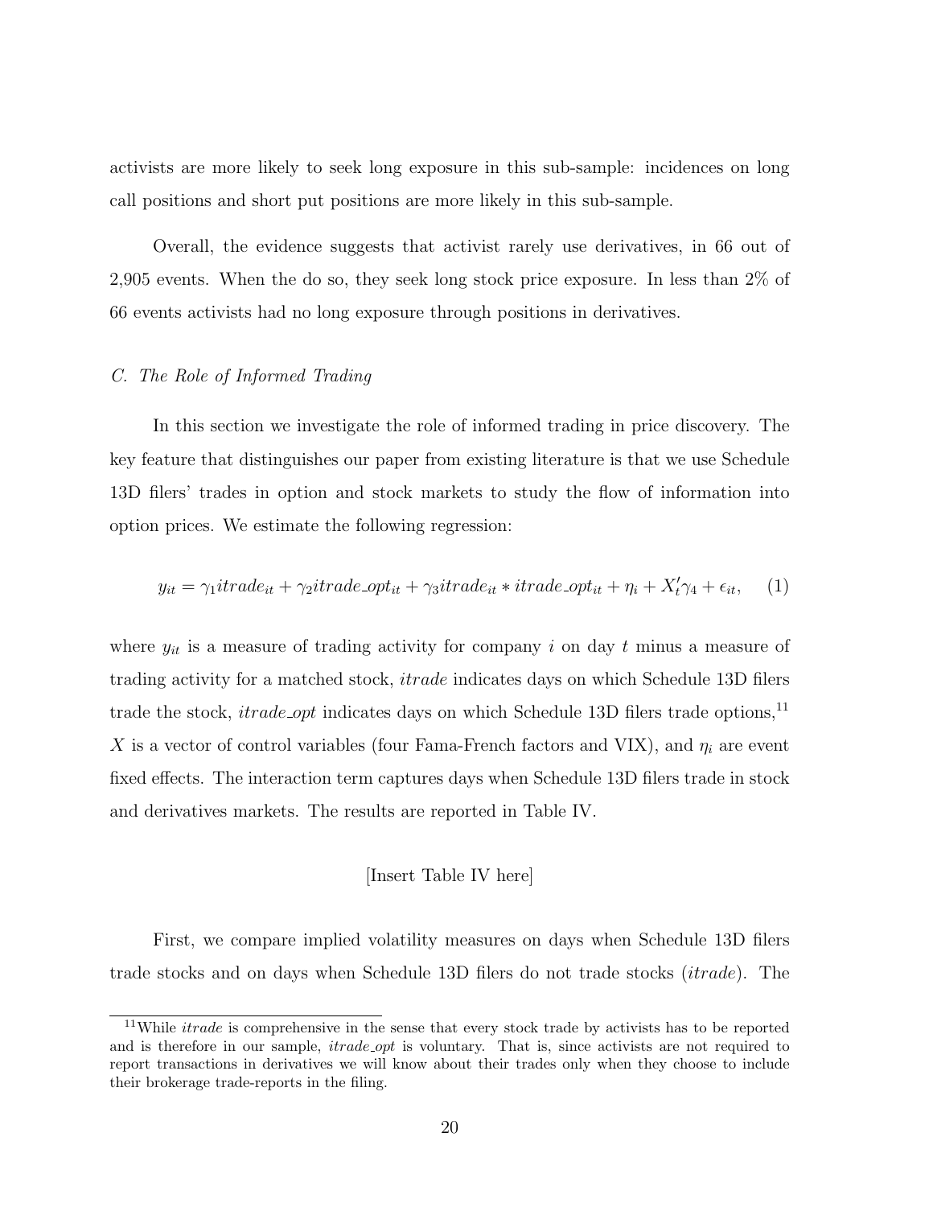activists are more likely to seek long exposure in this sub-sample: incidences on long call positions and short put positions are more likely in this sub-sample.

Overall, the evidence suggests that activist rarely use derivatives, in 66 out of 2,905 events. When the do so, they seek long stock price exposure. In less than 2% of 66 events activists had no long exposure through positions in derivatives.

*C. The Role of Informed Trading*

In this section we investigate the role of informed trading in price discovery. The key feature that distinguishes our paper from existing literature is that we use Schedule 13D filers' trades in option and stock markets to study the flow of information into option prices. We estimate the following regression:

$$y_{it} = \gamma_1 itrade_{it} + \gamma_2 itrade\_opt_{it} + \gamma_3 itrade_{it} * itrade\_opt_{it} + \eta_i + X_t'\gamma_4 + \epsilon_{it}, \quad (1)$$

where $y_{it}$ is a measure of trading activity for company $i$ on day $t$ minus a measure of trading activity for a matched stock, *itrade* indicates days on which Schedule 13D filers trade the stock, *itrade_opt* indicates days on which Schedule 13D filers trade options,[11] $X$ is a vector of control variables (four Fama-French factors and VIX), and $\eta_i$ are event fixed effects. The interaction term captures days when Schedule 13D filers trade in stock and derivatives markets. The results are reported in Table IV.

[Insert Table IV here]

First, we compare implied volatility measures on days when Schedule 13D filers trade stocks and on days when Schedule 13D filers do not trade stocks (*itrade*). The

[11] While *itrade* is comprehensive in the sense that every stock trade by activists has to be reported and is therefore in our sample, *itrade_opt* is voluntary. That is, since activists are not required to report transactions in derivatives we will know about their trades only when they choose to include their brokerage trade-reports in the filing.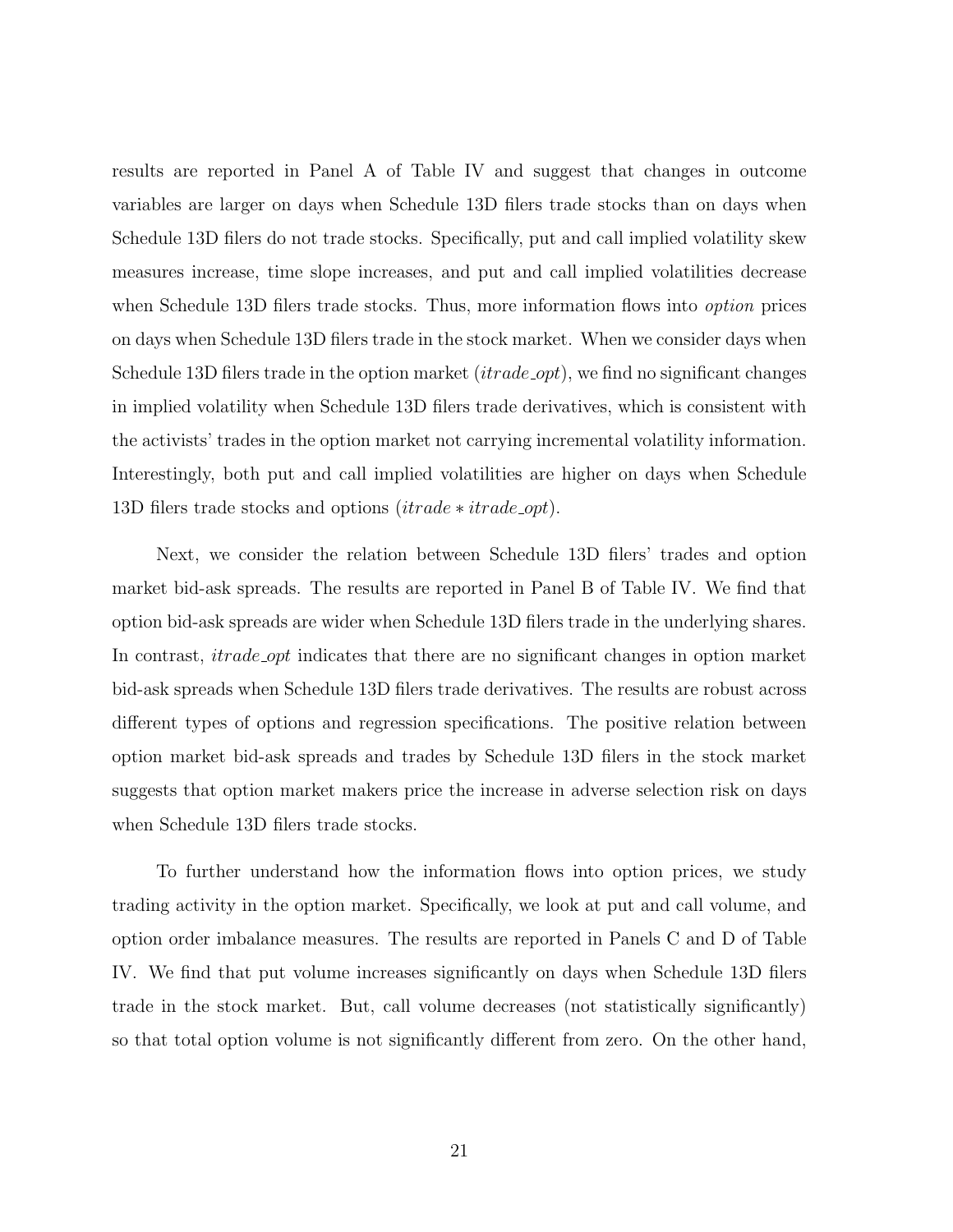results are reported in Panel A of Table IV and suggest that changes in outcome variables are larger on days when Schedule 13D filers trade stocks than on days when Schedule 13D filers do not trade stocks. Specifically, put and call implied volatility skew measures increase, time slope increases, and put and call implied volatilities decrease when Schedule 13D filers trade stocks. Thus, more information flows into *option* prices on days when Schedule 13D filers trade in the stock market. When we consider days when Schedule 13D filers trade in the option market (*itrade_opt*), we find no significant changes in implied volatility when Schedule 13D filers trade derivatives, which is consistent with the activists' trades in the option market not carrying incremental volatility information. Interestingly, both put and call implied volatilities are higher on days when Schedule 13D filers trade stocks and options ($itrade * itrade\_opt$).

Next, we consider the relation between Schedule 13D filers' trades and option market bid-ask spreads. The results are reported in Panel B of Table IV. We find that option bid-ask spreads are wider when Schedule 13D filers trade in the underlying shares. In contrast, *itrade_opt* indicates that there are no significant changes in option market bid-ask spreads when Schedule 13D filers trade derivatives. The results are robust across different types of options and regression specifications. The positive relation between option market bid-ask spreads and trades by Schedule 13D filers in the stock market suggests that option market makers price the increase in adverse selection risk on days when Schedule 13D filers trade stocks.

To further understand how the information flows into option prices, we study trading activity in the option market. Specifically, we look at put and call volume, and option order imbalance measures. The results are reported in Panels C and D of Table IV. We find that put volume increases significantly on days when Schedule 13D filers trade in the stock market. But, call volume decreases (not statistically significantly) so that total option volume is not significantly different from zero. On the other hand,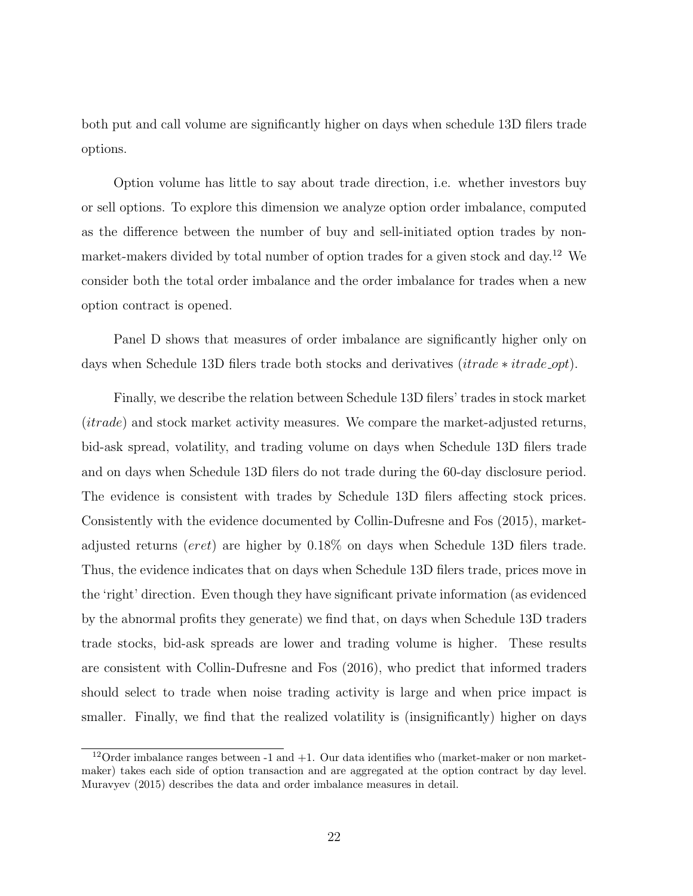both put and call volume are significantly higher on days when schedule 13D filers trade options.

Option volume has little to say about trade direction, i.e. whether investors buy or sell options. To explore this dimension we analyze option order imbalance, computed as the difference between the number of buy and sell-initiated option trades by non-market-makers divided by total number of option trades for a given stock and day.[12] We consider both the total order imbalance and the order imbalance for trades when a new option contract is opened.

Panel D shows that measures of order imbalance are significantly higher only on days when Schedule 13D filers trade both stocks and derivatives ($itrade * itrade\_opt$).

Finally, we describe the relation between Schedule 13D filers' trades in stock market ($itrade$) and stock market activity measures. We compare the market-adjusted returns, bid-ask spread, volatility, and trading volume on days when Schedule 13D filers trade and on days when Schedule 13D filers do not trade during the 60-day disclosure period. The evidence is consistent with trades by Schedule 13D filers affecting stock prices. Consistently with the evidence documented by Collin-Dufresne and Fos (2015), market-adjusted returns ($eret$) are higher by 0.18% on days when Schedule 13D filers trade. Thus, the evidence indicates that on days when Schedule 13D filers trade, prices move in the 'right' direction. Even though they have significant private information (as evidenced by the abnormal profits they generate) we find that, on days when Schedule 13D traders trade stocks, bid-ask spreads are lower and trading volume is higher. These results are consistent with Collin-Dufresne and Fos (2016), who predict that informed traders should select to trade when noise trading activity is large and when price impact is smaller. Finally, we find that the realized volatility is (insignificantly) higher on days

[12] Order imbalance ranges between -1 and +1. Our data identifies who (market-maker or non market-maker) takes each side of option transaction and are aggregated at the option contract by day level. Muravyev (2015) describes the data and order imbalance measures in detail.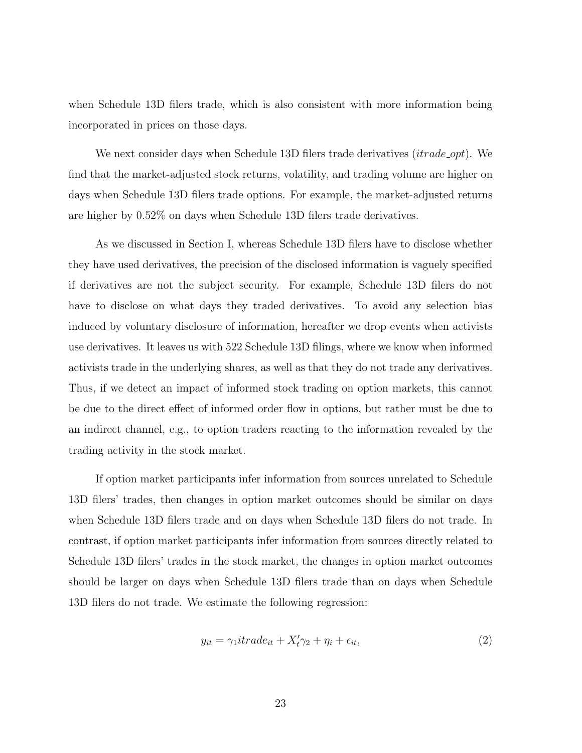when Schedule 13D filers trade, which is also consistent with more information being incorporated in prices on those days.

We next consider days when Schedule 13D filers trade derivatives (*itrade_opt*). We find that the market-adjusted stock returns, volatility, and trading volume are higher on days when Schedule 13D filers trade options. For example, the market-adjusted returns are higher by 0.52% on days when Schedule 13D filers trade derivatives.

As we discussed in Section I, whereas Schedule 13D filers have to disclose whether they have used derivatives, the precision of the disclosed information is vaguely specified if derivatives are not the subject security. For example, Schedule 13D filers do not have to disclose on what days they traded derivatives. To avoid any selection bias induced by voluntary disclosure of information, hereafter we drop events when activists use derivatives. It leaves us with 522 Schedule 13D filings, where we know when informed activists trade in the underlying shares, as well as that they do not trade any derivatives. Thus, if we detect an impact of informed stock trading on option markets, this cannot be due to the direct effect of informed order flow in options, but rather must be due to an indirect channel, e.g., to option traders reacting to the information revealed by the trading activity in the stock market.

If option market participants infer information from sources unrelated to Schedule 13D filers' trades, then changes in option market outcomes should be similar on days when Schedule 13D filers trade and on days when Schedule 13D filers do not trade. In contrast, if option market participants infer information from sources directly related to Schedule 13D filers' trades in the stock market, the changes in option market outcomes should be larger on days when Schedule 13D filers trade than on days when Schedule 13D filers do not trade. We estimate the following regression:

$$y_{it} = \gamma_1 itrade_{it} + X_t'\gamma_2 + \eta_i + \epsilon_{it}, \tag{2}$$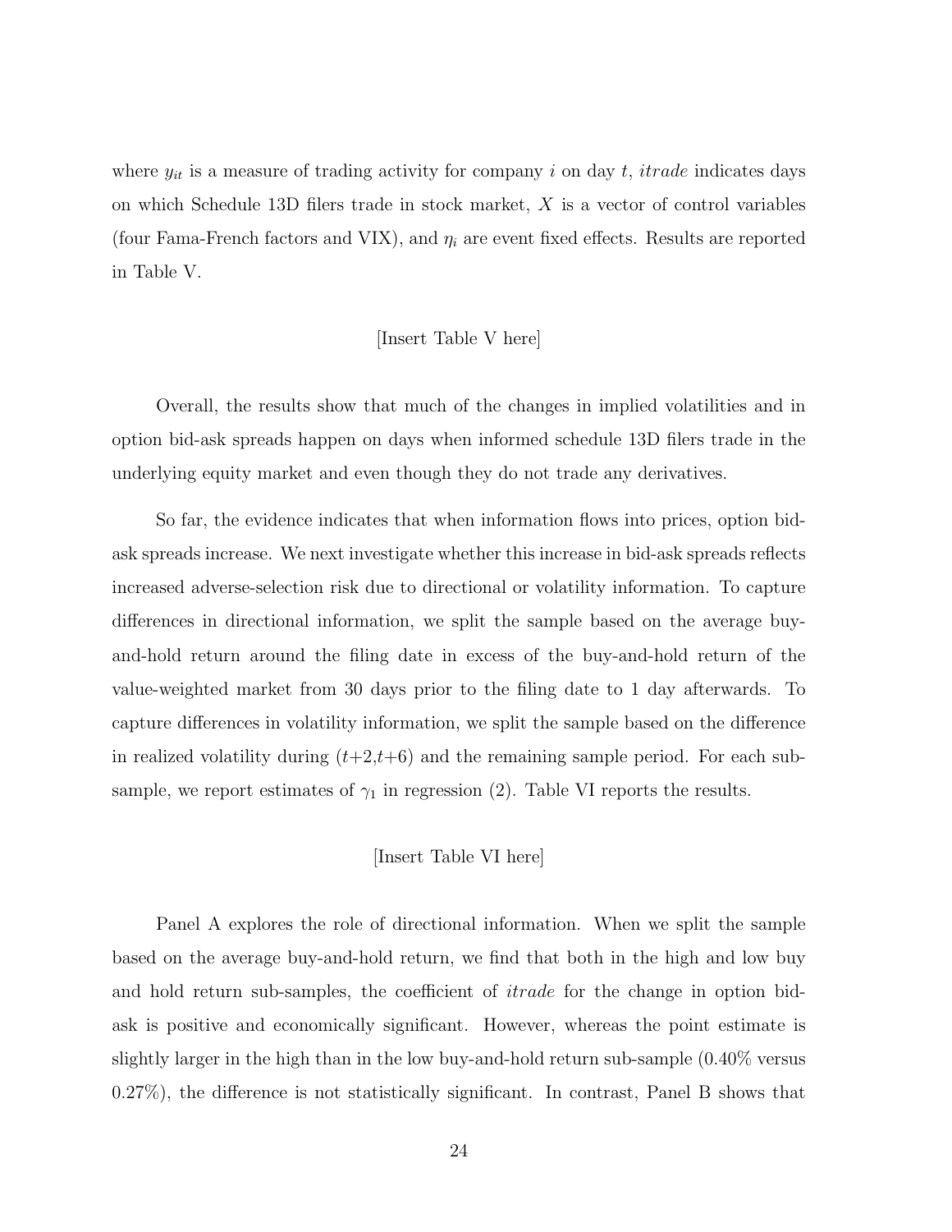where $y_{it}$ is a measure of trading activity for company $i$ on day $t$, *itrade* indicates days on which Schedule 13D filers trade in stock market, $X$ is a vector of control variables (four Fama-French factors and VIX), and $\eta_i$ are event fixed effects. Results are reported in Table V.

[Insert Table V here]

Overall, the results show that much of the changes in implied volatilities and in option bid-ask spreads happen on days when informed schedule 13D filers trade in the underlying equity market and even though they do not trade any derivatives.

So far, the evidence indicates that when information flows into prices, option bid-ask spreads increase. We next investigate whether this increase in bid-ask spreads reflects increased adverse-selection risk due to directional or volatility information. To capture differences in directional information, we split the sample based on the average buy-and-hold return around the filing date in excess of the buy-and-hold return of the value-weighted market from 30 days prior to the filing date to 1 day afterwards. To capture differences in volatility information, we split the sample based on the difference in realized volatility during ($t$+2,$t$+6) and the remaining sample period. For each sub-sample, we report estimates of $\gamma_1$ in regression (2). Table VI reports the results.

[Insert Table VI here]

Panel A explores the role of directional information. When we split the sample based on the average buy-and-hold return, we find that both in the high and low buy and hold return sub-samples, the coefficient of *itrade* for the change in option bid-ask is positive and economically significant. However, whereas the point estimate is slightly larger in the high than in the low buy-and-hold return sub-sample (0.40% versus 0.27%), the difference is not statistically significant. In contrast, Panel B shows that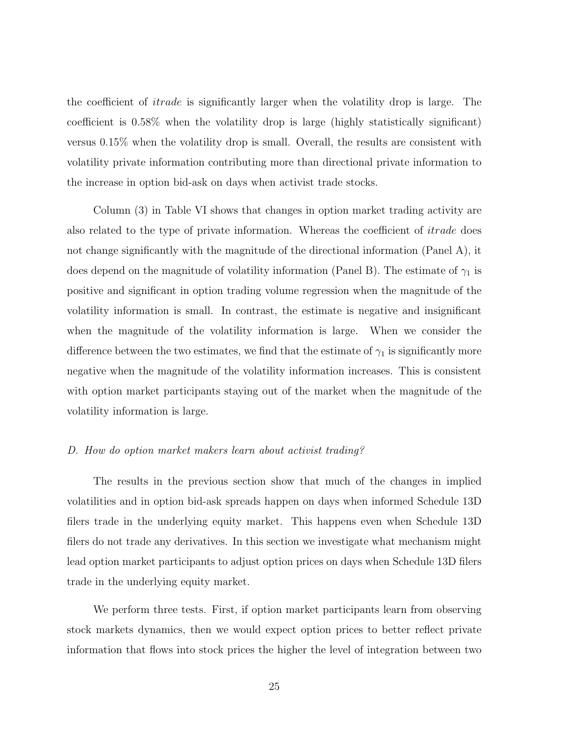the coefficient of *itrade* is significantly larger when the volatility drop is large. The coefficient is 0.58% when the volatility drop is large (highly statistically significant) versus 0.15% when the volatility drop is small. Overall, the results are consistent with volatility private information contributing more than directional private information to the increase in option bid-ask on days when activist trade stocks.

Column (3) in Table VI shows that changes in option market trading activity are also related to the type of private information. Whereas the coefficient of *itrade* does not change significantly with the magnitude of the directional information (Panel A), it does depend on the magnitude of volatility information (Panel B). The estimate of $\gamma_1$ is positive and significant in option trading volume regression when the magnitude of the volatility information is small. In contrast, the estimate is negative and insignificant when the magnitude of the volatility information is large. When we consider the difference between the two estimates, we find that the estimate of $\gamma_1$ is significantly more negative when the magnitude of the volatility information increases. This is consistent with option market participants staying out of the market when the magnitude of the volatility information is large.

*D. How do option market makers learn about activist trading?*

The results in the previous section show that much of the changes in implied volatilities and in option bid-ask spreads happen on days when informed Schedule 13D filers trade in the underlying equity market. This happens even when Schedule 13D filers do not trade any derivatives. In this section we investigate what mechanism might lead option market participants to adjust option prices on days when Schedule 13D filers trade in the underlying equity market.

We perform three tests. First, if option market participants learn from observing stock markets dynamics, then we would expect option prices to better reflect private information that flows into stock prices the higher the level of integration between two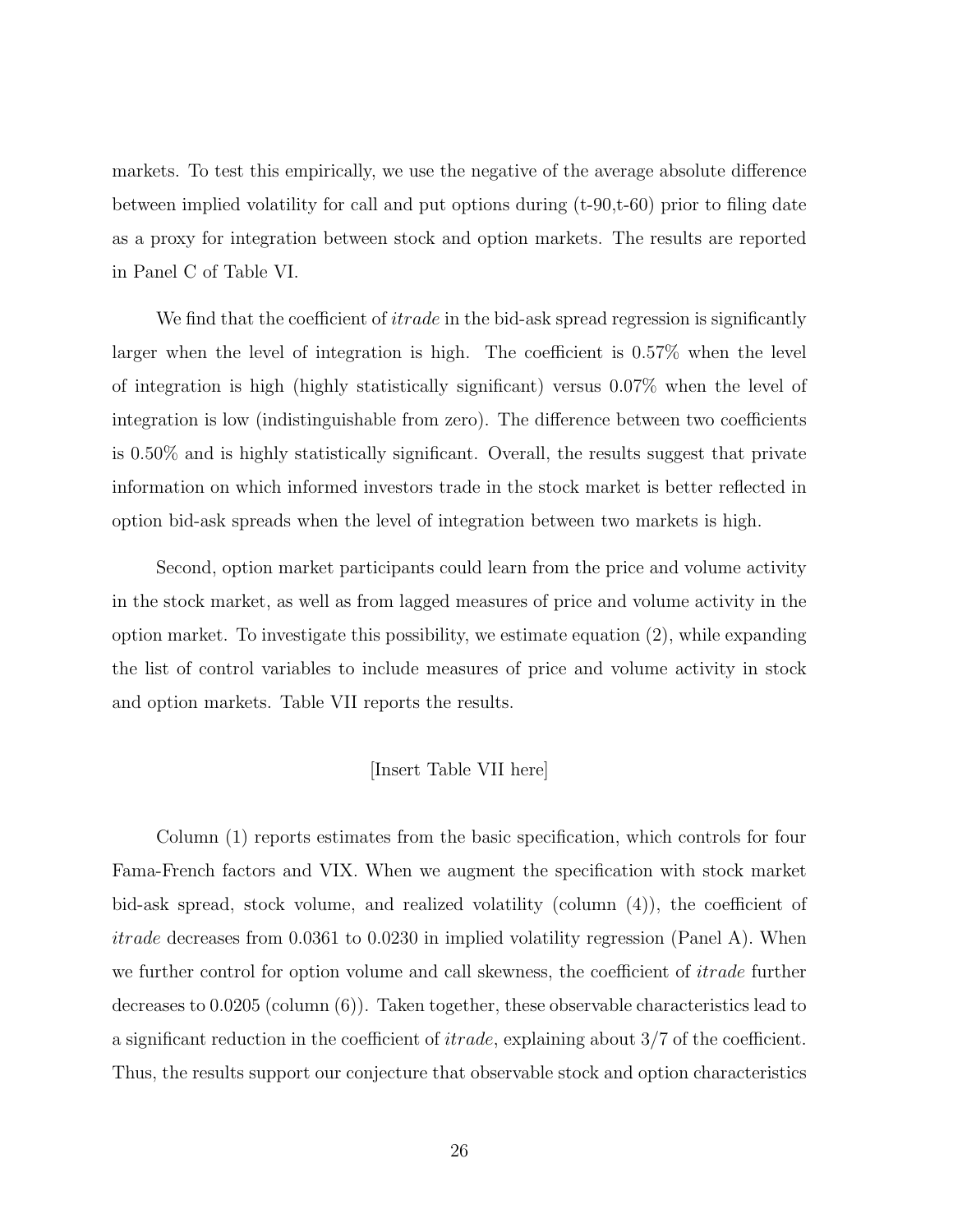markets. To test this empirically, we use the negative of the average absolute difference between implied volatility for call and put options during (t-90,t-60) prior to filing date as a proxy for integration between stock and option markets. The results are reported in Panel C of Table VI.

We find that the coefficient of *itrade* in the bid-ask spread regression is significantly larger when the level of integration is high. The coefficient is 0.57% when the level of integration is high (highly statistically significant) versus 0.07% when the level of integration is low (indistinguishable from zero). The difference between two coefficients is 0.50% and is highly statistically significant. Overall, the results suggest that private information on which informed investors trade in the stock market is better reflected in option bid-ask spreads when the level of integration between two markets is high.

Second, option market participants could learn from the price and volume activity in the stock market, as well as from lagged measures of price and volume activity in the option market. To investigate this possibility, we estimate equation (2), while expanding the list of control variables to include measures of price and volume activity in stock and option markets. Table VII reports the results.

[Insert Table VII here]

Column (1) reports estimates from the basic specification, which controls for four Fama-French factors and VIX. When we augment the specification with stock market bid-ask spread, stock volume, and realized volatility (column (4)), the coefficient of *itrade* decreases from 0.0361 to 0.0230 in implied volatility regression (Panel A). When we further control for option volume and call skewness, the coefficient of *itrade* further decreases to 0.0205 (column (6)). Taken together, these observable characteristics lead to a significant reduction in the coefficient of *itrade*, explaining about 3/7 of the coefficient. Thus, the results support our conjecture that observable stock and option characteristics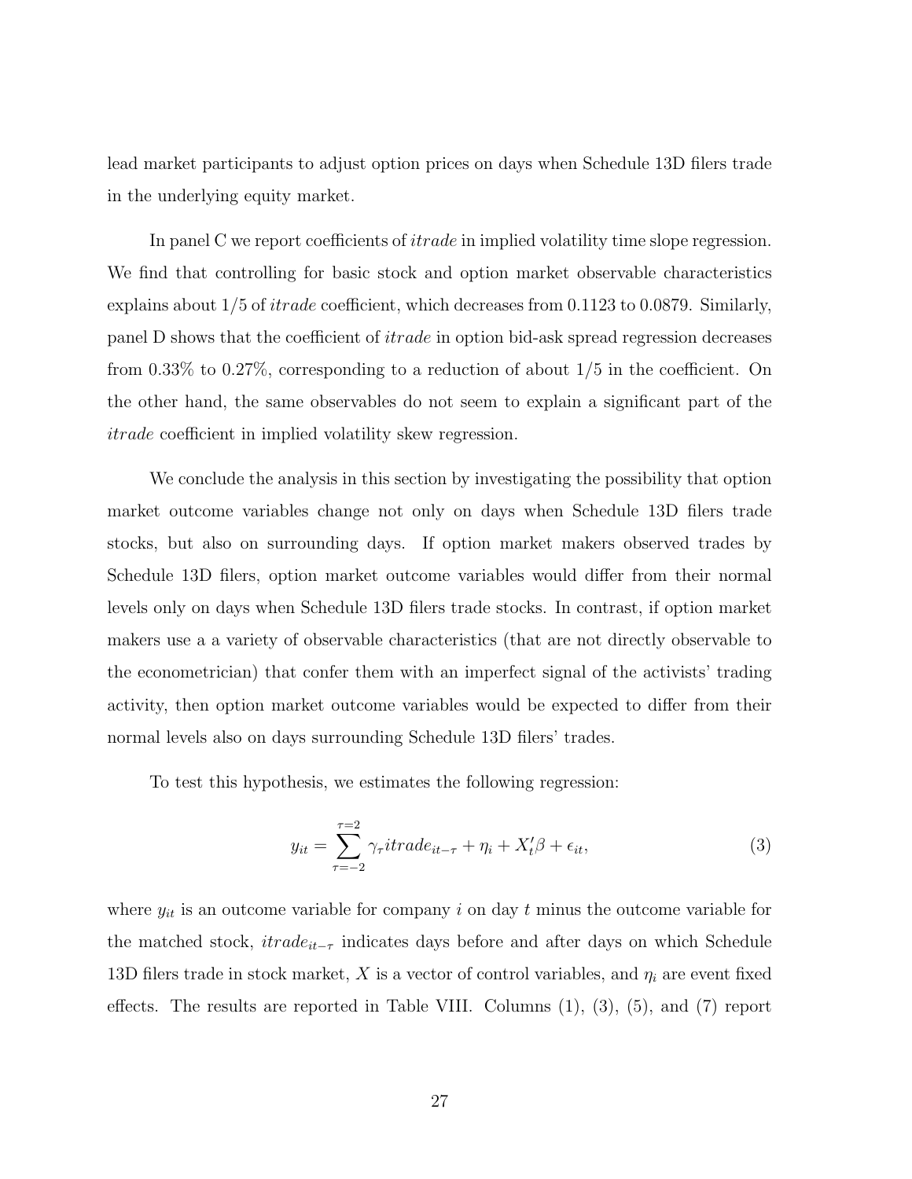lead market participants to adjust option prices on days when Schedule 13D filers trade in the underlying equity market.

In panel C we report coefficients of *itrade* in implied volatility time slope regression. We find that controlling for basic stock and option market observable characteristics explains about 1/5 of *itrade* coefficient, which decreases from 0.1123 to 0.0879. Similarly, panel D shows that the coefficient of *itrade* in option bid-ask spread regression decreases from 0.33% to 0.27%, corresponding to a reduction of about 1/5 in the coefficient. On the other hand, the same observables do not seem to explain a significant part of the *itrade* coefficient in implied volatility skew regression.

We conclude the analysis in this section by investigating the possibility that option market outcome variables change not only on days when Schedule 13D filers trade stocks, but also on surrounding days. If option market makers observed trades by Schedule 13D filers, option market outcome variables would differ from their normal levels only on days when Schedule 13D filers trade stocks. In contrast, if option market makers use a a variety of observable characteristics (that are not directly observable to the econometrician) that confer them with an imperfect signal of the activists' trading activity, then option market outcome variables would be expected to differ from their normal levels also on days surrounding Schedule 13D filers' trades.

To test this hypothesis, we estimates the following regression:

$$y_{it} = \sum_{\tau=-2}^{\tau=2} \gamma_\tau itrade_{it-\tau} + \eta_i + X_t'\beta + \epsilon_{it}, \tag{3}$$

where $y_{it}$ is an outcome variable for company $i$ on day $t$ minus the outcome variable for the matched stock, $itrade_{it-\tau}$ indicates days before and after days on which Schedule 13D filers trade in stock market, $X$ is a vector of control variables, and $\eta_i$ are event fixed effects. The results are reported in Table VIII. Columns (1), (3), (5), and (7) report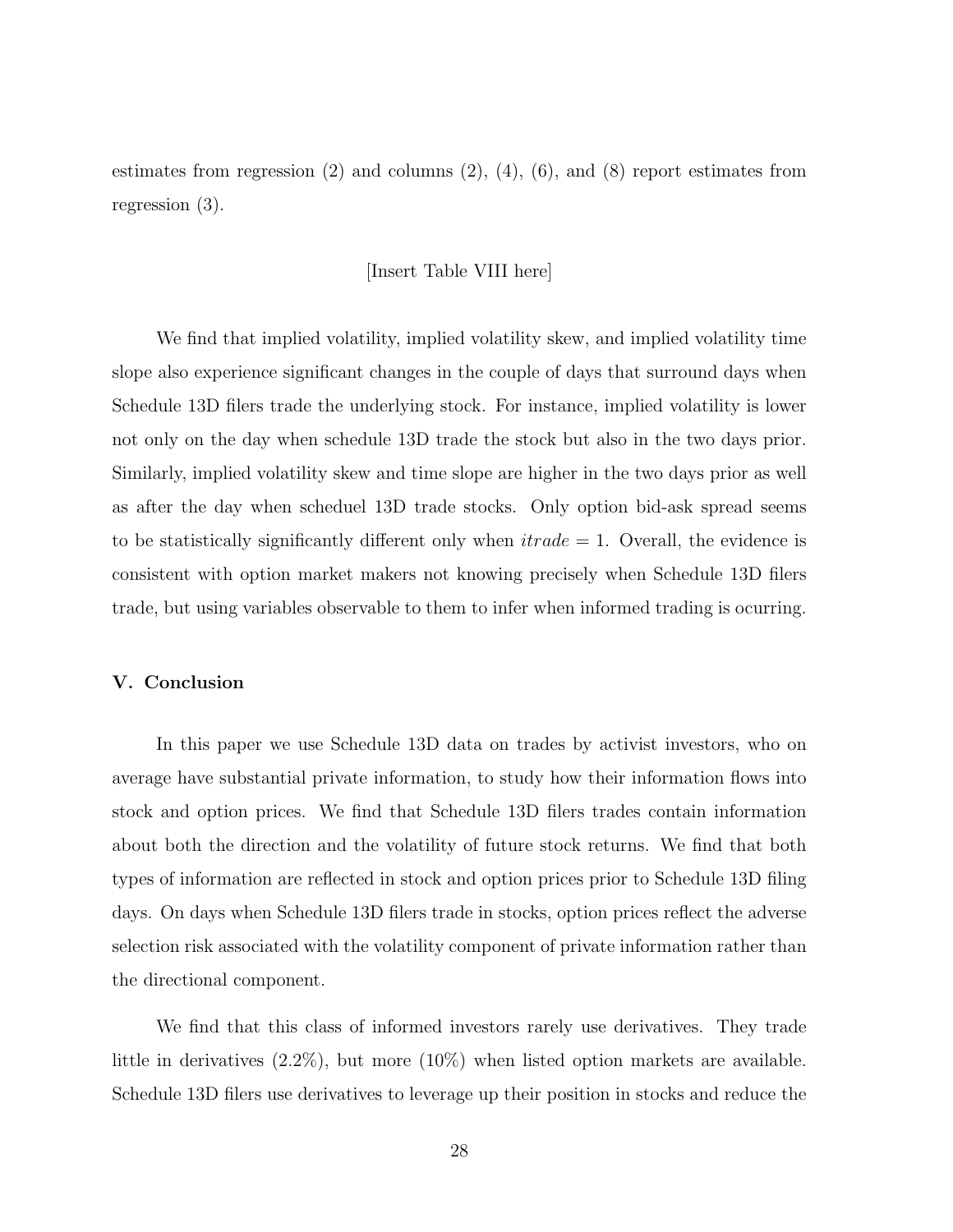estimates from regression (2) and columns (2), (4), (6), and (8) report estimates from regression (3).

[Insert Table VIII here]

We find that implied volatility, implied volatility skew, and implied volatility time slope also experience significant changes in the couple of days that surround days when Schedule 13D filers trade the underlying stock. For instance, implied volatility is lower not only on the day when schedule 13D trade the stock but also in the two days prior. Similarly, implied volatility skew and time slope are higher in the two days prior as well as after the day when scheduel 13D trade stocks. Only option bid-ask spread seems to be statistically significantly different only when $itrade = 1$. Overall, the evidence is consistent with option market makers not knowing precisely when Schedule 13D filers trade, but using variables observable to them to infer when informed trading is ocurring.

## V. Conclusion

In this paper we use Schedule 13D data on trades by activist investors, who on average have substantial private information, to study how their information flows into stock and option prices. We find that Schedule 13D filers trades contain information about both the direction and the volatility of future stock returns. We find that both types of information are reflected in stock and option prices prior to Schedule 13D filing days. On days when Schedule 13D filers trade in stocks, option prices reflect the adverse selection risk associated with the volatility component of private information rather than the directional component.

We find that this class of informed investors rarely use derivatives. They trade little in derivatives (2.2%), but more (10%) when listed option markets are available. Schedule 13D filers use derivatives to leverage up their position in stocks and reduce the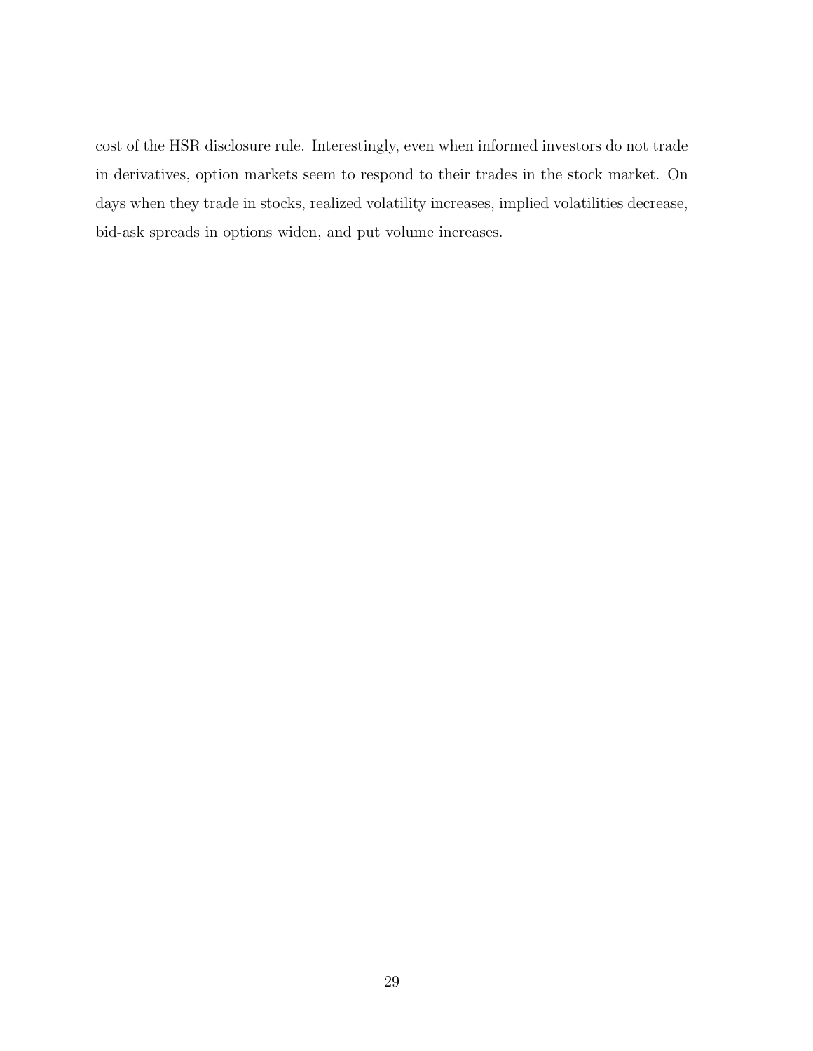cost of the HSR disclosure rule. Interestingly, even when informed investors do not trade in derivatives, option markets seem to respond to their trades in the stock market. On days when they trade in stocks, realized volatility increases, implied volatilities decrease, bid-ask spreads in options widen, and put volume increases.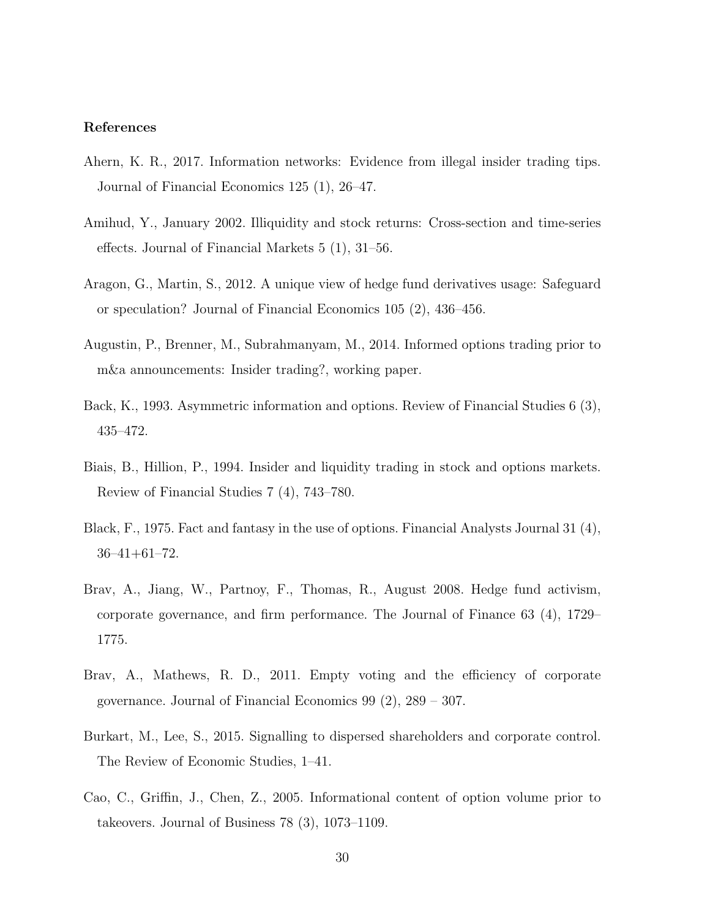**References**

Ahern, K. R., 2017. Information networks: Evidence from illegal insider trading tips. Journal of Financial Economics 125 (1), 26–47.

Amihud, Y., January 2002. Illiquidity and stock returns: Cross-section and time-series effects. Journal of Financial Markets 5 (1), 31–56.

Aragon, G., Martin, S., 2012. A unique view of hedge fund derivatives usage: Safeguard or speculation? Journal of Financial Economics 105 (2), 436–456.

Augustin, P., Brenner, M., Subrahmanyam, M., 2014. Informed options trading prior to m&a announcements: Insider trading?, working paper.

Back, K., 1993. Asymmetric information and options. Review of Financial Studies 6 (3), 435–472.

Biais, B., Hillion, P., 1994. Insider and liquidity trading in stock and options markets. Review of Financial Studies 7 (4), 743–780.

Black, F., 1975. Fact and fantasy in the use of options. Financial Analysts Journal 31 (4), 36–41+61–72.

Brav, A., Jiang, W., Partnoy, F., Thomas, R., August 2008. Hedge fund activism, corporate governance, and firm performance. The Journal of Finance 63 (4), 1729–1775.

Brav, A., Mathews, R. D., 2011. Empty voting and the efficiency of corporate governance. Journal of Financial Economics 99 (2), 289 – 307.

Burkart, M., Lee, S., 2015. Signalling to dispersed shareholders and corporate control. The Review of Economic Studies, 1–41.

Cao, C., Griffin, J., Chen, Z., 2005. Informational content of option volume prior to takeovers. Journal of Business 78 (3), 1073–1109.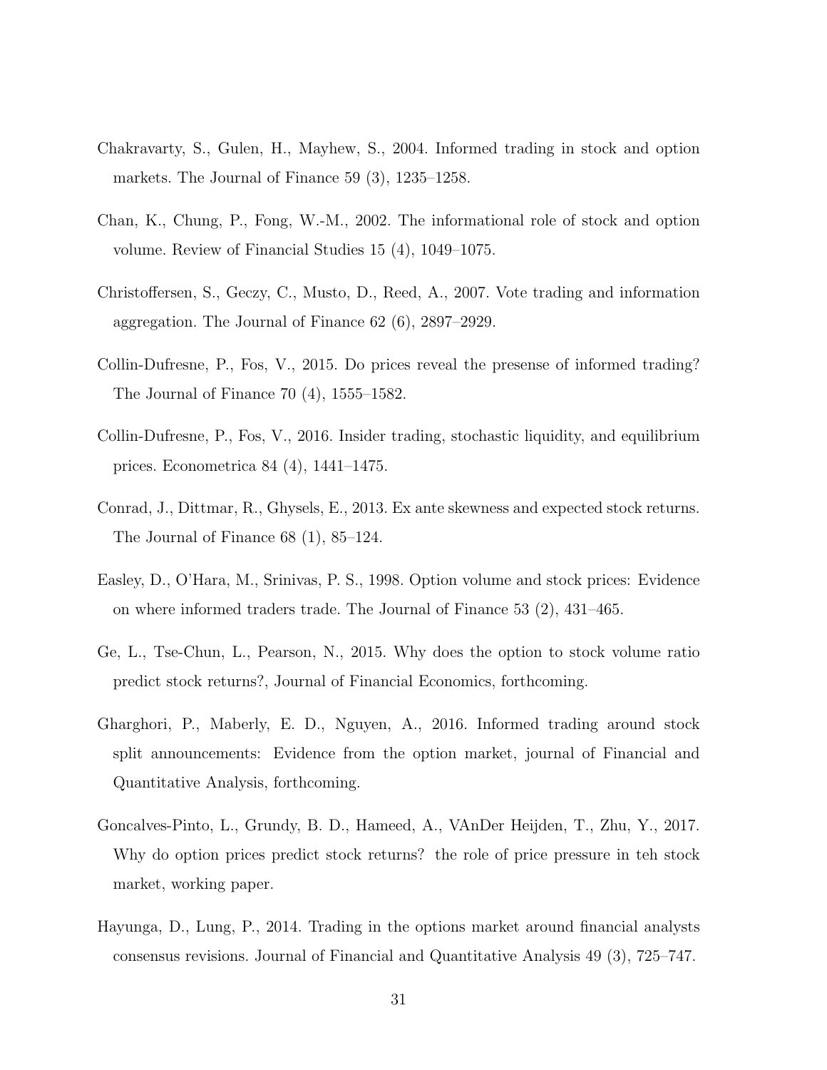Chakravarty, S., Gulen, H., Mayhew, S., 2004. Informed trading in stock and option markets. The Journal of Finance 59 (3), 1235–1258.

Chan, K., Chung, P., Fong, W.-M., 2002. The informational role of stock and option volume. Review of Financial Studies 15 (4), 1049–1075.

Christoffersen, S., Geczy, C., Musto, D., Reed, A., 2007. Vote trading and information aggregation. The Journal of Finance 62 (6), 2897–2929.

Collin-Dufresne, P., Fos, V., 2015. Do prices reveal the presense of informed trading? The Journal of Finance 70 (4), 1555–1582.

Collin-Dufresne, P., Fos, V., 2016. Insider trading, stochastic liquidity, and equilibrium prices. Econometrica 84 (4), 1441–1475.

Conrad, J., Dittmar, R., Ghysels, E., 2013. Ex ante skewness and expected stock returns. The Journal of Finance 68 (1), 85–124.

Easley, D., O'Hara, M., Srinivas, P. S., 1998. Option volume and stock prices: Evidence on where informed traders trade. The Journal of Finance 53 (2), 431–465.

Ge, L., Tse-Chun, L., Pearson, N., 2015. Why does the option to stock volume ratio predict stock returns?, Journal of Financial Economics, forthcoming.

Gharghori, P., Maberly, E. D., Nguyen, A., 2016. Informed trading around stock split announcements: Evidence from the option market, journal of Financial and Quantitative Analysis, forthcoming.

Goncalves-Pinto, L., Grundy, B. D., Hameed, A., VAnDer Heijden, T., Zhu, Y., 2017. Why do option prices predict stock returns? the role of price pressure in teh stock market, working paper.

Hayunga, D., Lung, P., 2014. Trading in the options market around financial analysts consensus revisions. Journal of Financial and Quantitative Analysis 49 (3), 725–747.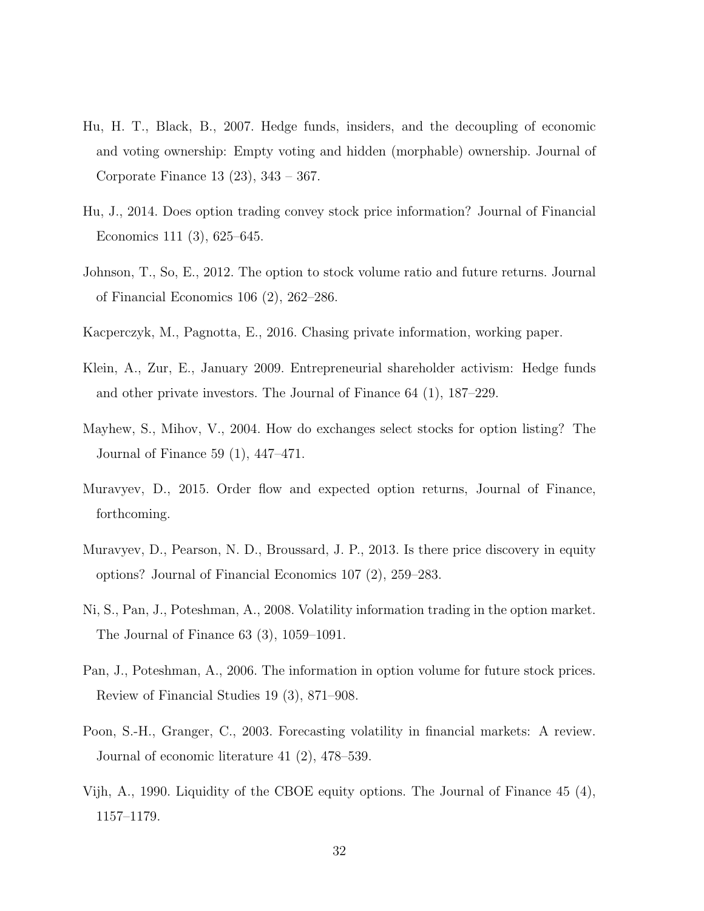Hu, H. T., Black, B., 2007. Hedge funds, insiders, and the decoupling of economic and voting ownership: Empty voting and hidden (morphable) ownership. Journal of Corporate Finance 13 (23), 343 – 367.

Hu, J., 2014. Does option trading convey stock price information? Journal of Financial Economics 111 (3), 625–645.

Johnson, T., So, E., 2012. The option to stock volume ratio and future returns. Journal of Financial Economics 106 (2), 262–286.

Kacperczyk, M., Pagnotta, E., 2016. Chasing private information, working paper.

Klein, A., Zur, E., January 2009. Entrepreneurial shareholder activism: Hedge funds and other private investors. The Journal of Finance 64 (1), 187–229.

Mayhew, S., Mihov, V., 2004. How do exchanges select stocks for option listing? The Journal of Finance 59 (1), 447–471.

Muravyev, D., 2015. Order flow and expected option returns, Journal of Finance, forthcoming.

Muravyev, D., Pearson, N. D., Broussard, J. P., 2013. Is there price discovery in equity options? Journal of Financial Economics 107 (2), 259–283.

Ni, S., Pan, J., Poteshman, A., 2008. Volatility information trading in the option market. The Journal of Finance 63 (3), 1059–1091.

Pan, J., Poteshman, A., 2006. The information in option volume for future stock prices. Review of Financial Studies 19 (3), 871–908.

Poon, S.-H., Granger, C., 2003. Forecasting volatility in financial markets: A review. Journal of economic literature 41 (2), 478–539.

Vijh, A., 1990. Liquidity of the CBOE equity options. The Journal of Finance 45 (4), 1157–1179.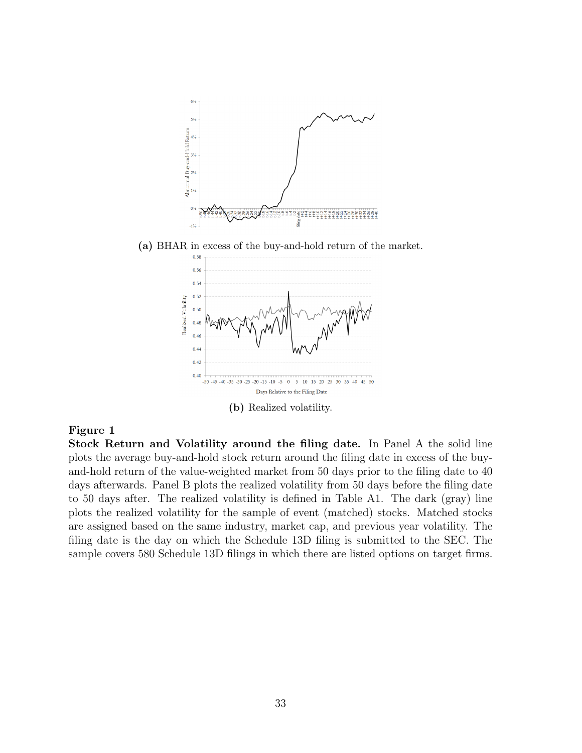**(a)** BHAR in excess of the buy-and-hold return of the market.

**(b)** Realized volatility.

**Figure 1**

**Stock Return and Volatility around the filing date.** In Panel A the solid line plots the average buy-and-hold stock return around the filing date in excess of the buy-and-hold return of the value-weighted market from 50 days prior to the filing date to 40 days afterwards. Panel B plots the realized volatility from 50 days before the filing date to 50 days after. The realized volatility is defined in Table A1. The dark (gray) line plots the realized volatility for the sample of event (matched) stocks. Matched stocks are assigned based on the same industry, market cap, and previous year volatility. The filing date is the day on which the Schedule 13D filing is submitted to the SEC. The sample covers 580 Schedule 13D filings in which there are listed options on target firms.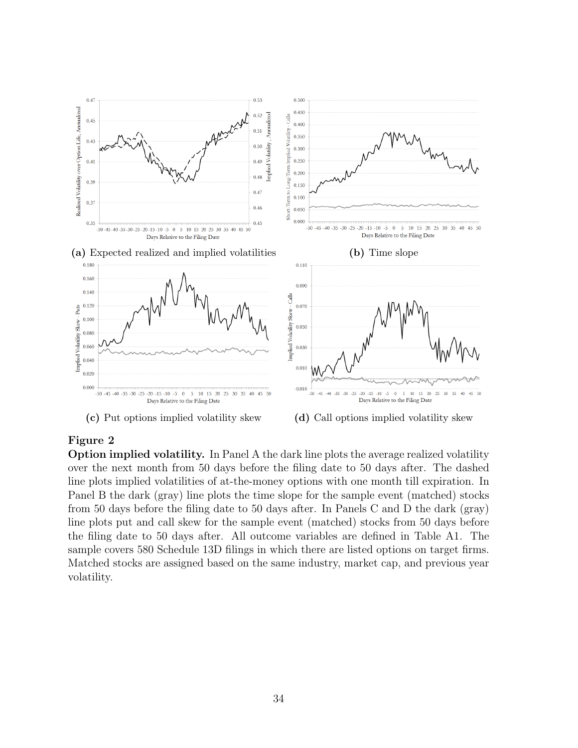**(a)** Expected realized and implied volatilities

**(b)** Time slope

**(c)** Put options implied volatility skew

**(d)** Call options implied volatility skew

**Figure 2**

**Option implied volatility.** In Panel A the dark line plots the average realized volatility over the next month from 50 days before the filing date to 50 days after. The dashed line plots implied volatilities of at-the-money options with one month till expiration. In Panel B the dark (gray) line plots the time slope for the sample event (matched) stocks from 50 days before the filing date to 50 days after. In Panels C and D the dark (gray) line plots put and call skew for the sample event (matched) stocks from 50 days before the filing date to 50 days after. All outcome variables are defined in Table A1. The sample covers 580 Schedule 13D filings in which there are listed options on target firms. Matched stocks are assigned based on the same industry, market cap, and previous year volatility.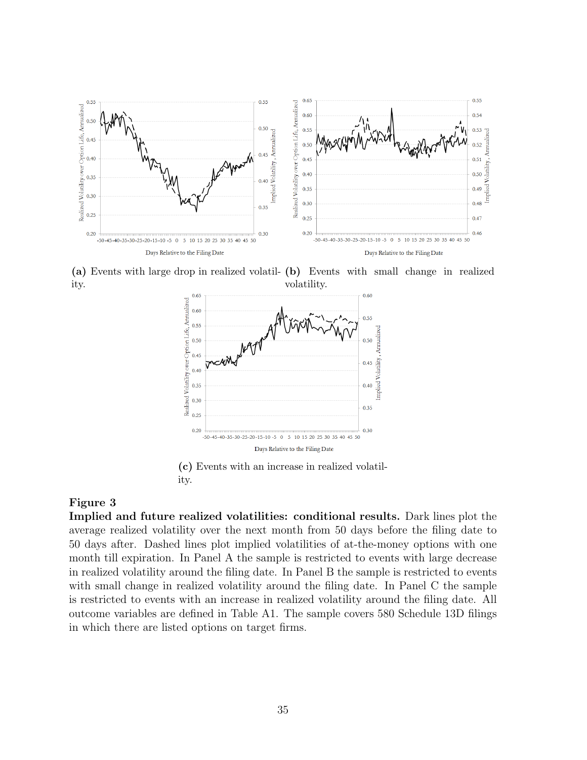(a) Events with large drop in realized volatility.

(b) Events with small change in realized volatility.

(c) Events with an increase in realized volatility.

**Figure 3**
**Implied and future realized volatilities: conditional results.** Dark lines plot the average realized volatility over the next month from 50 days before the filing date to 50 days after. Dashed lines plot implied volatilities of at-the-money options with one month till expiration. In Panel A the sample is restricted to events with large decrease in realized volatility around the filing date. In Panel B the sample is restricted to events with small change in realized volatility around the filing date. In Panel C the sample is restricted to events with an increase in realized volatility around the filing date. All outcome variables are defined in Table A1. The sample covers 580 Schedule 13D filings in which there are listed options on target firms.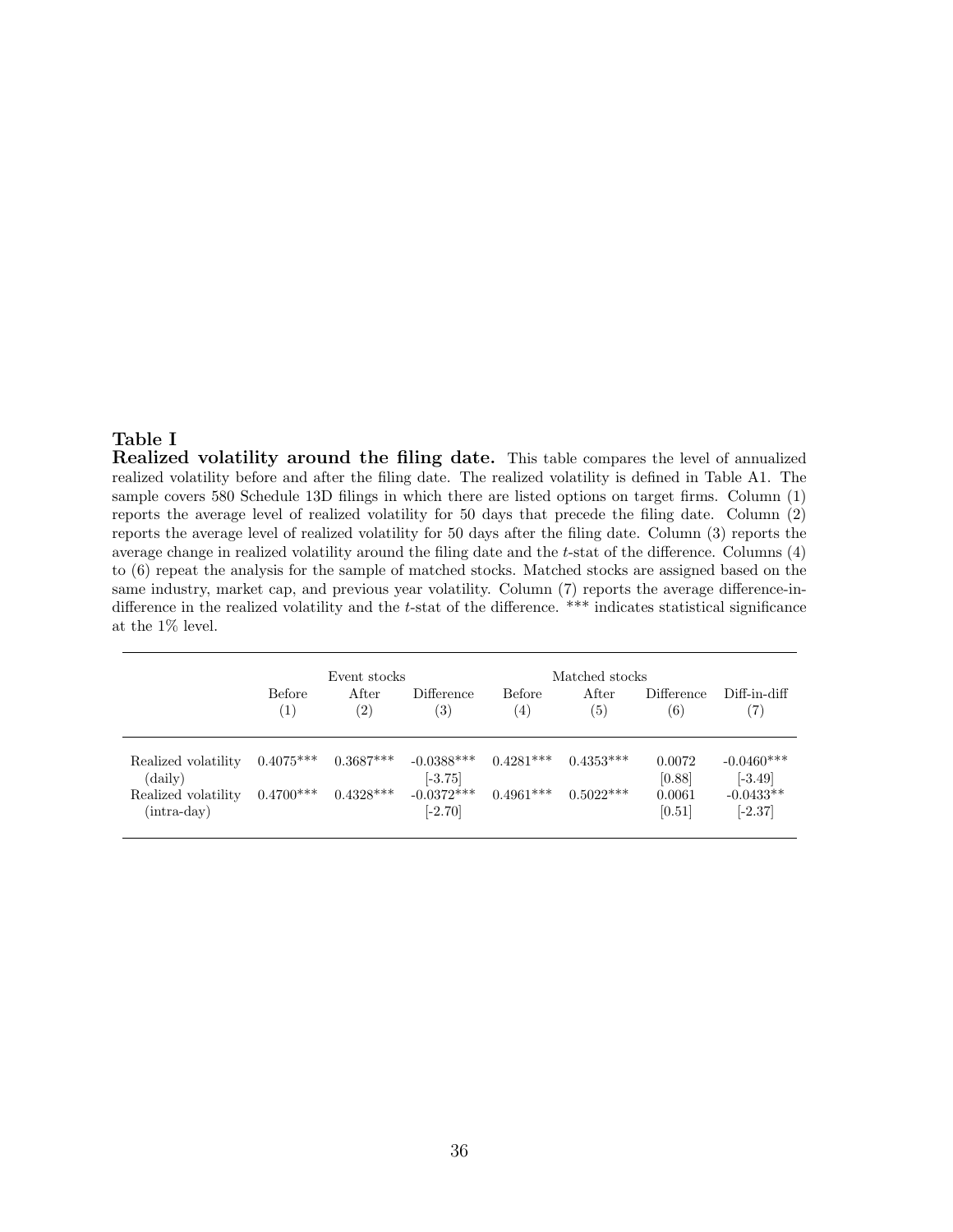**Table I**

**Realized volatility around the filing date.** This table compares the level of annualized realized volatility before and after the filing date. The realized volatility is defined in Table A1. The sample covers 580 Schedule 13D filings in which there are listed options on target firms. Column (1) reports the average level of realized volatility for 50 days that precede the filing date. Column (2) reports the average level of realized volatility for 50 days after the filing date. Column (3) reports the average change in realized volatility around the filing date and the $t$-stat of the difference. Columns (4) to (6) repeat the analysis for the sample of matched stocks. Matched stocks are assigned based on the same industry, market cap, and previous year volatility. Column (7) reports the average difference-in-difference in the realized volatility and the $t$-stat of the difference. *** indicates statistical significance at the 1% level.

| | Event stocks | | | Matched stocks | | | |
|---|---|---|---|---|---|---|---|
| | Before (1) | After (2) | Difference (3) | Before (4) | After (5) | Difference (6) | Diff-in-diff (7) |
| Realized volatility (daily) | 0.4075*** | 0.3687*** | -0.0388*** | 0.4281*** | 0.4353*** | 0.0072 | -0.0460*** |
| | | | [-3.75] | | | [0.88] | [-3.49] |
| Realized volatility (intra-day) | 0.4700*** | 0.4328*** | -0.0372*** | 0.4961*** | 0.5022*** | 0.0061 | -0.0433** |
| | | | [-2.70] | | | [0.51] | [-2.37] |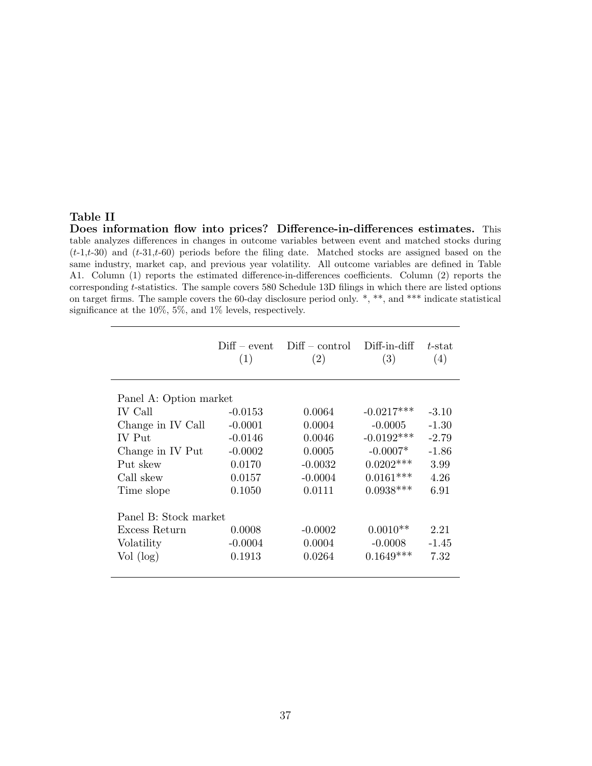**Table II**

**Does information flow into prices? Difference-in-differences estimates.** This table analyzes differences in changes in outcome variables between event and matched stocks during ($t$-1,$t$-30) and ($t$-31,$t$-60) periods before the filing date. Matched stocks are assigned based on the same industry, market cap, and previous year volatility. All outcome variables are defined in Table A1. Column (1) reports the estimated difference-in-differences coefficients. Column (2) reports the corresponding $t$-statistics. The sample covers 580 Schedule 13D filings in which there are listed options on target firms. The sample covers the 60-day disclosure period only. *, **, and *** indicate statistical significance at the 10%, 5%, and 1% levels, respectively.

| | Diff – event (1) | Diff – control (2) | Diff-in-diff (3) | $t$-stat (4) |
|---|---|---|---|---|
| Panel A: Option market | | | | |
| IV Call | -0.0153 | 0.0064 | -0.0217*** | -3.10 |
| Change in IV Call | -0.0001 | 0.0004 | -0.0005 | -1.30 |
| IV Put | -0.0146 | 0.0046 | -0.0192*** | -2.79 |
| Change in IV Put | -0.0002 | 0.0005 | -0.0007* | -1.86 |
| Put skew | 0.0170 | -0.0032 | 0.0202*** | 3.99 |
| Call skew | 0.0157 | -0.0004 | 0.0161*** | 4.26 |
| Time slope | 0.1050 | 0.0111 | 0.0938*** | 6.91 |
| Panel B: Stock market | | | | |
| Excess Return | 0.0008 | -0.0002 | 0.0010** | 2.21 |
| Volatility | -0.0004 | 0.0004 | -0.0008 | -1.45 |
| Vol (log) | 0.1913 | 0.0264 | 0.1649*** | 7.32 |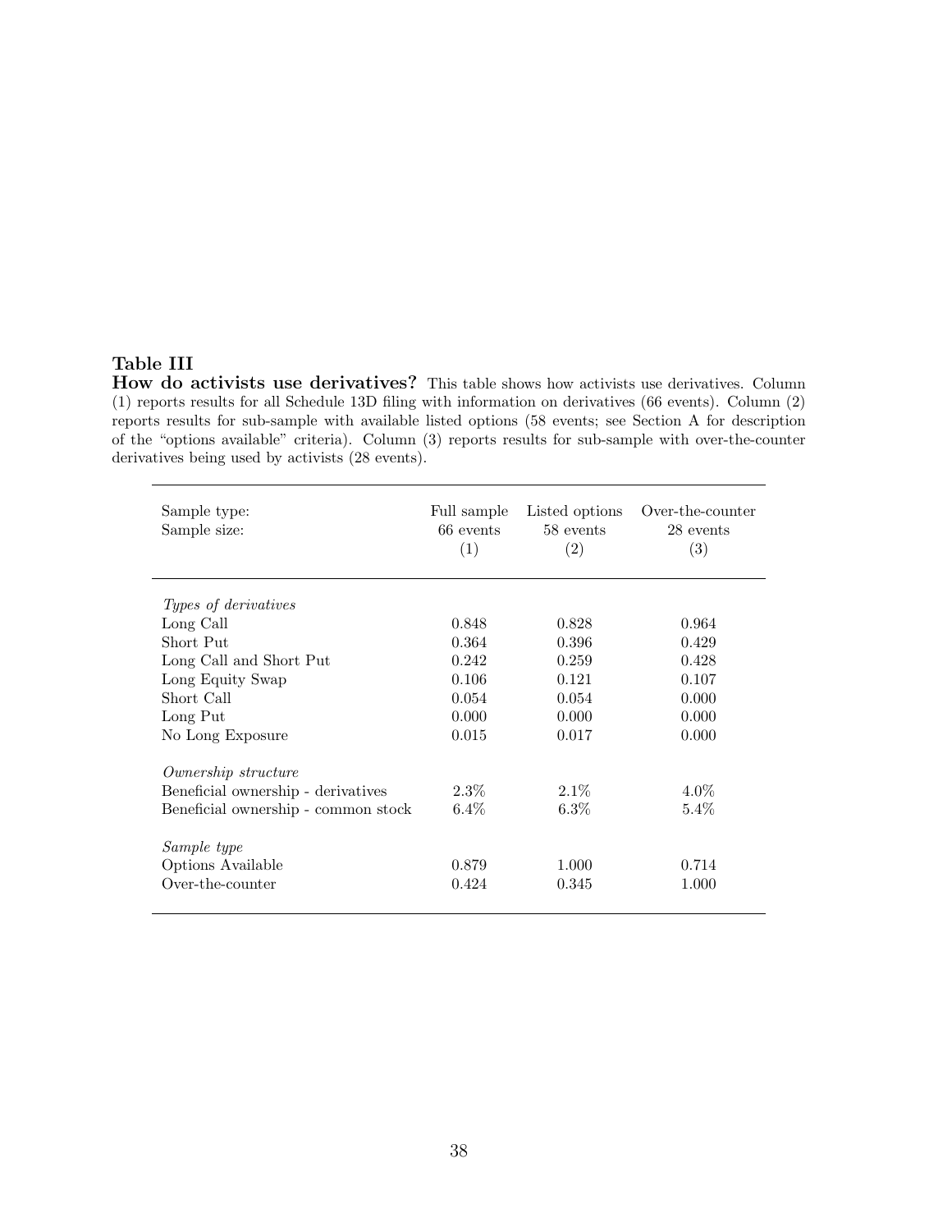**Table III**

**How do activists use derivatives?** This table shows how activists use derivatives. Column (1) reports results for all Schedule 13D filing with information on derivatives (66 events). Column (2) reports results for sub-sample with available listed options (58 events; see Section A for description of the "options available" criteria). Column (3) reports results for sub-sample with over-the-counter derivatives being used by activists (28 events).

| Sample type:<br>Sample size: | Full sample<br>66 events<br>(1) | Listed options<br>58 events<br>(2) | Over-the-counter<br>28 events<br>(3) |
|---|---|---|---|
| *Types of derivatives* | | | |
| Long Call | 0.848 | 0.828 | 0.964 |
| Short Put | 0.364 | 0.396 | 0.429 |
| Long Call and Short Put | 0.242 | 0.259 | 0.428 |
| Long Equity Swap | 0.106 | 0.121 | 0.107 |
| Short Call | 0.054 | 0.054 | 0.000 |
| Long Put | 0.000 | 0.000 | 0.000 |
| No Long Exposure | 0.015 | 0.017 | 0.000 |
| *Ownership structure* | | | |
| Beneficial ownership - derivatives | 2.3% | 2.1% | 4.0% |
| Beneficial ownership - common stock | 6.4% | 6.3% | 5.4% |
| *Sample type* | | | |
| Options Available | 0.879 | 1.000 | 0.714 |
| Over-the-counter | 0.424 | 0.345 | 1.000 |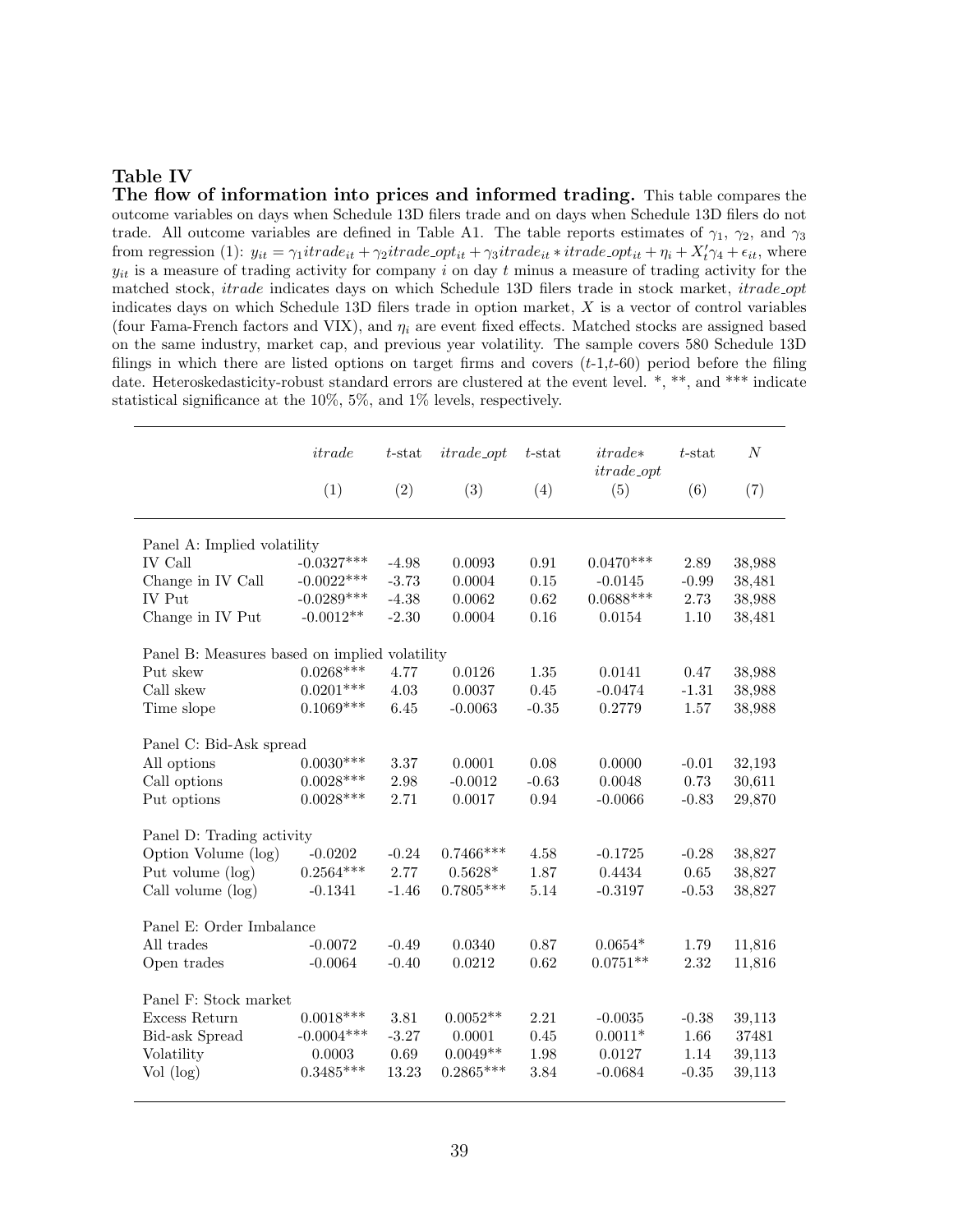**Table IV**

**The flow of information into prices and informed trading.** This table compares the outcome variables on days when Schedule 13D filers trade and on days when Schedule 13D filers do not trade. All outcome variables are defined in Table A1. The table reports estimates of $\gamma_1$, $\gamma_2$, and $\gamma_3$ from regression (1): $y_{it} = \gamma_1 itrade_{it} + \gamma_2 itrade\_opt_{it} + \gamma_3 itrade_{it} * itrade\_opt_{it} + \eta_i + X_t'\gamma_4 + \epsilon_{it}$, where $y_{it}$ is a measure of trading activity for company $i$ on day $t$ minus a measure of trading activity for the matched stock, *itrade* indicates days on which Schedule 13D filers trade in stock market, *itrade_opt* indicates days on which Schedule 13D filers trade in option market, $X$ is a vector of control variables (four Fama-French factors and VIX), and $\eta_i$ are event fixed effects. Matched stocks are assigned based on the same industry, market cap, and previous year volatility. The sample covers 580 Schedule 13D filings in which there are listed options on target firms and covers ($t$-1,$t$-60) period before the filing date. Heteroskedasticity-robust standard errors are clustered at the event level. *, **, and *** indicate statistical significance at the 10%, 5%, and 1% levels, respectively.

| | *itrade* | $t$-stat | *itrade_opt* | $t$-stat | *itrade*∗ *itrade_opt* | $t$-stat | $N$ |
|---|---|---|---|---|---|---|---|
| | (1) | (2) | (3) | (4) | (5) | (6) | (7) |
| Panel A: Implied volatility | | | | | | | |
| IV Call | -0.0327*** | -4.98 | 0.0093 | 0.91 | 0.0470*** | 2.89 | 38,988 |
| Change in IV Call | -0.0022*** | -3.73 | 0.0004 | 0.15 | -0.0145 | -0.99 | 38,481 |
| IV Put | -0.0289*** | -4.38 | 0.0062 | 0.62 | 0.0688*** | 2.73 | 38,988 |
| Change in IV Put | -0.0012** | -2.30 | 0.0004 | 0.16 | 0.0154 | 1.10 | 38,481 |
| Panel B: Measures based on implied volatility | | | | | | | |
| Put skew | 0.0268*** | 4.77 | 0.0126 | 1.35 | 0.0141 | 0.47 | 38,988 |
| Call skew | 0.0201*** | 4.03 | 0.0037 | 0.45 | -0.0474 | -1.31 | 38,988 |
| Time slope | 0.1069*** | 6.45 | -0.0063 | -0.35 | 0.2779 | 1.57 | 38,988 |
| Panel C: Bid-Ask spread | | | | | | | |
| All options | 0.0030*** | 3.37 | 0.0001 | 0.08 | 0.0000 | -0.01 | 32,193 |
| Call options | 0.0028*** | 2.98 | -0.0012 | -0.63 | 0.0048 | 0.73 | 30,611 |
| Put options | 0.0028*** | 2.71 | 0.0017 | 0.94 | -0.0066 | -0.83 | 29,870 |
| Panel D: Trading activity | | | | | | | |
| Option Volume (log) | -0.0202 | -0.24 | 0.7466*** | 4.58 | -0.1725 | -0.28 | 38,827 |
| Put volume (log) | 0.2564*** | 2.77 | 0.5628* | 1.87 | 0.4434 | 0.65 | 38,827 |
| Call volume (log) | -0.1341 | -1.46 | 0.7805*** | 5.14 | -0.3197 | -0.53 | 38,827 |
| Panel E: Order Imbalance | | | | | | | |
| All trades | -0.0072 | -0.49 | 0.0340 | 0.87 | 0.0654* | 1.79 | 11,816 |
| Open trades | -0.0064 | -0.40 | 0.0212 | 0.62 | 0.0751** | 2.32 | 11,816 |
| Panel F: Stock market | | | | | | | |
| Excess Return | 0.0018*** | 3.81 | 0.0052** | 2.21 | -0.0035 | -0.38 | 39,113 |
| Bid-ask Spread | -0.0004*** | -3.27 | 0.0001 | 0.45 | 0.0011* | 1.66 | 37481 |
| Volatility | 0.0003 | 0.69 | 0.0049** | 1.98 | 0.0127 | 1.14 | 39,113 |
| Vol (log) | 0.3485*** | 13.23 | 0.2865*** | 3.84 | -0.0684 | -0.35 | 39,113 |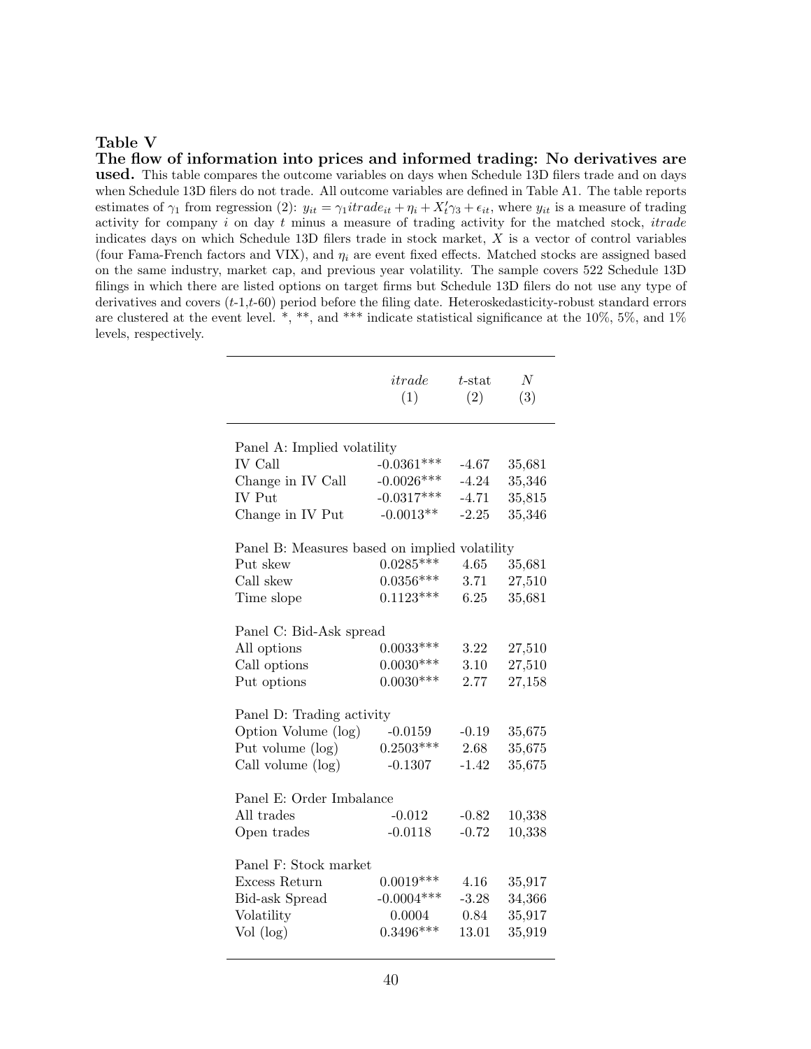**Table V**

**The flow of information into prices and informed trading: No derivatives are used.** This table compares the outcome variables on days when Schedule 13D filers trade and on days when Schedule 13D filers do not trade. All outcome variables are defined in Table A1. The table reports estimates of $\gamma_1$ from regression (2): $y_{it} = \gamma_1 itrade_{it} + \eta_i + X_t'\gamma_3 + \epsilon_{it}$, where $y_{it}$ is a measure of trading activity for company $i$ on day $t$ minus a measure of trading activity for the matched stock, *itrade* indicates days on which Schedule 13D filers trade in stock market, $X$ is a vector of control variables (four Fama-French factors and VIX), and $\eta_i$ are event fixed effects. Matched stocks are assigned based on the same industry, market cap, and previous year volatility. The sample covers 522 Schedule 13D filings in which there are listed options on target firms but Schedule 13D filers do not use any type of derivatives and covers ($t$-1,$t$-60) period before the filing date. Heteroskedasticity-robust standard errors are clustered at the event level. *, **, and *** indicate statistical significance at the 10%, 5%, and 1% levels, respectively.

| | *itrade* (1) | $t$-stat (2) | $N$ (3) |
|---|---|---|---|
| Panel A: Implied volatility | | | |
| IV Call | -0.0361*** | -4.67 | 35,681 |
| Change in IV Call | -0.0026*** | -4.24 | 35,346 |
| IV Put | -0.0317*** | -4.71 | 35,815 |
| Change in IV Put | -0.0013** | -2.25 | 35,346 |
| Panel B: Measures based on implied volatility | | | |
| Put skew | 0.0285*** | 4.65 | 35,681 |
| Call skew | 0.0356*** | 3.71 | 27,510 |
| Time slope | 0.1123*** | 6.25 | 35,681 |
| Panel C: Bid-Ask spread | | | |
| All options | 0.0033*** | 3.22 | 27,510 |
| Call options | 0.0030*** | 3.10 | 27,510 |
| Put options | 0.0030*** | 2.77 | 27,158 |
| Panel D: Trading activity | | | |
| Option Volume (log) | -0.0159 | -0.19 | 35,675 |
| Put volume (log) | 0.2503*** | 2.68 | 35,675 |
| Call volume (log) | -0.1307 | -1.42 | 35,675 |
| Panel E: Order Imbalance | | | |
| All trades | -0.012 | -0.82 | 10,338 |
| Open trades | -0.0118 | -0.72 | 10,338 |
| Panel F: Stock market | | | |
| Excess Return | 0.0019*** | 4.16 | 35,917 |
| Bid-ask Spread | -0.0004*** | -3.28 | 34,366 |
| Volatility | 0.0004 | 0.84 | 35,917 |
| Vol (log) | 0.3496*** | 13.01 | 35,919 |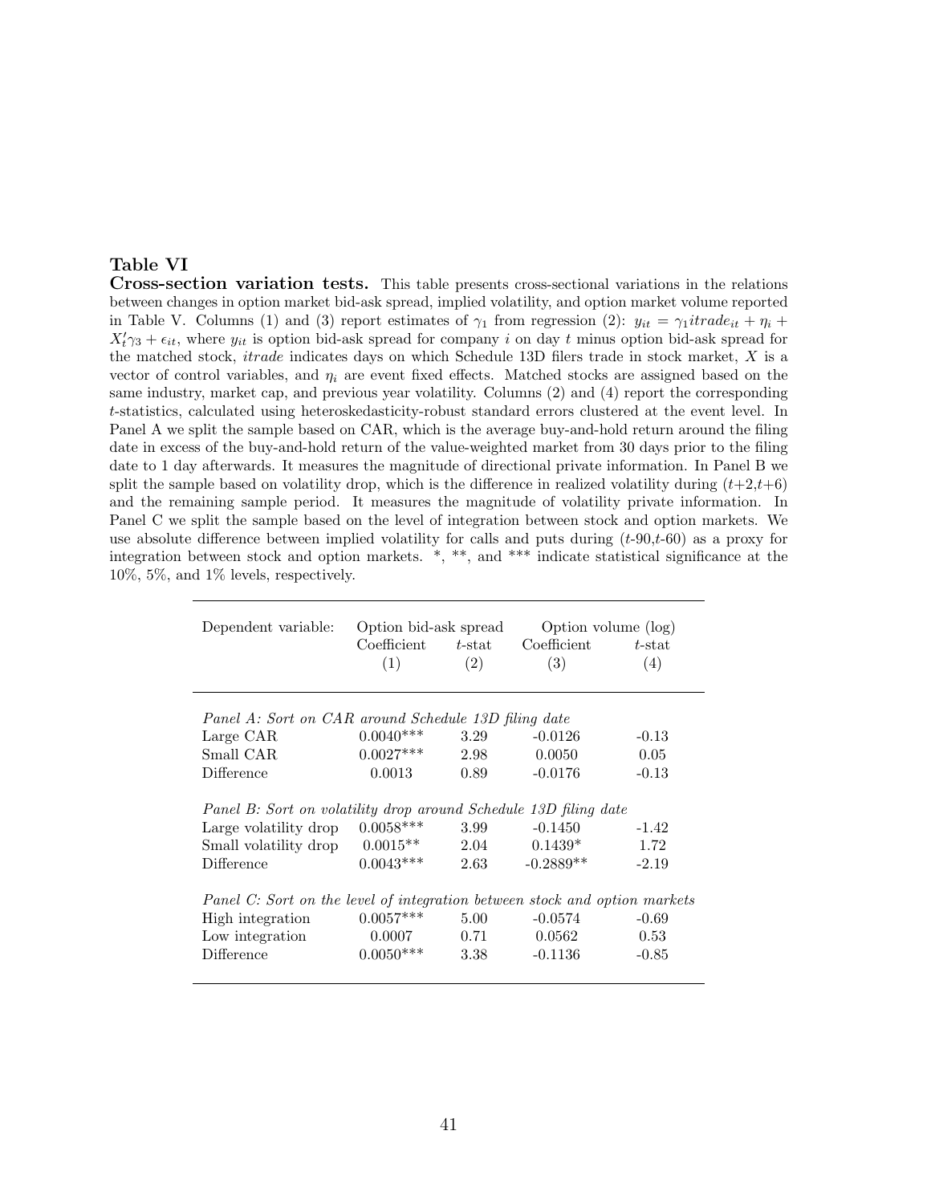## Table VI

**Cross-section variation tests.** This table presents cross-sectional variations in the relations between changes in option market bid-ask spread, implied volatility, and option market volume reported in Table V. Columns (1) and (3) report estimates of $\gamma_1$ from regression (2): $y_{it} = \gamma_1 itrade_{it} + \eta_i + X_t'\gamma_3 + \epsilon_{it}$, where $y_{it}$ is option bid-ask spread for company $i$ on day $t$ minus option bid-ask spread for the matched stock, *itrade* indicates days on which Schedule 13D filers trade in stock market, $X$ is a vector of control variables, and $\eta_i$ are event fixed effects. Matched stocks are assigned based on the same industry, market cap, and previous year volatility. Columns (2) and (4) report the corresponding $t$-statistics, calculated using heteroskedasticity-robust standard errors clustered at the event level. In Panel A we split the sample based on CAR, which is the average buy-and-hold return around the filing date in excess of the buy-and-hold return of the value-weighted market from 30 days prior to the filing date to 1 day afterwards. It measures the magnitude of directional private information. In Panel B we split the sample based on volatility drop, which is the difference in realized volatility during ($t$+2,$t$+6) and the remaining sample period. It measures the magnitude of volatility private information. In Panel C we split the sample based on the level of integration between stock and option markets. We use absolute difference between implied volatility for calls and puts during ($t$-90,$t$-60) as a proxy for integration between stock and option markets. *, **, and *** indicate statistical significance at the 10%, 5%, and 1% levels, respectively.

| Dependent variable: | Option bid-ask spread | | Option volume (log) | |
|---|---|---|---|---|
| | Coefficient | $t$-stat | Coefficient | $t$-stat |
| | (1) | (2) | (3) | (4) |
| *Panel A: Sort on CAR around Schedule 13D filing date* | | | | |
| Large CAR | 0.0040*** | 3.29 | -0.0126 | -0.13 |
| Small CAR | 0.0027*** | 2.98 | 0.0050 | 0.05 |
| Difference | 0.0013 | 0.89 | -0.0176 | -0.13 |
| *Panel B: Sort on volatility drop around Schedule 13D filing date* | | | | |
| Large volatility drop | 0.0058*** | 3.99 | -0.1450 | -1.42 |
| Small volatility drop | 0.0015** | 2.04 | 0.1439* | 1.72 |
| Difference | 0.0043*** | 2.63 | -0.2889** | -2.19 |
| *Panel C: Sort on the level of integration between stock and option markets* | | | | |
| High integration | 0.0057*** | 5.00 | -0.0574 | -0.69 |
| Low integration | 0.0007 | 0.71 | 0.0562 | 0.53 |
| Difference | 0.0050*** | 3.38 | -0.1136 | -0.85 |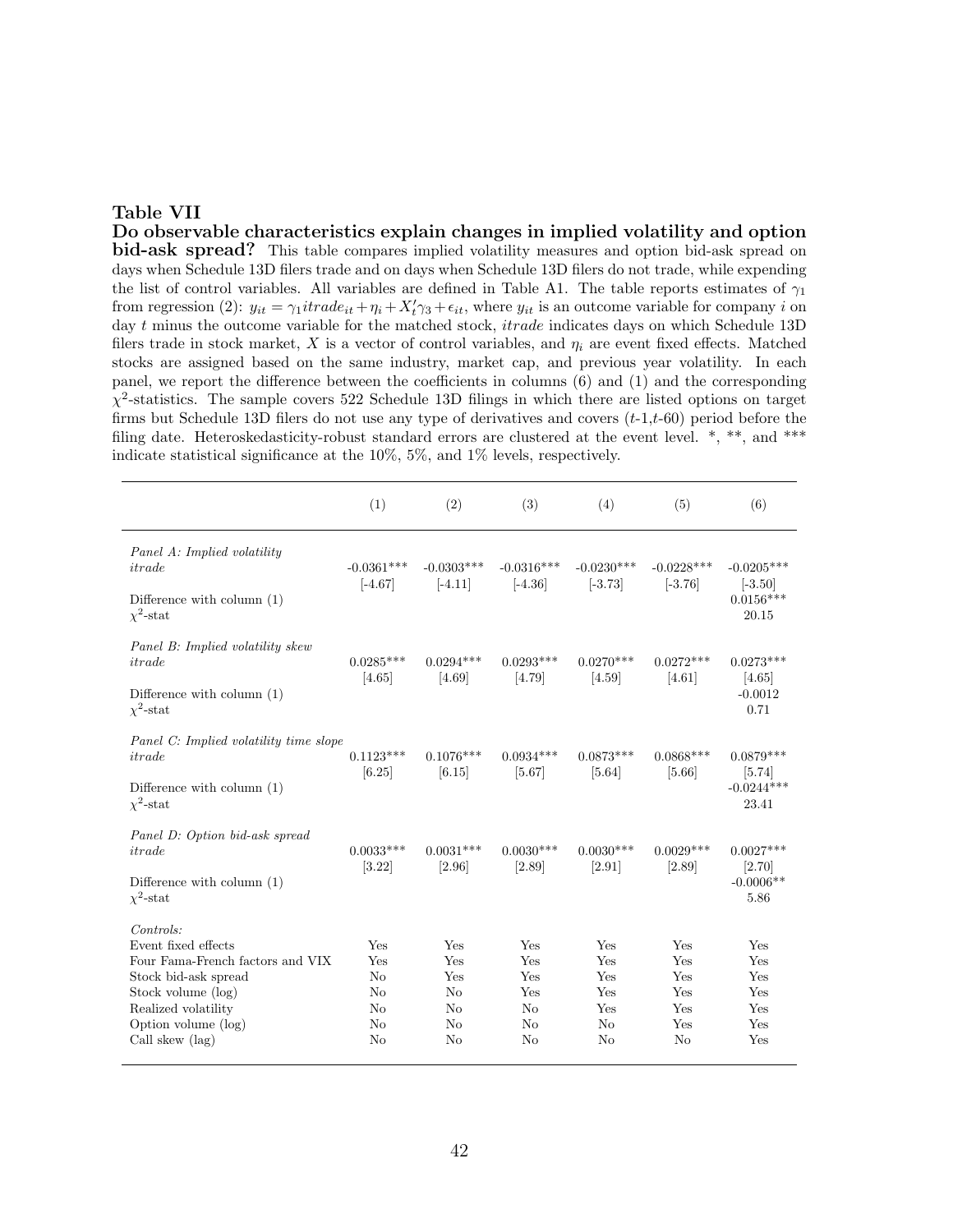**Table VII**

**Do observable characteristics explain changes in implied volatility and option bid-ask spread?** This table compares implied volatility measures and option bid-ask spread on days when Schedule 13D filers trade and on days when Schedule 13D filers do not trade, while expending the list of control variables. All variables are defined in Table A1. The table reports estimates of $\gamma_1$ from regression (2): $y_{it} = \gamma_1 itrade_{it} + \eta_i + X_t'\gamma_3 + \epsilon_{it}$, where $y_{it}$ is an outcome variable for company $i$ on day $t$ minus the outcome variable for the matched stock, *itrade* indicates days on which Schedule 13D filers trade in stock market, $X$ is a vector of control variables, and $\eta_i$ are event fixed effects. Matched stocks are assigned based on the same industry, market cap, and previous year volatility. In each panel, we report the difference between the coefficients in columns (6) and (1) and the corresponding $\chi^2$-statistics. The sample covers 522 Schedule 13D filings in which there are listed options on target firms but Schedule 13D filers do not use any type of derivatives and covers ($t$-1,$t$-60) period before the filing date. Heteroskedasticity-robust standard errors are clustered at the event level. *, **, and *** indicate statistical significance at the 10%, 5%, and 1% levels, respectively.

| | (1) | (2) | (3) | (4) | (5) | (6) |
|---|---|---|---|---|---|---|
| *Panel A: Implied volatility* | | | | | | |
| *itrade* | -0.0361*** | -0.0303*** | -0.0316*** | -0.0230*** | -0.0228*** | -0.0205*** |
| | [-4.67] | [-4.11] | [-4.36] | [-3.73] | [-3.76] | [-3.50] |
| Difference with column (1) | | | | | | 0.0156*** |
| $\chi^2$-stat | | | | | | 20.15 |
| *Panel B: Implied volatility skew* | | | | | | |
| *itrade* | 0.0285*** | 0.0294*** | 0.0293*** | 0.0270*** | 0.0272*** | 0.0273*** |
| | [4.65] | [4.69] | [4.79] | [4.59] | [4.61] | [4.65] |
| Difference with column (1) | | | | | | -0.0012 |
| $\chi^2$-stat | | | | | | 0.71 |
| *Panel C: Implied volatility time slope* | | | | | | |
| *itrade* | 0.1123*** | 0.1076*** | 0.0934*** | 0.0873*** | 0.0868*** | 0.0879*** |
| | [6.25] | [6.15] | [5.67] | [5.64] | [5.66] | [5.74] |
| Difference with column (1) | | | | | | -0.0244*** |
| $\chi^2$-stat | | | | | | 23.41 |
| *Panel D: Option bid-ask spread* | | | | | | |
| *itrade* | 0.0033*** | 0.0031*** | 0.0030*** | 0.0030*** | 0.0029*** | 0.0027*** |
| | [3.22] | [2.96] | [2.89] | [2.91] | [2.89] | [2.70] |
| Difference with column (1) | | | | | | -0.0006** |
| $\chi^2$-stat | | | | | | 5.86 |
| *Controls:* | | | | | | |
| Event fixed effects | Yes | Yes | Yes | Yes | Yes | Yes |
| Four Fama-French factors and VIX | Yes | Yes | Yes | Yes | Yes | Yes |
| Stock bid-ask spread | No | Yes | Yes | Yes | Yes | Yes |
| Stock volume (log) | No | No | Yes | Yes | Yes | Yes |
| Realized volatility | No | No | No | Yes | Yes | Yes |
| Option volume (log) | No | No | No | No | Yes | Yes |
| Call skew (lag) | No | No | No | No | No | Yes |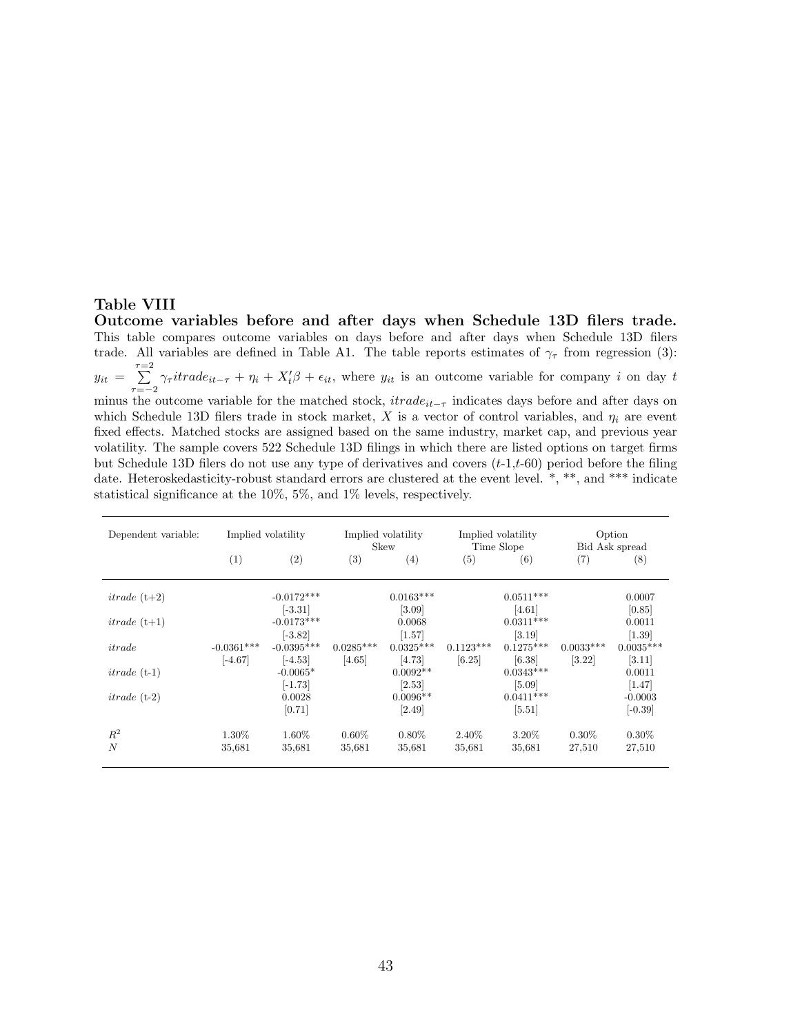**Table VIII**

**Outcome variables before and after days when Schedule 13D filers trade.**
This table compares outcome variables on days before and after days when Schedule 13D filers trade. All variables are defined in Table A1. The table reports estimates of $\gamma_\tau$ from regression (3): $y_{it} = \sum_{\tau=-2}^{\tau=2} \gamma_\tau itrade_{it-\tau} + \eta_i + X_t'\beta + \epsilon_{it}$, where $y_{it}$ is an outcome variable for company $i$ on day $t$ minus the outcome variable for the matched stock, $itrade_{it-\tau}$ indicates days before and after days on which Schedule 13D filers trade in stock market, $X$ is a vector of control variables, and $\eta_i$ are event fixed effects. Matched stocks are assigned based on the same industry, market cap, and previous year volatility. The sample covers 522 Schedule 13D filings in which there are listed options on target firms but Schedule 13D filers do not use any type of derivatives and covers ($t$-1,$t$-60) period before the filing date. Heteroskedasticity-robust standard errors are clustered at the event level. *, **, and *** indicate statistical significance at the 10%, 5%, and 1% levels, respectively.

| Dependent variable: | Implied volatility | | Implied volatility Skew | | Implied volatility Time Slope | | Option Bid Ask spread | |
|---|---|---|---|---|---|---|---|---|
| | (1) | (2) | (3) | (4) | (5) | (6) | (7) | (8) |
| *itrade* (t+2) | | -0.0172*** | | 0.0163*** | | 0.0511*** | | 0.0007 |
| | | [-3.31] | | [3.09] | | [4.61] | | [0.85] |
| *itrade* (t+1) | | -0.0173*** | | 0.0068 | | 0.0311*** | | 0.0011 |
| | | [-3.82] | | [1.57] | | [3.19] | | [1.39] |
| *itrade* | -0.0361*** | -0.0395*** | 0.0285*** | 0.0325*** | 0.1123*** | 0.1275*** | 0.0033*** | 0.0035*** |
| | [-4.67] | [-4.53] | [4.65] | [4.73] | [6.25] | [6.38] | [3.22] | [3.11] |
| *itrade* (t-1) | | -0.0065* | | 0.0092** | | 0.0343*** | | 0.0011 |
| | | [-1.73] | | [2.53] | | [5.09] | | [1.47] |
| *itrade* (t-2) | | 0.0028 | | 0.0096** | | 0.0411*** | | -0.0003 |
| | | [0.71] | | [2.49] | | [5.51] | | [-0.39] |
| $R^2$ | 1.30% | 1.60% | 0.60% | 0.80% | 2.40% | 3.20% | 0.30% | 0.30% |
| $N$ | 35,681 | 35,681 | 35,681 | 35,681 | 35,681 | 35,681 | 27,510 | 27,510 |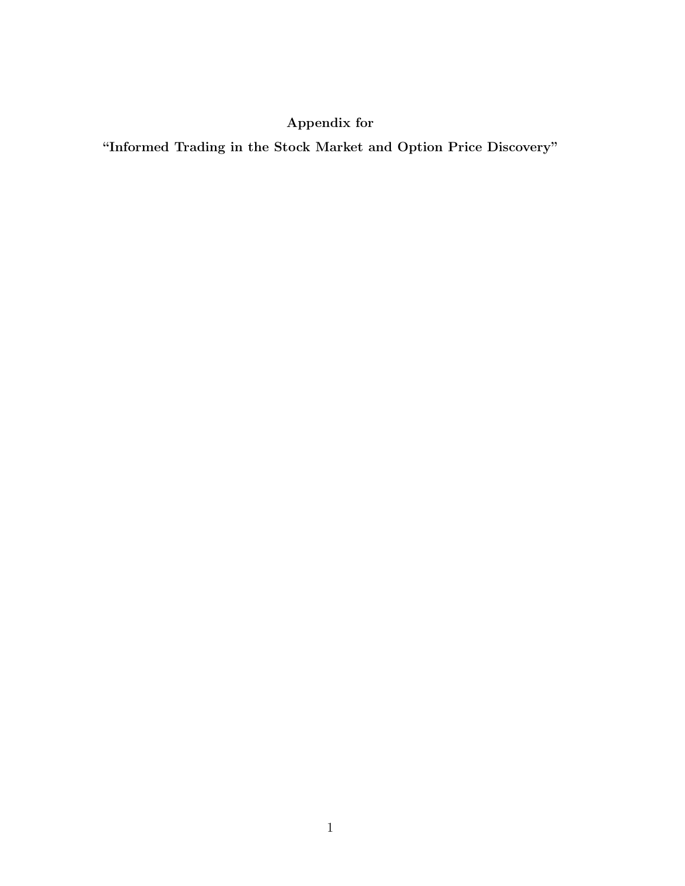**Appendix for**

**“Informed Trading in the Stock Market and Option Price Discovery”**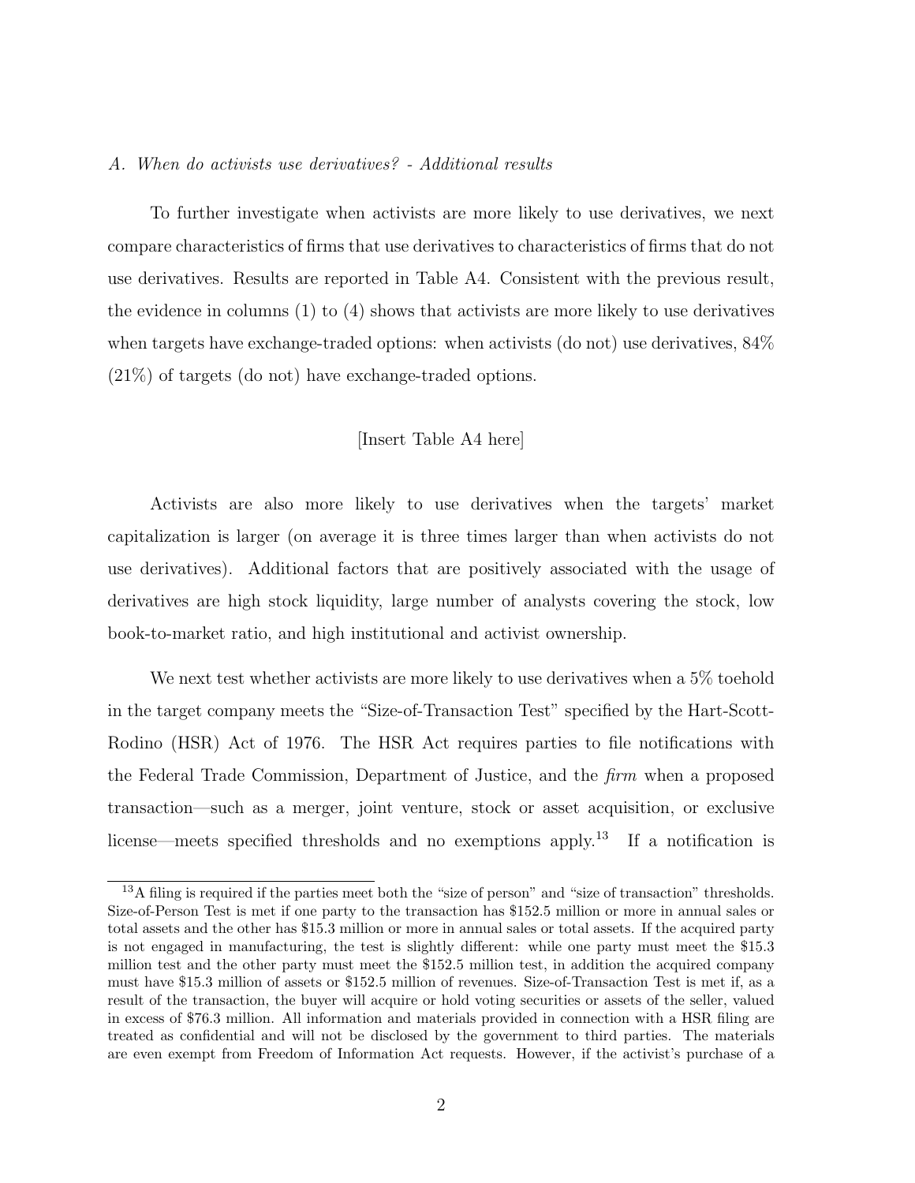*A. When do activists use derivatives? - Additional results*

To further investigate when activists are more likely to use derivatives, we next compare characteristics of firms that use derivatives to characteristics of firms that do not use derivatives. Results are reported in Table A4. Consistent with the previous result, the evidence in columns (1) to (4) shows that activists are more likely to use derivatives when targets have exchange-traded options: when activists (do not) use derivatives, 84% (21%) of targets (do not) have exchange-traded options.

[Insert Table A4 here]

Activists are also more likely to use derivatives when the targets' market capitalization is larger (on average it is three times larger than when activists do not use derivatives). Additional factors that are positively associated with the usage of derivatives are high stock liquidity, large number of analysts covering the stock, low book-to-market ratio, and high institutional and activist ownership.

We next test whether activists are more likely to use derivatives when a 5% toehold in the target company meets the "Size-of-Transaction Test" specified by the Hart-Scott-Rodino (HSR) Act of 1976. The HSR Act requires parties to file notifications with the Federal Trade Commission, Department of Justice, and the *firm* when a proposed transaction—such as a merger, joint venture, stock or asset acquisition, or exclusive license—meets specified thresholds and no exemptions apply.[13] If a notification is

[13] A filing is required if the parties meet both the "size of person" and "size of transaction" thresholds. Size-of-Person Test is met if one party to the transaction has $152.5 million or more in annual sales or total assets and the other has $15.3 million or more in annual sales or total assets. If the acquired party is not engaged in manufacturing, the test is slightly different: while one party must meet the $15.3 million test and the other party must meet the $152.5 million test, in addition the acquired company must have $15.3 million of assets or $152.5 million of revenues. Size-of-Transaction Test is met if, as a result of the transaction, the buyer will acquire or hold voting securities or assets of the seller, valued in excess of $76.3 million. All information and materials provided in connection with a HSR filing are treated as confidential and will not be disclosed by the government to third parties. The materials are even exempt from Freedom of Information Act requests. However, if the activist's purchase of a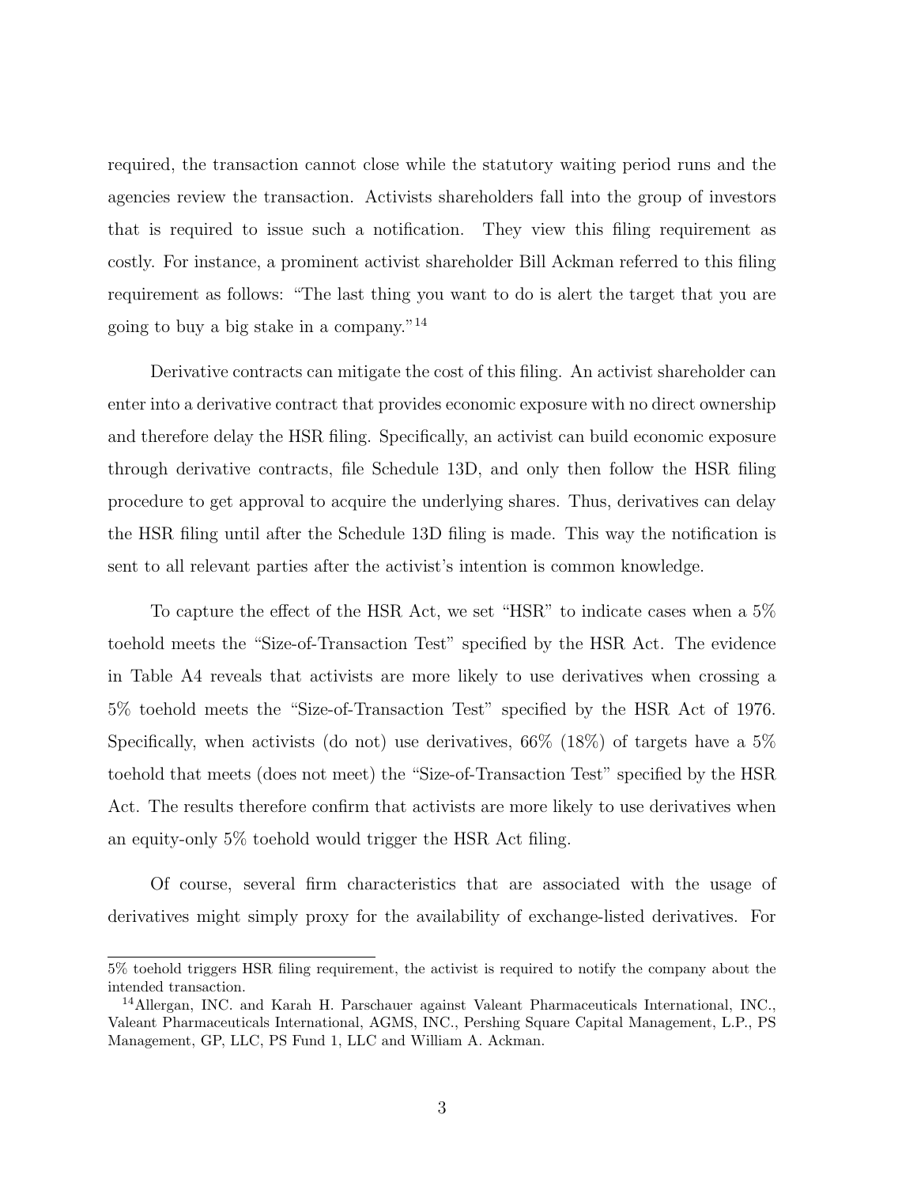required, the transaction cannot close while the statutory waiting period runs and the agencies review the transaction. Activists shareholders fall into the group of investors that is required to issue such a notification. They view this filing requirement as costly. For instance, a prominent activist shareholder Bill Ackman referred to this filing requirement as follows: "The last thing you want to do is alert the target that you are going to buy a big stake in a company."[14]

Derivative contracts can mitigate the cost of this filing. An activist shareholder can enter into a derivative contract that provides economic exposure with no direct ownership and therefore delay the HSR filing. Specifically, an activist can build economic exposure through derivative contracts, file Schedule 13D, and only then follow the HSR filing procedure to get approval to acquire the underlying shares. Thus, derivatives can delay the HSR filing until after the Schedule 13D filing is made. This way the notification is sent to all relevant parties after the activist's intention is common knowledge.

To capture the effect of the HSR Act, we set "HSR" to indicate cases when a 5% toehold meets the "Size-of-Transaction Test" specified by the HSR Act. The evidence in Table A4 reveals that activists are more likely to use derivatives when crossing a 5% toehold meets the "Size-of-Transaction Test" specified by the HSR Act of 1976. Specifically, when activists (do not) use derivatives, 66% (18%) of targets have a 5% toehold that meets (does not meet) the "Size-of-Transaction Test" specified by the HSR Act. The results therefore confirm that activists are more likely to use derivatives when an equity-only 5% toehold would trigger the HSR Act filing.

Of course, several firm characteristics that are associated with the usage of derivatives might simply proxy for the availability of exchange-listed derivatives. For

5% toehold triggers HSR filing requirement, the activist is required to notify the company about the intended transaction.

[14] Allergan, INC. and Karah H. Parschauer against Valeant Pharmaceuticals International, INC., Valeant Pharmaceuticals International, AGMS, INC., Pershing Square Capital Management, L.P., PS Management, GP, LLC, PS Fund 1, LLC and William A. Ackman.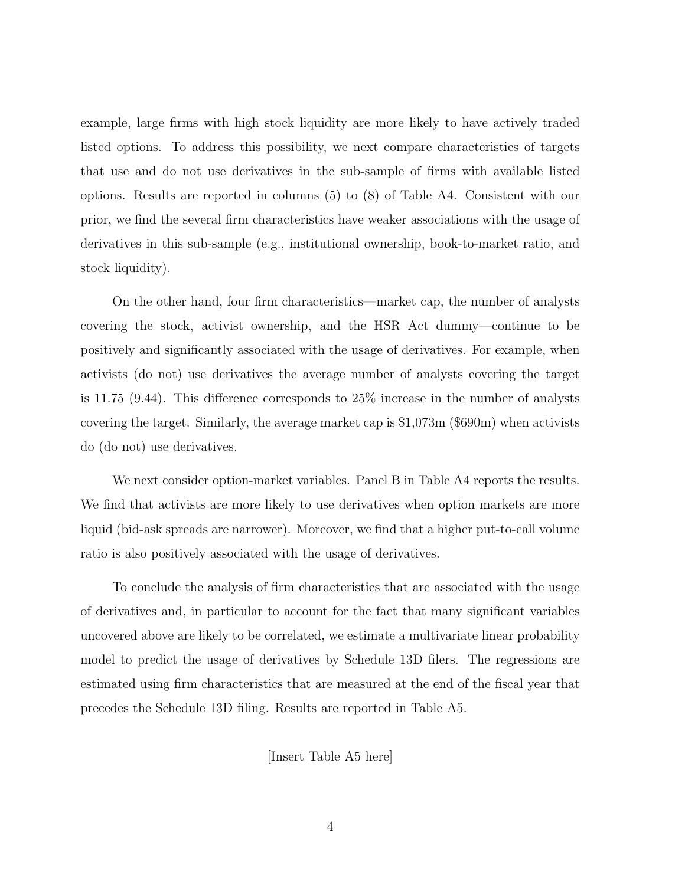example, large firms with high stock liquidity are more likely to have actively traded listed options. To address this possibility, we next compare characteristics of targets that use and do not use derivatives in the sub-sample of firms with available listed options. Results are reported in columns (5) to (8) of Table A4. Consistent with our prior, we find the several firm characteristics have weaker associations with the usage of derivatives in this sub-sample (e.g., institutional ownership, book-to-market ratio, and stock liquidity).

On the other hand, four firm characteristics—market cap, the number of analysts covering the stock, activist ownership, and the HSR Act dummy—continue to be positively and significantly associated with the usage of derivatives. For example, when activists (do not) use derivatives the average number of analysts covering the target is 11.75 (9.44). This difference corresponds to 25% increase in the number of analysts covering the target. Similarly, the average market cap is $1,073m ($690m) when activists do (do not) use derivatives.

We next consider option-market variables. Panel B in Table A4 reports the results. We find that activists are more likely to use derivatives when option markets are more liquid (bid-ask spreads are narrower). Moreover, we find that a higher put-to-call volume ratio is also positively associated with the usage of derivatives.

To conclude the analysis of firm characteristics that are associated with the usage of derivatives and, in particular to account for the fact that many significant variables uncovered above are likely to be correlated, we estimate a multivariate linear probability model to predict the usage of derivatives by Schedule 13D filers. The regressions are estimated using firm characteristics that are measured at the end of the fiscal year that precedes the Schedule 13D filing. Results are reported in Table A5.

[Insert Table A5 here]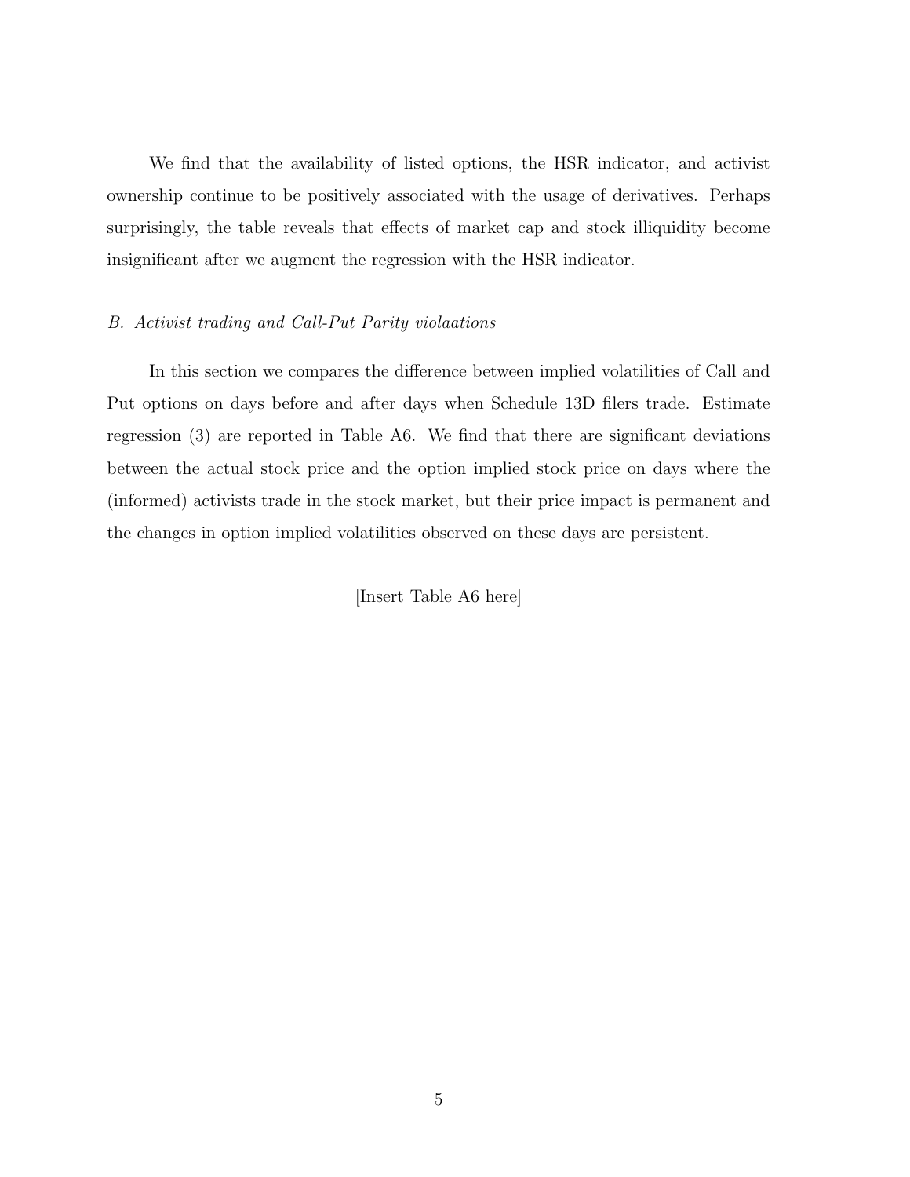We find that the availability of listed options, the HSR indicator, and activist ownership continue to be positively associated with the usage of derivatives. Perhaps surprisingly, the table reveals that effects of market cap and stock illiquidity become insignificant after we augment the regression with the HSR indicator.

### *B. Activist trading and Call-Put Parity violaations*

In this section we compares the difference between implied volatilities of Call and Put options on days before and after days when Schedule 13D filers trade. Estimate regression (3) are reported in Table A6. We find that there are significant deviations between the actual stock price and the option implied stock price on days where the (informed) activists trade in the stock market, but their price impact is permanent and the changes in option implied volatilities observed on these days are persistent.

[Insert Table A6 here]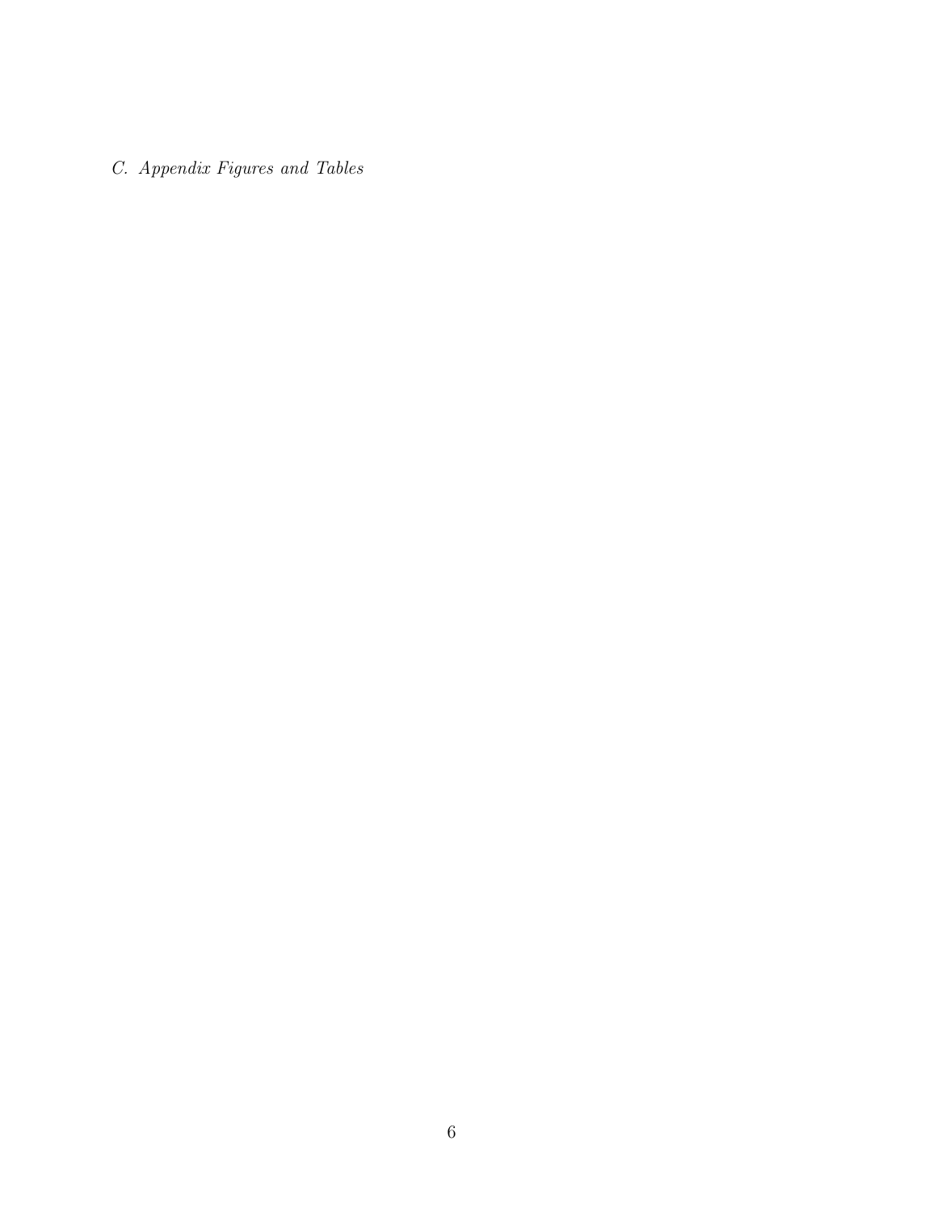*C. Appendix Figures and Tables*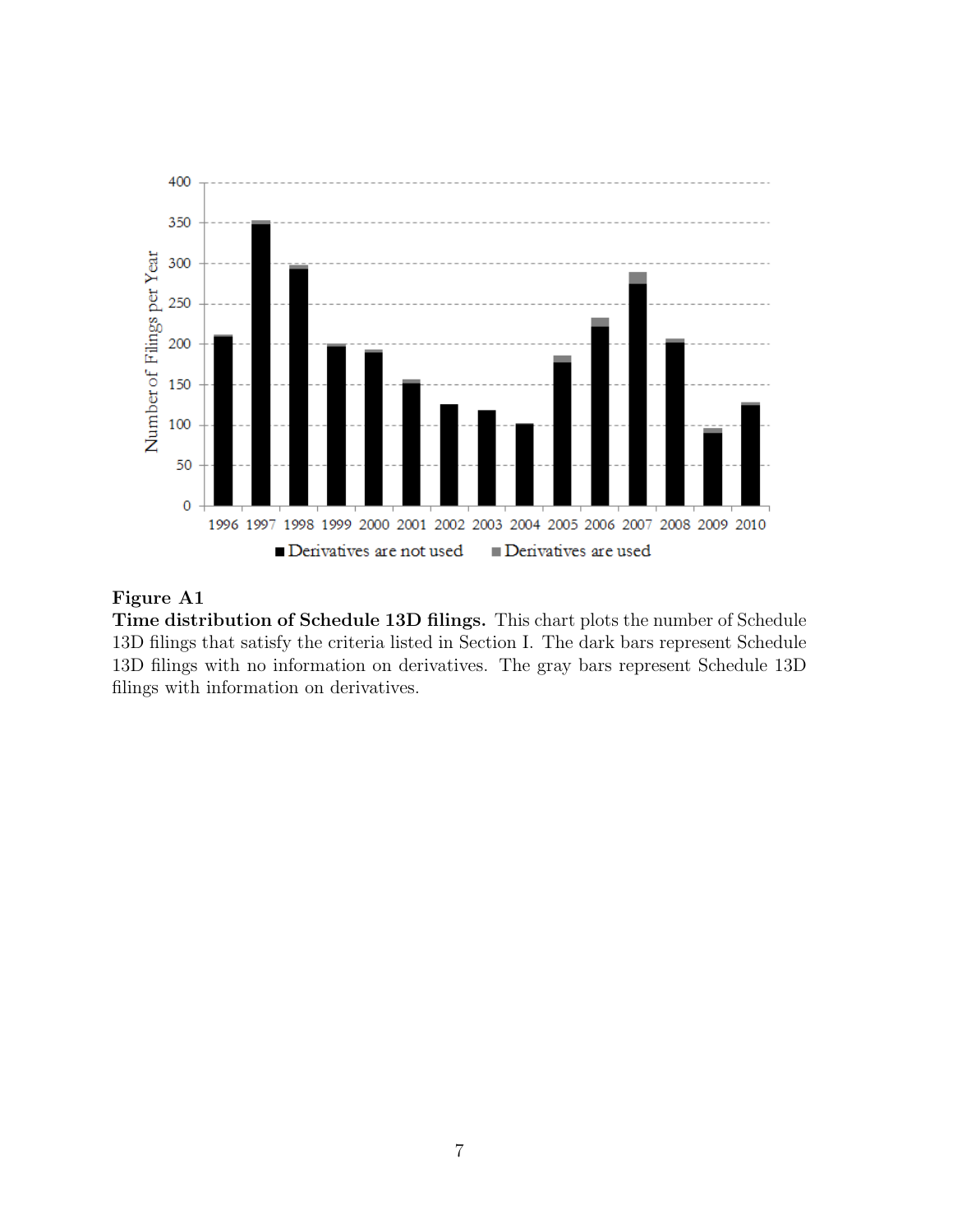**Figure A1**

**Time distribution of Schedule 13D filings.** This chart plots the number of Schedule 13D filings that satisfy the criteria listed in Section I. The dark bars represent Schedule 13D filings with no information on derivatives. The gray bars represent Schedule 13D filings with information on derivatives.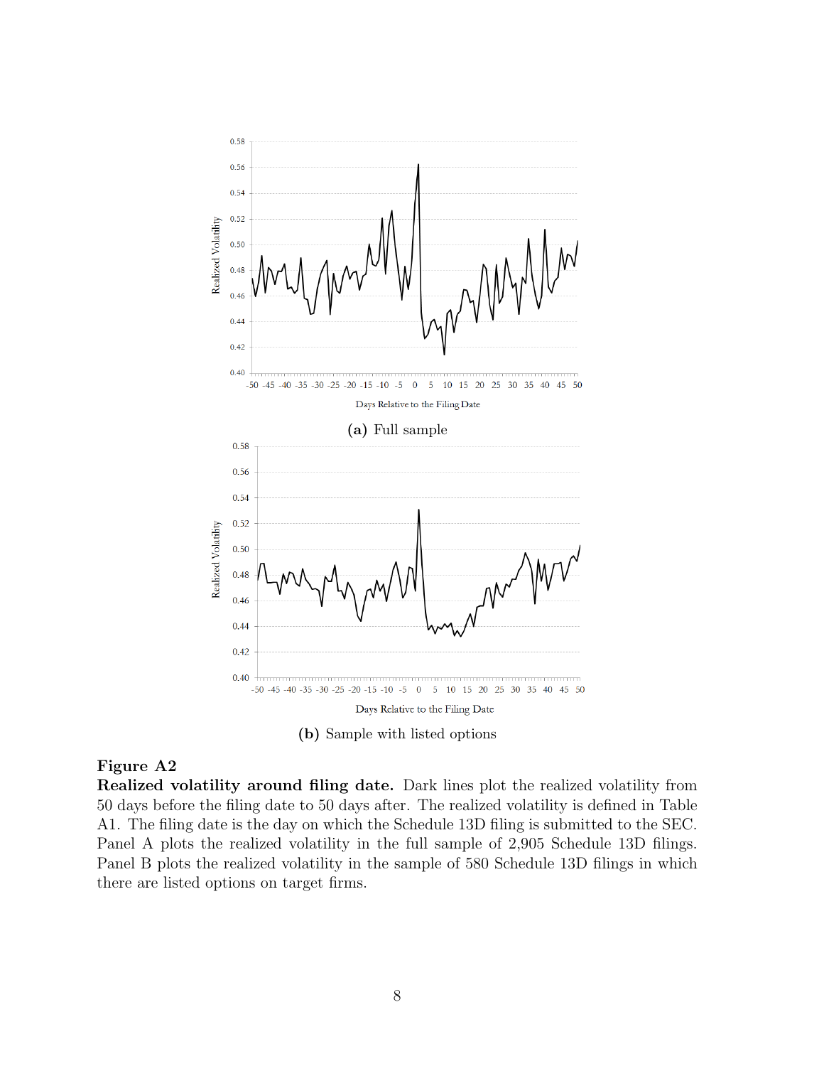(a) Full sample

(b) Sample with listed options

**Figure A2**

**Realized volatility around filing date.** Dark lines plot the realized volatility from 50 days before the filing date to 50 days after. The realized volatility is defined in Table A1. The filing date is the day on which the Schedule 13D filing is submitted to the SEC. Panel A plots the realized volatility in the full sample of 2,905 Schedule 13D filings. Panel B plots the realized volatility in the sample of 580 Schedule 13D filings in which there are listed options on target firms.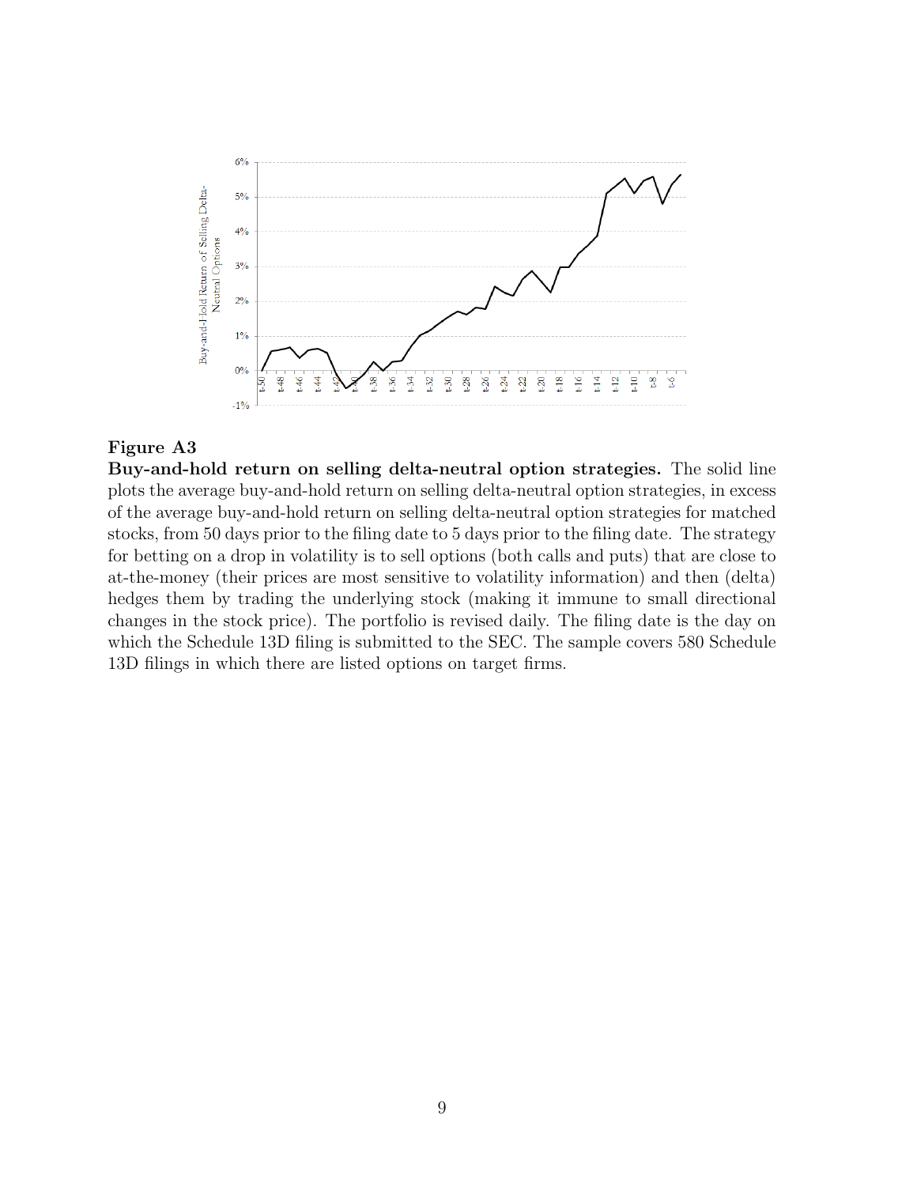**Figure A3**
**Buy-and-hold return on selling delta-neutral option strategies.** The solid line plots the average buy-and-hold return on selling delta-neutral option strategies, in excess of the average buy-and-hold return on selling delta-neutral option strategies for matched stocks, from 50 days prior to the filing date to 5 days prior to the filing date. The strategy for betting on a drop in volatility is to sell options (both calls and puts) that are close to at-the-money (their prices are most sensitive to volatility information) and then (delta) hedges them by trading the underlying stock (making it immune to small directional changes in the stock price). The portfolio is revised daily. The filing date is the day on which the Schedule 13D filing is submitted to the SEC. The sample covers 580 Schedule 13D filings in which there are listed options on target firms.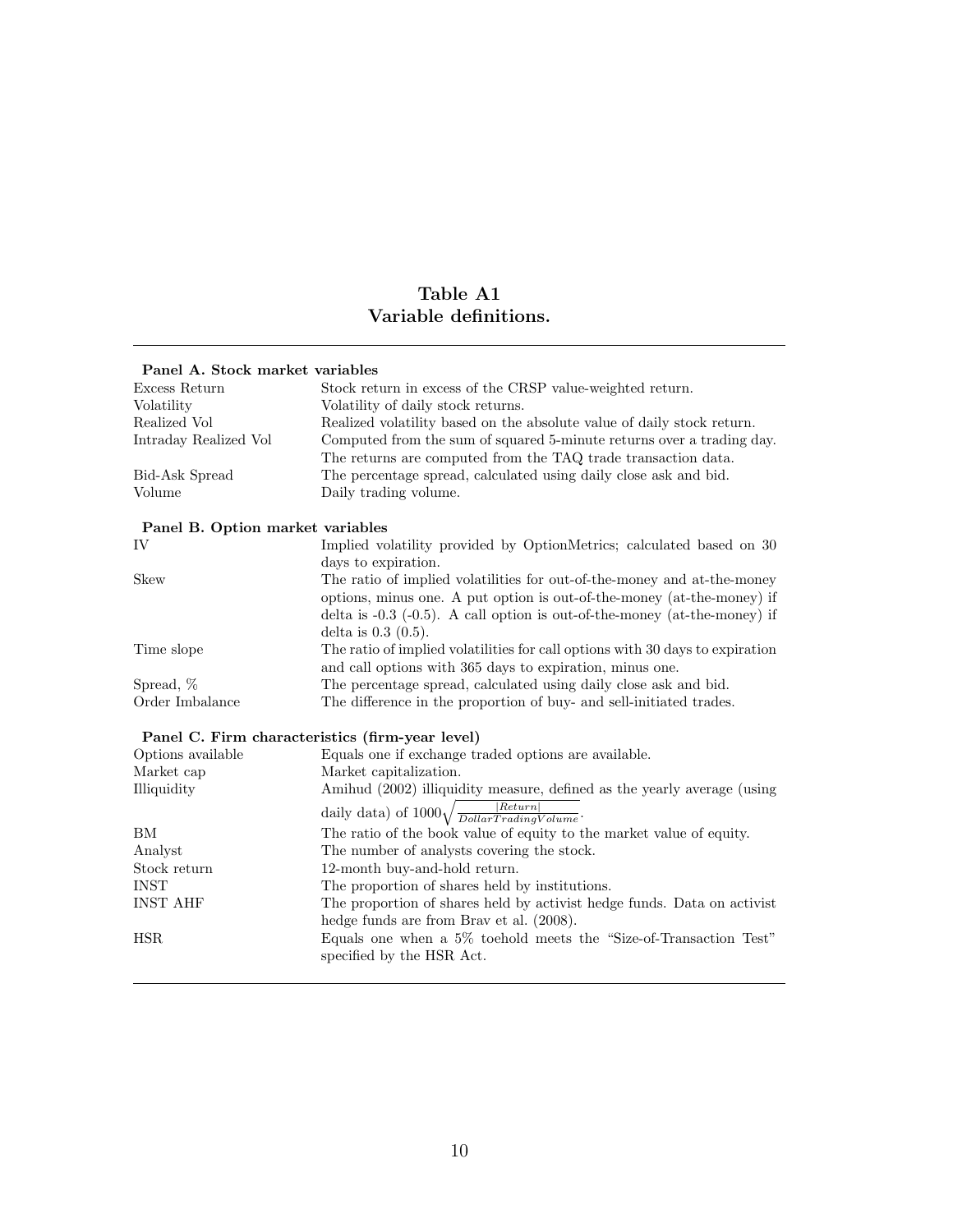# Table A1
# Variable definitions.

| | |
|---|---|
| **Panel A. Stock market variables** | |
| Excess Return | Stock return in excess of the CRSP value-weighted return. |
| Volatility | Volatility of daily stock returns. |
| Realized Vol | Realized volatility based on the absolute value of daily stock return. |
| Intraday Realized Vol | Computed from the sum of squared 5-minute returns over a trading day. The returns are computed from the TAQ trade transaction data. |
| Bid-Ask Spread | The percentage spread, calculated using daily close ask and bid. |
| Volume | Daily trading volume. |
| **Panel B. Option market variables** | |
| IV | Implied volatility provided by OptionMetrics; calculated based on 30 days to expiration. |
| Skew | The ratio of implied volatilities for out-of-the-money and at-the-money options, minus one. A put option is out-of-the-money (at-the-money) if delta is -0.3 (-0.5). A call option is out-of-the-money (at-the-money) if delta is 0.3 (0.5). |
| Time slope | The ratio of implied volatilities for call options with 30 days to expiration and call options with 365 days to expiration, minus one. |
| Spread, % | The percentage spread, calculated using daily close ask and bid. |
| Order Imbalance | The difference in the proportion of buy- and sell-initiated trades. |
| **Panel C. Firm characteristics (firm-year level)** | |
| Options available | Equals one if exchange traded options are available. |
| Market cap | Market capitalization. |
| Illiquidity | Amihud (2002) illiquidity measure, defined as the yearly average (using daily data) of $1000\sqrt{\frac{\lvert Return \rvert}{DollarTradingVolume}}$. |
| BM | The ratio of the book value of equity to the market value of equity. |
| Analyst | The number of analysts covering the stock. |
| Stock return | 12-month buy-and-hold return. |
| INST | The proportion of shares held by institutions. |
| INST AHF | The proportion of shares held by activist hedge funds. Data on activist hedge funds are from Brav et al. (2008). |
| HSR | Equals one when a 5% toehold meets the "Size-of-Transaction Test" specified by the HSR Act. |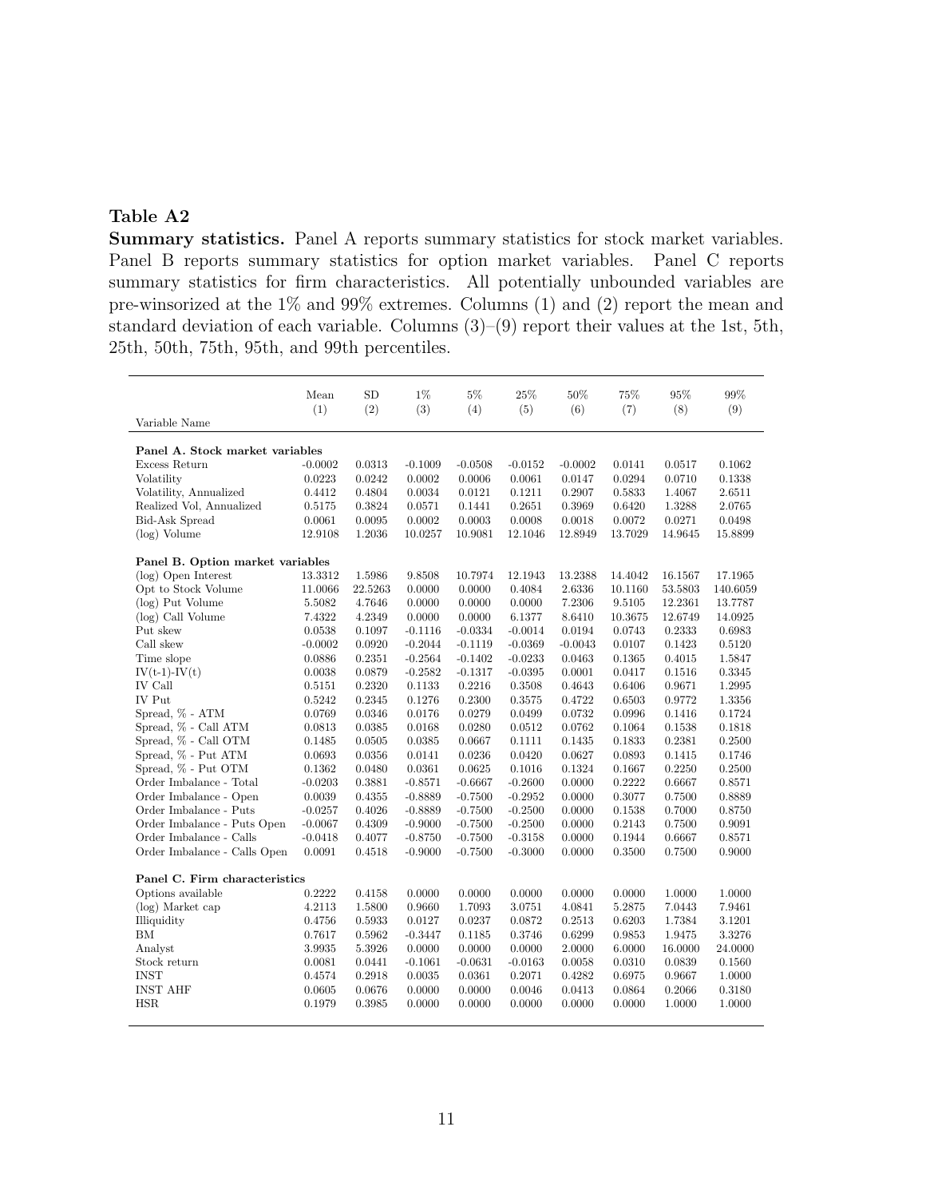**Table A2**

**Summary statistics.** Panel A reports summary statistics for stock market variables. Panel B reports summary statistics for option market variables. Panel C reports summary statistics for firm characteristics. All potentially unbounded variables are pre-winsorized at the 1% and 99% extremes. Columns (1) and (2) report the mean and standard deviation of each variable. Columns (3)–(9) report their values at the 1st, 5th, 25th, 50th, 75th, 95th, and 99th percentiles.

| Variable Name | Mean (1) | SD (2) | 1% (3) | 5% (4) | 25% (5) | 50% (6) | 75% (7) | 95% (8) | 99% (9) |
|---|---|---|---|---|---|---|---|---|---|
| **Panel A. Stock market variables** | | | | | | | | | |
| Excess Return | -0.0002 | 0.0313 | -0.1009 | -0.0508 | -0.0152 | -0.0002 | 0.0141 | 0.0517 | 0.1062 |
| Volatility | 0.0223 | 0.0242 | 0.0002 | 0.0006 | 0.0061 | 0.0147 | 0.0294 | 0.0710 | 0.1338 |
| Volatility, Annualized | 0.4412 | 0.4804 | 0.0034 | 0.0121 | 0.1211 | 0.2907 | 0.5833 | 1.4067 | 2.6511 |
| Realized Vol, Annualized | 0.5175 | 0.3824 | 0.0571 | 0.1441 | 0.2651 | 0.3969 | 0.6420 | 1.3288 | 2.0765 |
| Bid-Ask Spread | 0.0061 | 0.0095 | 0.0002 | 0.0003 | 0.0008 | 0.0018 | 0.0072 | 0.0271 | 0.0498 |
| (log) Volume | 12.9108 | 1.2036 | 10.0257 | 10.9081 | 12.1046 | 12.8949 | 13.7029 | 14.9645 | 15.8899 |
| **Panel B. Option market variables** | | | | | | | | | |
| (log) Open Interest | 13.3312 | 1.5986 | 9.8508 | 10.7974 | 12.1943 | 13.2388 | 14.4042 | 16.1567 | 17.1965 |
| Opt to Stock Volume | 11.0066 | 22.5263 | 0.0000 | 0.0000 | 0.4084 | 2.6336 | 10.1160 | 53.5803 | 140.6059 |
| (log) Put Volume | 5.5082 | 4.7646 | 0.0000 | 0.0000 | 0.0000 | 7.2306 | 9.5105 | 12.2361 | 13.7787 |
| (log) Call Volume | 7.4322 | 4.2349 | 0.0000 | 0.0000 | 6.1377 | 8.6410 | 10.3675 | 12.6749 | 14.0925 |
| Put skew | 0.0538 | 0.1097 | -0.1116 | -0.0334 | -0.0014 | 0.0194 | 0.0743 | 0.2333 | 0.6983 |
| Call skew | -0.0002 | 0.0920 | -0.2044 | -0.1119 | -0.0369 | -0.0043 | 0.0107 | 0.1423 | 0.5120 |
| Time slope | 0.0886 | 0.2351 | -0.2564 | -0.1402 | -0.0233 | 0.0463 | 0.1365 | 0.4015 | 1.5847 |
| IV(t-1)-IV(t) | 0.0038 | 0.0879 | -0.2582 | -0.1317 | -0.0395 | 0.0001 | 0.0417 | 0.1516 | 0.3345 |
| IV Call | 0.5151 | 0.2320 | 0.1133 | 0.2216 | 0.3508 | 0.4643 | 0.6406 | 0.9671 | 1.2995 |
| IV Put | 0.5242 | 0.2345 | 0.1276 | 0.2300 | 0.3575 | 0.4722 | 0.6503 | 0.9772 | 1.3356 |
| Spread, % - ATM | 0.0769 | 0.0346 | 0.0176 | 0.0279 | 0.0499 | 0.0732 | 0.0996 | 0.1416 | 0.1724 |
| Spread, % - Call ATM | 0.0813 | 0.0385 | 0.0168 | 0.0280 | 0.0512 | 0.0762 | 0.1064 | 0.1538 | 0.1818 |
| Spread, % - Call OTM | 0.1485 | 0.0505 | 0.0385 | 0.0667 | 0.1111 | 0.1435 | 0.1833 | 0.2381 | 0.2500 |
| Spread, % - Put ATM | 0.0693 | 0.0356 | 0.0141 | 0.0236 | 0.0420 | 0.0627 | 0.0893 | 0.1415 | 0.1746 |
| Spread, % - Put OTM | 0.1362 | 0.0480 | 0.0361 | 0.0625 | 0.1016 | 0.1324 | 0.1667 | 0.2250 | 0.2500 |
| Order Imbalance - Total | -0.0203 | 0.3881 | -0.8571 | -0.6667 | -0.2600 | 0.0000 | 0.2222 | 0.6667 | 0.8571 |
| Order Imbalance - Open | 0.0039 | 0.4355 | -0.8889 | -0.7500 | -0.2952 | 0.0000 | 0.3077 | 0.7500 | 0.8889 |
| Order Imbalance - Puts | -0.0257 | 0.4026 | -0.8889 | -0.7500 | -0.2500 | 0.0000 | 0.1538 | 0.7000 | 0.8750 |
| Order Imbalance - Puts Open | -0.0067 | 0.4309 | -0.9000 | -0.7500 | -0.2500 | 0.0000 | 0.2143 | 0.7500 | 0.9091 |
| Order Imbalance - Calls | -0.0418 | 0.4077 | -0.8750 | -0.7500 | -0.3158 | 0.0000 | 0.1944 | 0.6667 | 0.8571 |
| Order Imbalance - Calls Open | 0.0091 | 0.4518 | -0.9000 | -0.7500 | -0.3000 | 0.0000 | 0.3500 | 0.7500 | 0.9000 |
| **Panel C. Firm characteristics** | | | | | | | | | |
| Options available | 0.2222 | 0.4158 | 0.0000 | 0.0000 | 0.0000 | 0.0000 | 0.0000 | 1.0000 | 1.0000 |
| (log) Market cap | 4.2113 | 1.5800 | 0.9660 | 1.7093 | 3.0751 | 4.0841 | 5.2875 | 7.0443 | 7.9461 |
| Illiquidity | 0.4756 | 0.5933 | 0.0127 | 0.0237 | 0.0872 | 0.2513 | 0.6203 | 1.7384 | 3.1201 |
| BM | 0.7617 | 0.5962 | -0.3447 | 0.1185 | 0.3746 | 0.6299 | 0.9853 | 1.9475 | 3.3276 |
| Analyst | 3.9935 | 5.3926 | 0.0000 | 0.0000 | 0.0000 | 2.0000 | 6.0000 | 16.0000 | 24.0000 |
| Stock return | 0.0081 | 0.0441 | -0.1061 | -0.0631 | -0.0163 | 0.0058 | 0.0310 | 0.0839 | 0.1560 |
| INST | 0.4574 | 0.2918 | 0.0035 | 0.0361 | 0.2071 | 0.4282 | 0.6975 | 0.9667 | 1.0000 |
| INST AHF | 0.0605 | 0.0676 | 0.0000 | 0.0000 | 0.0046 | 0.0413 | 0.0864 | 0.2066 | 0.3180 |
| HSR | 0.1979 | 0.3985 | 0.0000 | 0.0000 | 0.0000 | 0.0000 | 0.0000 | 1.0000 | 1.0000 |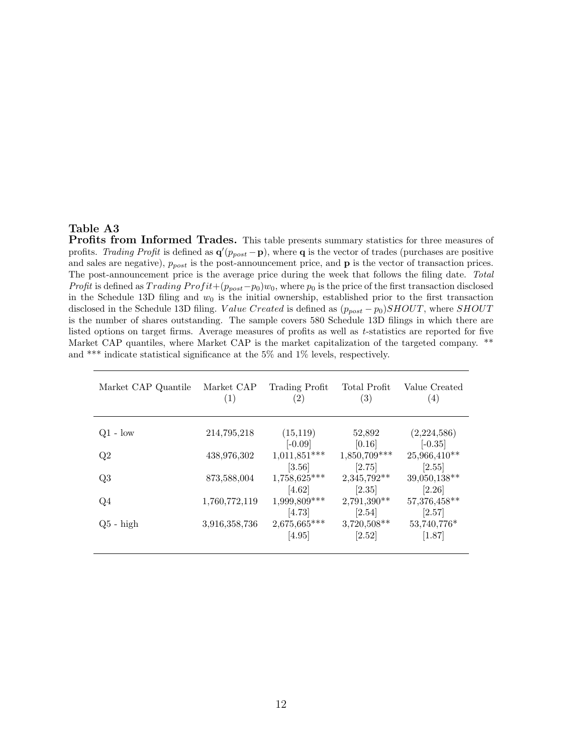**Table A3**

**Profits from Informed Trades.** This table presents summary statistics for three measures of profits. *Trading Profit* is defined as $\mathbf{q}'(p_{post} - \mathbf{p})$, where $\mathbf{q}$ is the vector of trades (purchases are positive and sales are negative), $p_{post}$ is the post-announcement price, and $\mathbf{p}$ is the vector of transaction prices. The post-announcement price is the average price during the week that follows the filing date. *Total Profit* is defined as $Trading\ Profit + (p_{post} - p_0)w_0$, where $p_0$ is the price of the first transaction disclosed in the Schedule 13D filing and $w_0$ is the initial ownership, established prior to the first transaction disclosed in the Schedule 13D filing. $Value\ Created$ is defined as $(p_{post} - p_0)SHOUT$, where $SHOUT$ is the number of shares outstanding. The sample covers 580 Schedule 13D filings in which there are listed options on target firms. Average measures of profits as well as $t$-statistics are reported for five Market CAP quantiles, where Market CAP is the market capitalization of the targeted company. ** and *** indicate statistical significance at the 5% and 1% levels, respectively.

| Market CAP Quantile | Market CAP (1) | Trading Profit (2) | Total Profit (3) | Value Created (4) |
|---|---|---|---|---|
| Q1 - low | 214,795,218 | (15,119) | 52,892 | (2,224,586) |
| | | [-0.09] | [0.16] | [-0.35] |
| Q2 | 438,976,302 | 1,011,851*** | 1,850,709*** | 25,966,410** |
| | | [3.56] | [2.75] | [2.55] |
| Q3 | 873,588,004 | 1,758,625*** | 2,345,792** | 39,050,138** |
| | | [4.62] | [2.35] | [2.26] |
| Q4 | 1,760,772,119 | 1,999,809*** | 2,791,390** | 57,376,458** |
| | | [4.73] | [2.54] | [2.57] |
| Q5 - high | 3,916,358,736 | 2,675,665*** | 3,720,508** | 53,740,776* |
| | | [4.95] | [2.52] | [1.87] |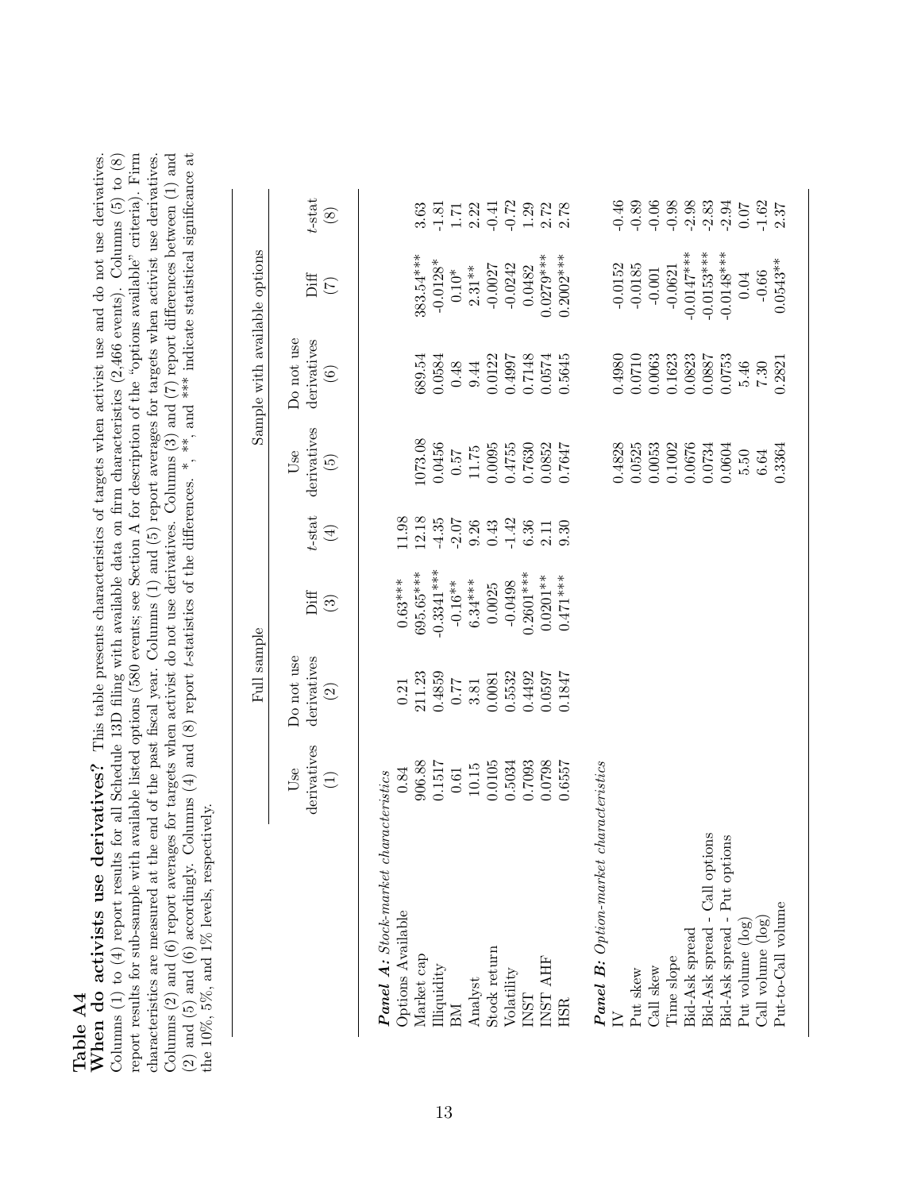**Table A4**

**When do activists use derivatives?** This table presents characteristics of targets when activist use and do not use derivatives. Columns (1) to (4) report results for all Schedule 13D filing with available data on firm characteristics (2,466 events). Columns (5) to (8) report results for sub-sample with available listed options (580 events; see Section A for description of the "options available" criteria). Firm characteristics are measured at the end of the past fiscal year. Columns (1) and (5) report averages for targets when activist use derivatives. Columns (2) and (6) report averages for targets when activist do not use derivatives. Columns (3) and (7) report differences between (1) and (2) and (5) and (6) accordingly. Columns (4) and (8) report *t*-statistics of the differences. *, **, and *** indicate statistical significance at the 10%, 5%, and 1% levels, respectively.

| | Full sample | | | | Sample with available options | | | |
|---|---|---|---|---|---|---|---|---|
| | Use derivatives (1) | Do not use derivatives (2) | Diff (3) | *t*-stat (4) | Use derivatives (5) | Do not use derivatives (6) | Diff (7) | *t*-stat (8) |
| ***Panel A:** Stock-market characteristics* | | | | | | | | |
| Options Available | 0.84 | 0.21 | 0.63*** | 11.98 | | | | |
| Market cap | 906.88 | 211.23 | 695.65*** | 12.18 | 1073.08 | 689.54 | 383.54*** | 3.63 |
| Illiquidity | 0.1517 | 0.4859 | -0.3341*** | -4.35 | 0.0456 | 0.0584 | -0.0128* | -1.81 |
| BM | 0.61 | 0.77 | -0.16** | -2.07 | 0.57 | 0.48 | 0.10* | 1.71 |
| Analyst | 10.15 | 3.81 | 6.34*** | 9.26 | 11.75 | 9.44 | 2.31** | 2.22 |
| Stock return | 0.0105 | 0.0081 | 0.0025 | 0.43 | 0.0095 | 0.0122 | -0.0027 | -0.41 |
| Volatility | 0.5034 | 0.5532 | -0.0498 | -1.42 | 0.4755 | 0.4997 | -0.0242 | -0.72 |
| INST | 0.7093 | 0.4492 | 0.2601*** | 6.36 | 0.7630 | 0.7148 | 0.0482 | 1.29 |
| INST AHF | 0.0798 | 0.0597 | 0.0201** | 2.11 | 0.0852 | 0.0574 | 0.0279*** | 2.72 |
| HSR | 0.6557 | 0.1847 | 0.471*** | 9.30 | 0.7647 | 0.5645 | 0.2002*** | 2.78 |
| ***Panel B:** Option-market characteristics* | | | | | | | | |
| IV | | | | | 0.4828 | 0.4980 | -0.0152 | -0.46 |
| Put skew | | | | | 0.0525 | 0.0710 | -0.0185 | -0.89 |
| Call skew | | | | | 0.0053 | 0.0063 | -0.001 | -0.06 |
| Time slope | | | | | 0.1002 | 0.1623 | -0.0621 | -0.98 |
| Bid-Ask spread | | | | | 0.0676 | 0.0823 | -0.0147*** | -2.98 |
| Bid-Ask spread - Call options | | | | | 0.0734 | 0.0887 | -0.0153*** | -2.83 |
| Bid-Ask spread - Put options | | | | | 0.0604 | 0.0753 | -0.0148*** | -2.94 |
| Put volume (log) | | | | | 5.50 | 5.46 | 0.04 | 0.07 |
| Call volume (log) | | | | | 6.64 | 7.30 | -0.66 | -1.62 |
| Put-to-Call volume | | | | | 0.3364 | 0.2821 | 0.0543** | 2.37 |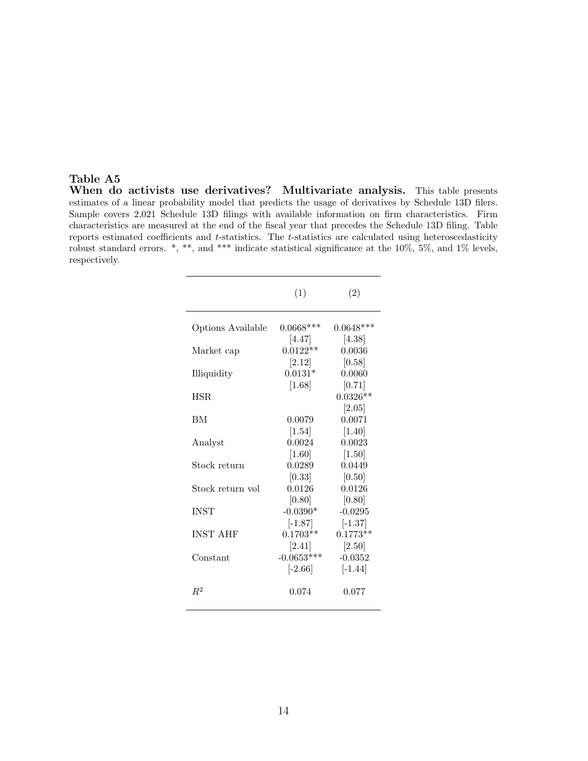**Table A5**

**When do activists use derivatives? Multivariate analysis.** This table presents estimates of a linear probability model that predicts the usage of derivatives by Schedule 13D filers. Sample covers 2,021 Schedule 13D filings with available information on firm characteristics. Firm characteristics are measured at the end of the fiscal year that precedes the Schedule 13D filing. Table reports estimated coefficients and *t*-statistics. The *t*-statistics are calculated using heteroscedasticity robust standard errors. *, **, and *** indicate statistical significance at the 10%, 5%, and 1% levels, respectively.

| | (1) | (2) |
|---|---|---|
| Options Available | 0.0668*** | 0.0648*** |
| | [4.47] | [4.38] |
| Market cap | 0.0122** | 0.0036 |
| | [2.12] | [0.58] |
| Illiquidity | 0.0131* | 0.0060 |
| | [1.68] | [0.71] |
| HSR | | 0.0326** |
| | | [2.05] |
| BM | 0.0079 | 0.0071 |
| | [1.54] | [1.40] |
| Analyst | 0.0024 | 0.0023 |
| | [1.60] | [1.50] |
| Stock return | 0.0289 | 0.0449 |
| | [0.33] | [0.50] |
| Stock return vol | 0.0126 | 0.0126 |
| | [0.80] | [0.80] |
| INST | -0.0390* | -0.0295 |
| | [-1.87] | [-1.37] |
| INST AHF | 0.1703** | 0.1773** |
| | [2.41] | [2.50] |
| Constant | -0.0653*** | -0.0352 |
| | [-2.66] | [-1.44] |
| $R^2$ | 0.074 | 0.077 |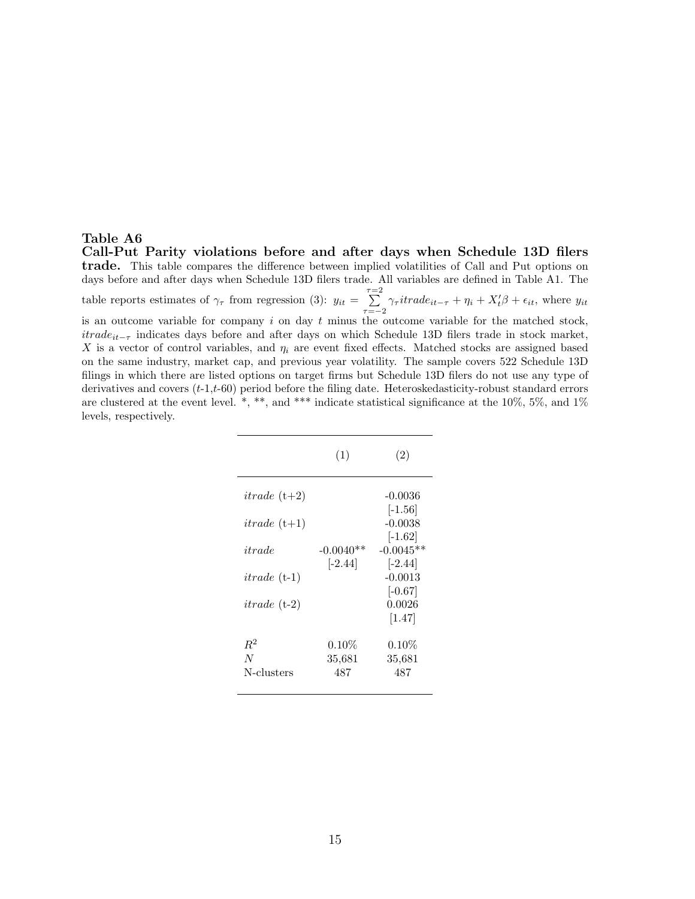**Table A6**

**Call-Put Parity violations before and after days when Schedule 13D filers trade.** This table compares the difference between implied volatilities of Call and Put options on days before and after days when Schedule 13D filers trade. All variables are defined in Table A1. The table reports estimates of $\gamma_\tau$ from regression (3): $y_{it} = \sum_{\tau=-2}^{\tau=2} \gamma_\tau itrade_{it-\tau} + \eta_i + X_t'\beta + \epsilon_{it}$, where $y_{it}$ is an outcome variable for company $i$ on day $t$ minus the outcome variable for the matched stock, $itrade_{it-\tau}$ indicates days before and after days on which Schedule 13D filers trade in stock market, $X$ is a vector of control variables, and $\eta_i$ are event fixed effects. Matched stocks are assigned based on the same industry, market cap, and previous year volatility. The sample covers 522 Schedule 13D filings in which there are listed options on target firms but Schedule 13D filers do not use any type of derivatives and covers ($t$-1,$t$-60) period before the filing date. Heteroskedasticity-robust standard errors are clustered at the event level. *, **, and *** indicate statistical significance at the 10%, 5%, and 1% levels, respectively.

| | (1) | (2) |
|---|---|---|
| *itrade* (t+2) | | -0.0036 |
| | | [-1.56] |
| *itrade* (t+1) | | -0.0038 |
| | | [-1.62] |
| *itrade* | -0.0040** | -0.0045** |
| | [-2.44] | [-2.44] |
| *itrade* (t-1) | | -0.0013 |
| | | [-0.67] |
| *itrade* (t-2) | | 0.0026 |
| | | [1.47] |
| $R^2$ | 0.10% | 0.10% |
| $N$ | 35,681 | 35,681 |
| N-clusters | 487 | 487 |